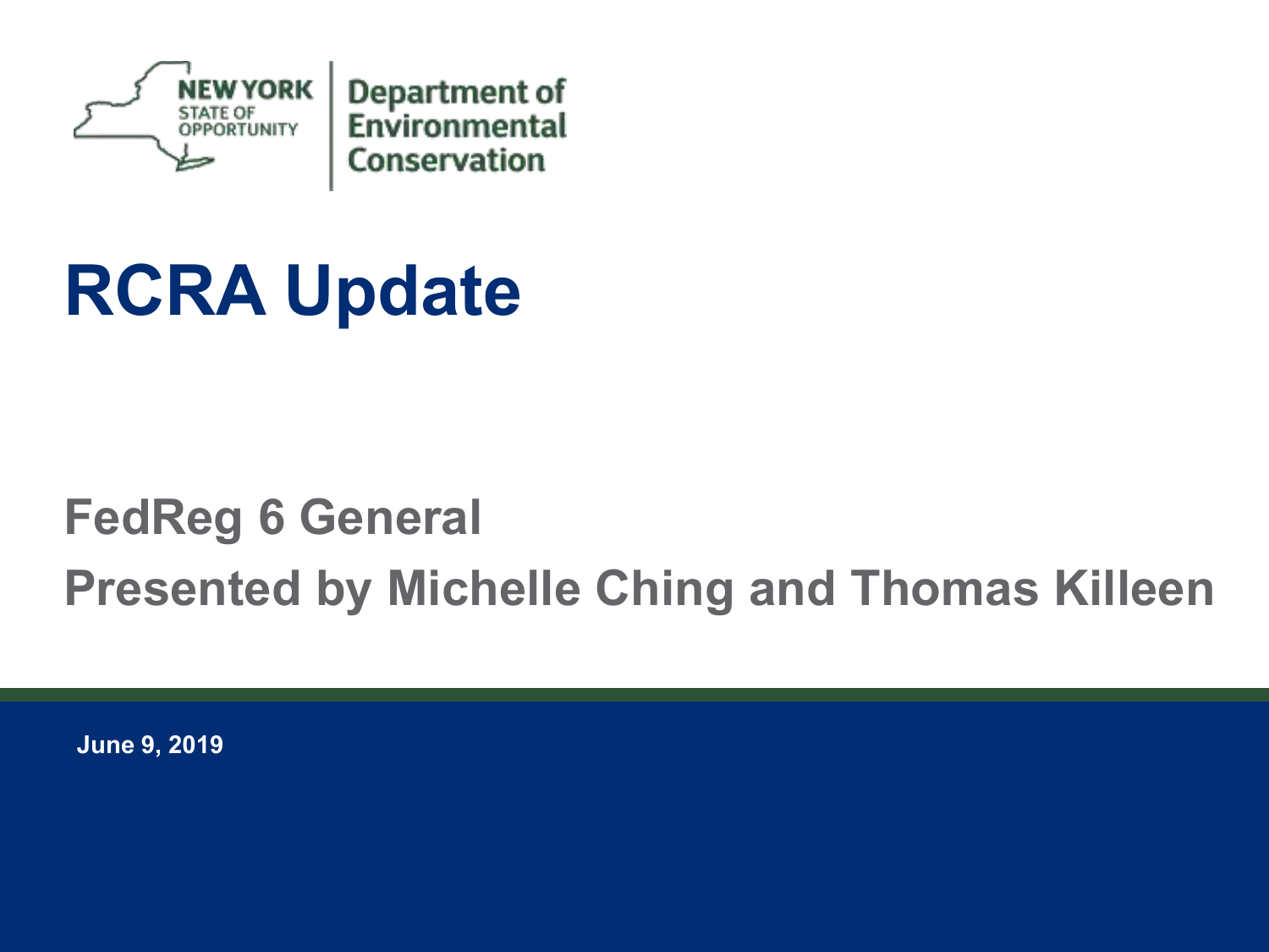NEW YORK STATE OF OPPORTUNITY | Department of Environmental Conservation

# RCRA Update

**FedReg 6 General**

**Presented by Michelle Ching and Thomas Killeen**

**June 9, 2019**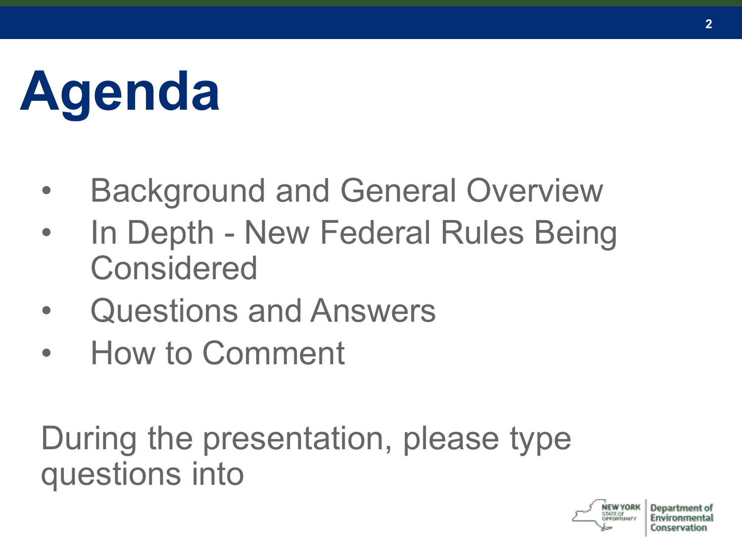# Agenda

- Background and General Overview
- In Depth - New Federal Rules Being Considered
- Questions and Answers
- How to Comment

During the presentation, please type questions into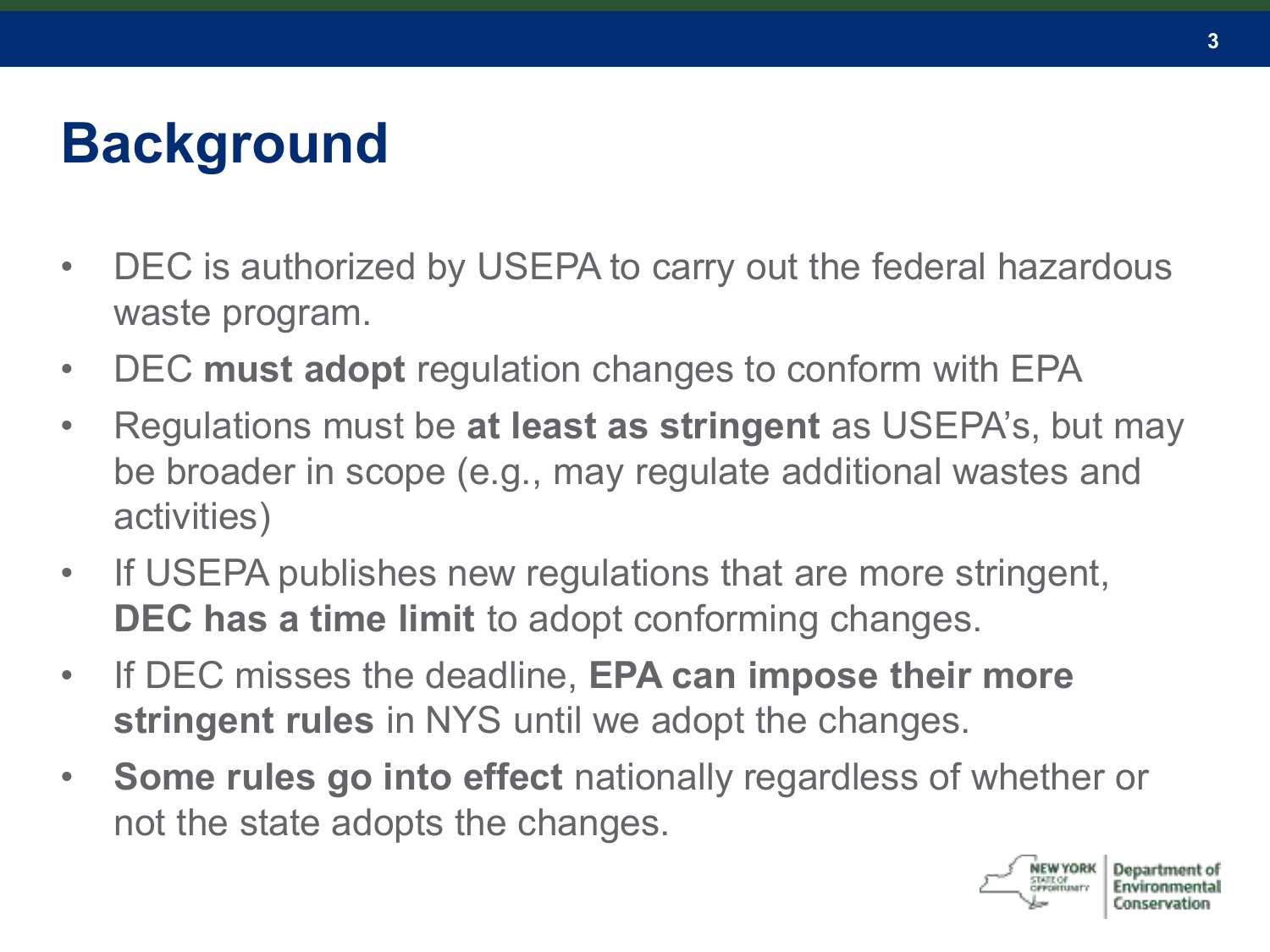# Background

- DEC is authorized by USEPA to carry out the federal hazardous waste program.
- DEC **must adopt** regulation changes to conform with EPA
- Regulations must be **at least as stringent** as USEPA's, but may be broader in scope (e.g., may regulate additional wastes and activities)
- If USEPA publishes new regulations that are more stringent, **DEC has a time limit** to adopt conforming changes.
- If DEC misses the deadline, **EPA can impose their more stringent rules** in NYS until we adopt the changes.
- **Some rules go into effect** nationally regardless of whether or not the state adopts the changes.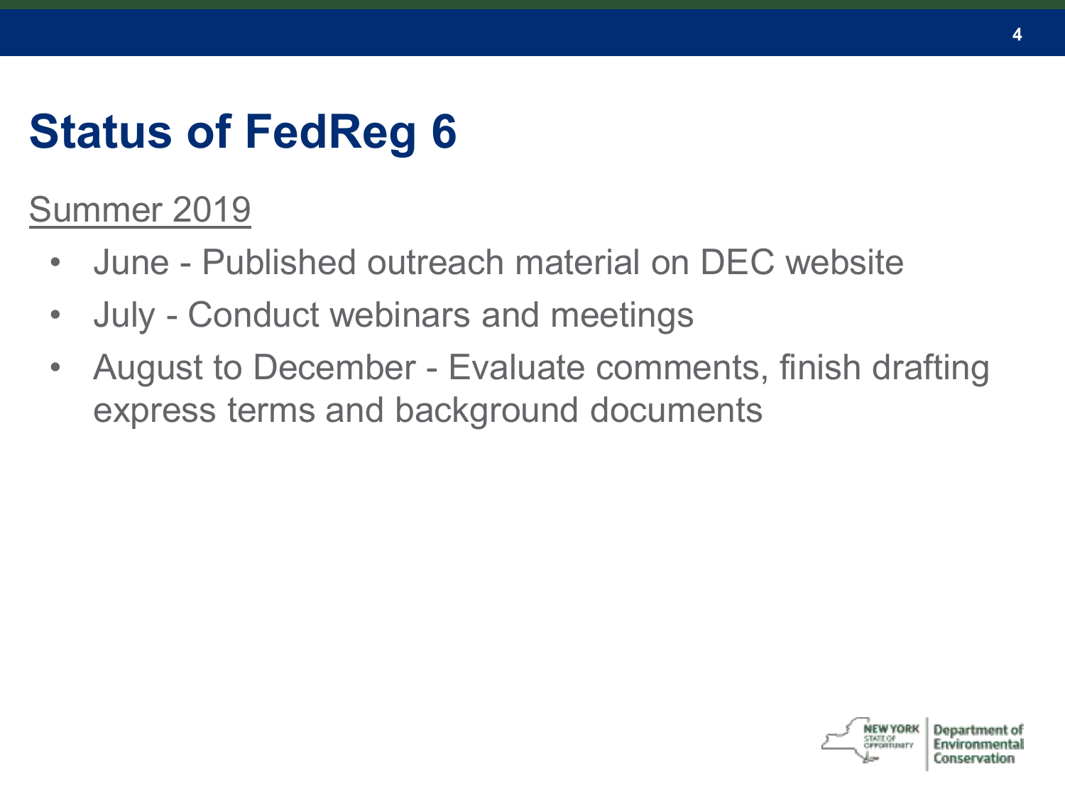# Status of FedReg 6

Summer 2019

- June - Published outreach material on DEC website
- July - Conduct webinars and meetings
- August to December - Evaluate comments, finish drafting express terms and background documents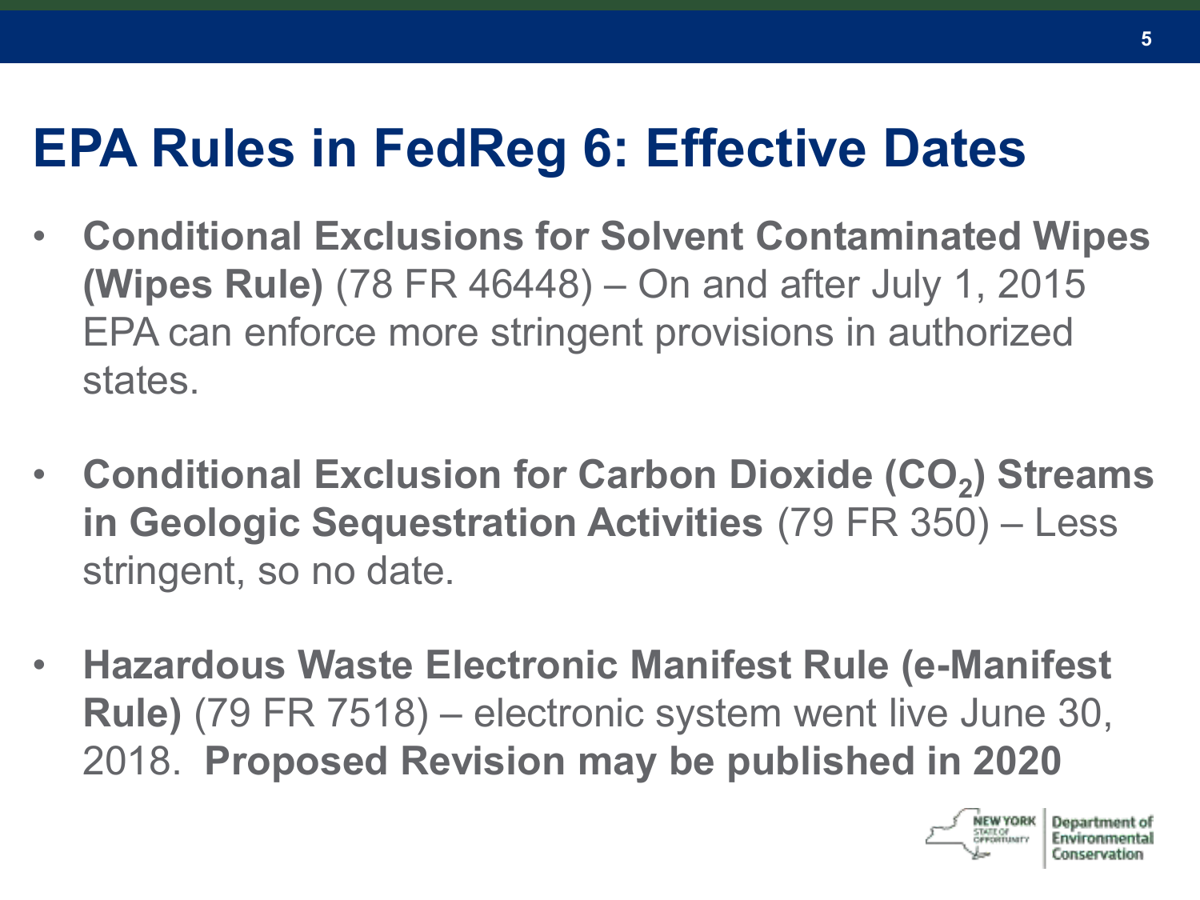# EPA Rules in FedReg 6: Effective Dates

- **Conditional Exclusions for Solvent Contaminated Wipes (Wipes Rule)** (78 FR 46448) – On and after July 1, 2015 EPA can enforce more stringent provisions in authorized states.

- **Conditional Exclusion for Carbon Dioxide ($CO_2$) Streams in Geologic Sequestration Activities** (79 FR 350) – Less stringent, so no date.

- **Hazardous Waste Electronic Manifest Rule (e-Manifest Rule)** (79 FR 7518) – electronic system went live June 30, 2018. **Proposed Revision may be published in 2020**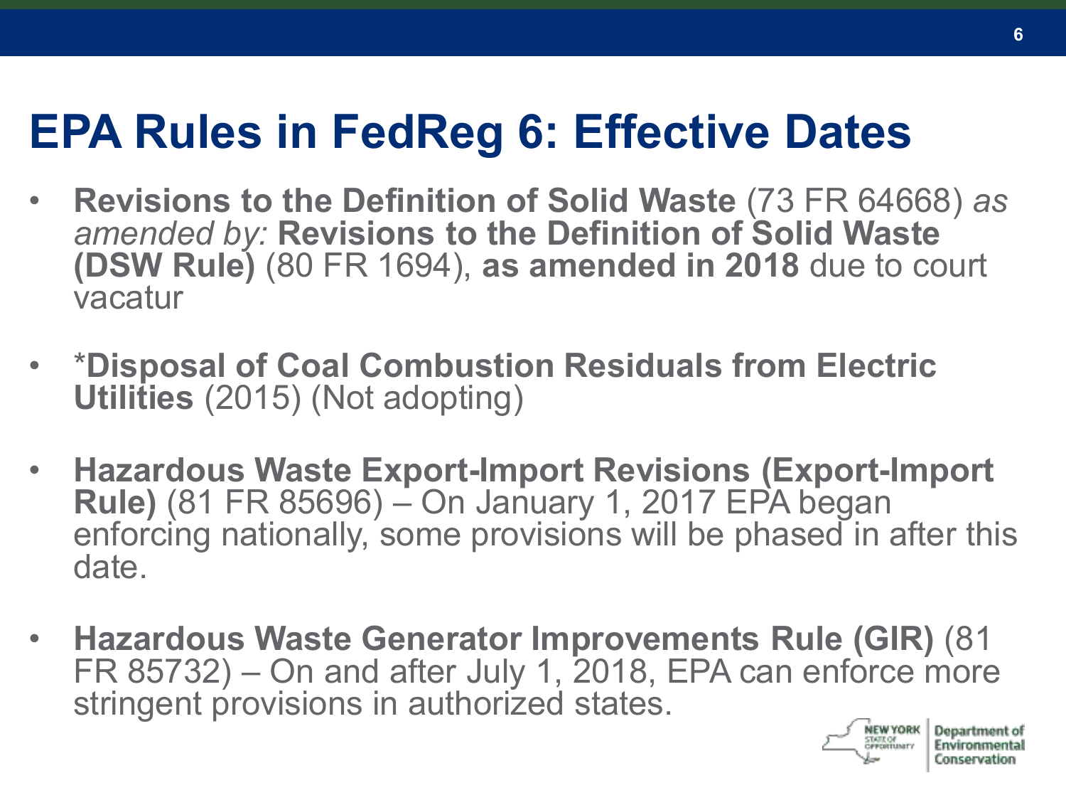# EPA Rules in FedReg 6: Effective Dates

- **Revisions to the Definition of Solid Waste** (73 FR 64668) *as amended by:* **Revisions to the Definition of Solid Waste (DSW Rule)** (80 FR 1694), **as amended in 2018** due to court vacatur

- *__Disposal of Coal Combustion Residuals from Electric Utilities__ (2015) (Not adopting)

- **Hazardous Waste Export-Import Revisions (Export-Import Rule)** (81 FR 85696) – On January 1, 2017 EPA began enforcing nationally, some provisions will be phased in after this date.

- **Hazardous Waste Generator Improvements Rule (GIR)** (81 FR 85732) – On and after July 1, 2018, EPA can enforce more stringent provisions in authorized states.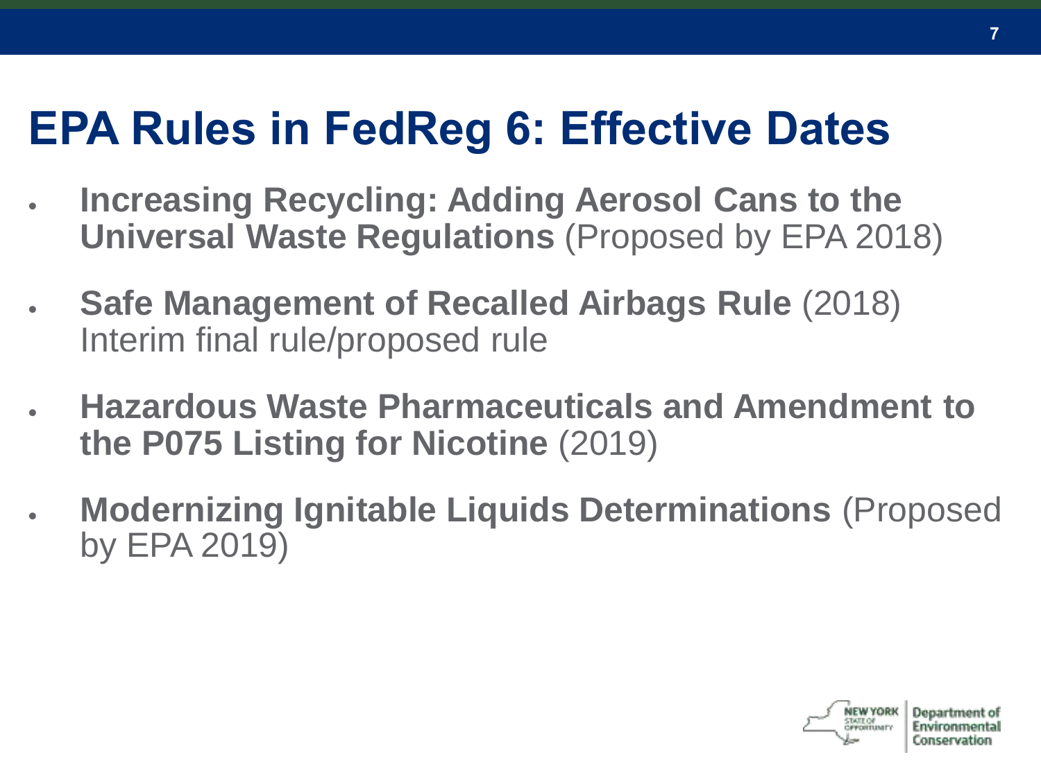# EPA Rules in FedReg 6: Effective Dates

- **Increasing Recycling: Adding Aerosol Cans to the Universal Waste Regulations** (Proposed by EPA 2018)
- **Safe Management of Recalled Airbags Rule** (2018) Interim final rule/proposed rule
- **Hazardous Waste Pharmaceuticals and Amendment to the P075 Listing for Nicotine** (2019)
- **Modernizing Ignitable Liquids Determinations** (Proposed by EPA 2019)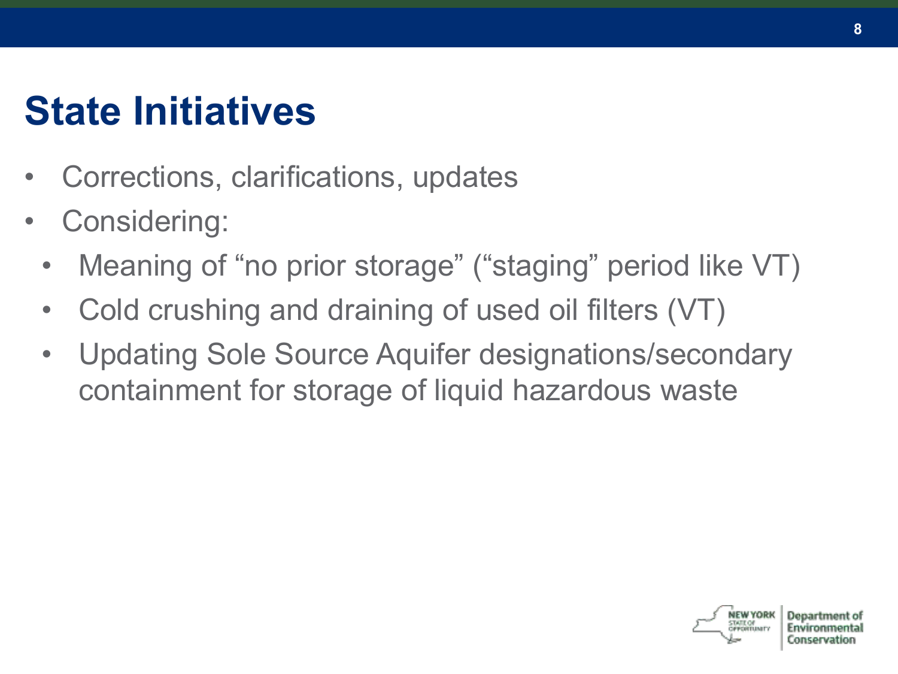# State Initiatives

- Corrections, clarifications, updates
- Considering:
  - Meaning of "no prior storage" ("staging" period like VT)
  - Cold crushing and draining of used oil filters (VT)
  - Updating Sole Source Aquifer designations/secondary containment for storage of liquid hazardous waste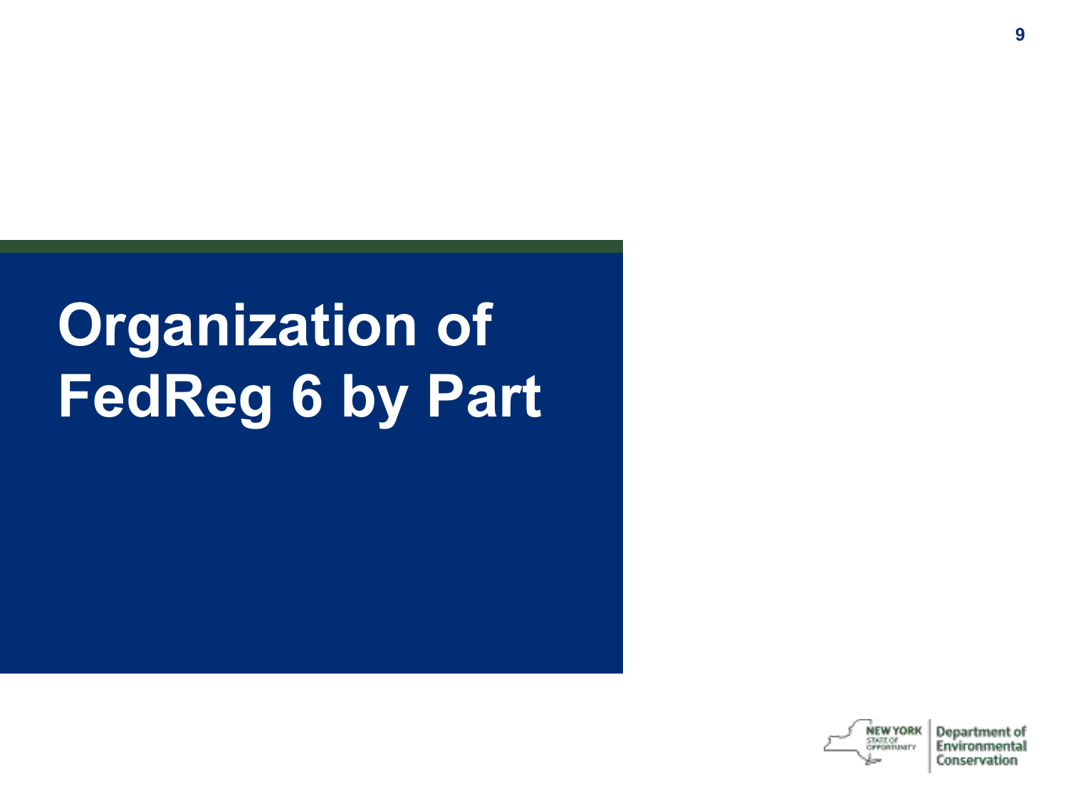# Organization of FedReg 6 by Part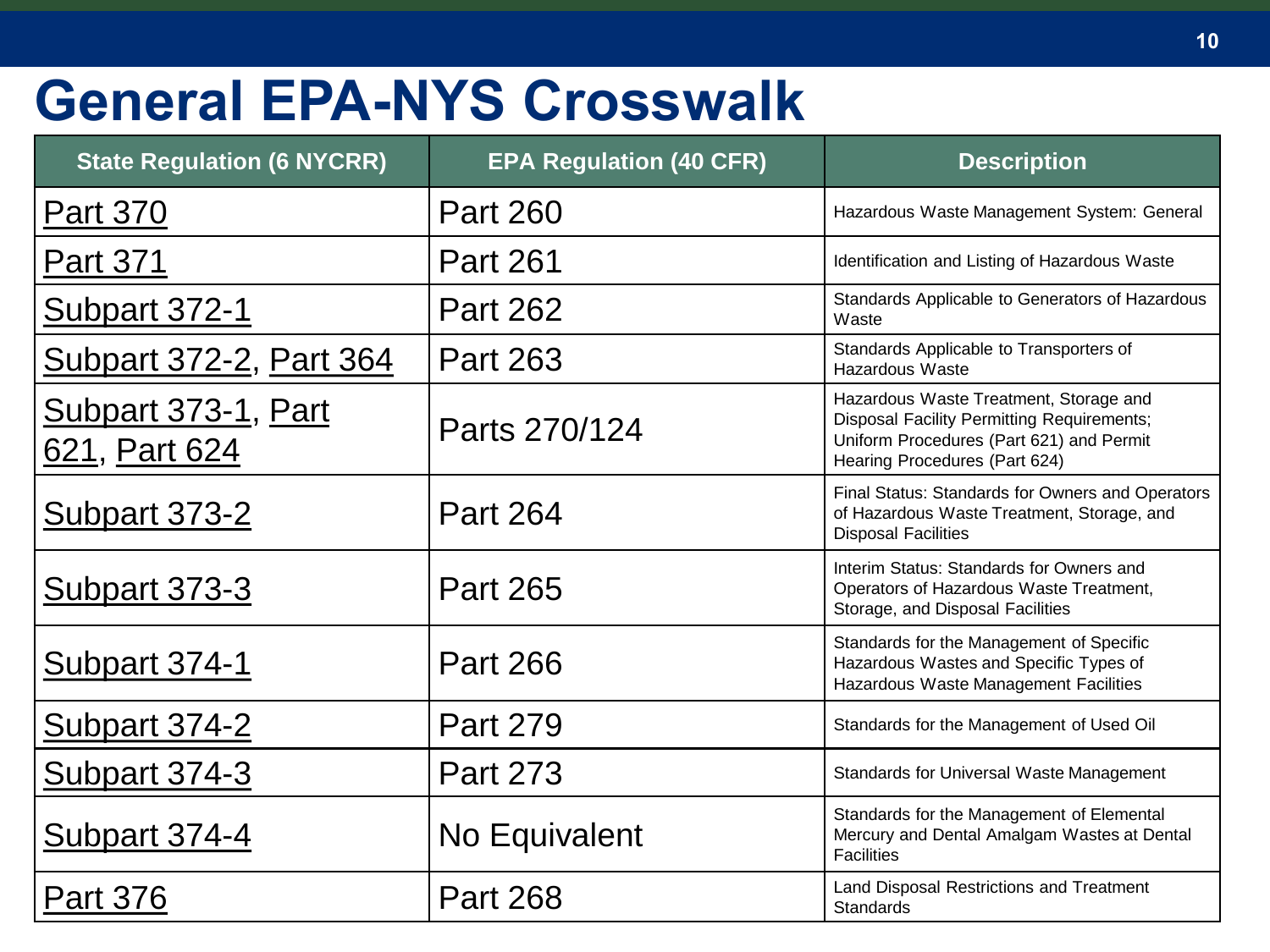# General EPA-NYS Crosswalk

| State Regulation (6 NYCRR) | EPA Regulation (40 CFR) | Description |
| --- | --- | --- |
| Part 370 | Part 260 | Hazardous Waste Management System: General |
| Part 371 | Part 261 | Identification and Listing of Hazardous Waste |
| Subpart 372-1 | Part 262 | Standards Applicable to Generators of Hazardous Waste |
| Subpart 372-2, Part 364 | Part 263 | Standards Applicable to Transporters of Hazardous Waste |
| Subpart 373-1, Part 621, Part 624 | Parts 270/124 | Hazardous Waste Treatment, Storage and Disposal Facility Permitting Requirements; Uniform Procedures (Part 621) and Permit Hearing Procedures (Part 624) |
| Subpart 373-2 | Part 264 | Final Status: Standards for Owners and Operators of Hazardous Waste Treatment, Storage, and Disposal Facilities |
| Subpart 373-3 | Part 265 | Interim Status: Standards for Owners and Operators of Hazardous Waste Treatment, Storage, and Disposal Facilities |
| Subpart 374-1 | Part 266 | Standards for the Management of Specific Hazardous Wastes and Specific Types of Hazardous Waste Management Facilities |
| Subpart 374-2 | Part 279 | Standards for the Management of Used Oil |
| Subpart 374-3 | Part 273 | Standards for Universal Waste Management |
| Subpart 374-4 | No Equivalent | Standards for the Management of Elemental Mercury and Dental Amalgam Wastes at Dental Facilities |
| Part 376 | Part 268 | Land Disposal Restrictions and Treatment Standards |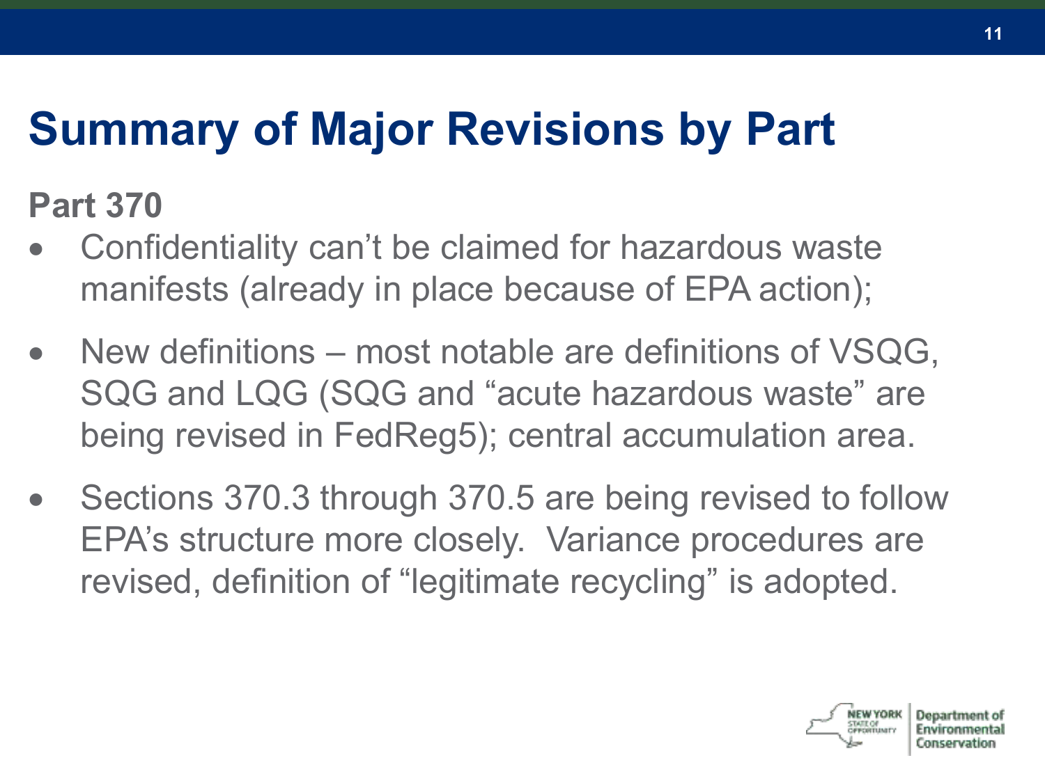# Summary of Major Revisions by Part

**Part 370**

- Confidentiality can't be claimed for hazardous waste manifests (already in place because of EPA action);
- New definitions – most notable are definitions of VSQG, SQG and LQG (SQG and "acute hazardous waste" are being revised in FedReg5); central accumulation area.
- Sections 370.3 through 370.5 are being revised to follow EPA's structure more closely. Variance procedures are revised, definition of "legitimate recycling" is adopted.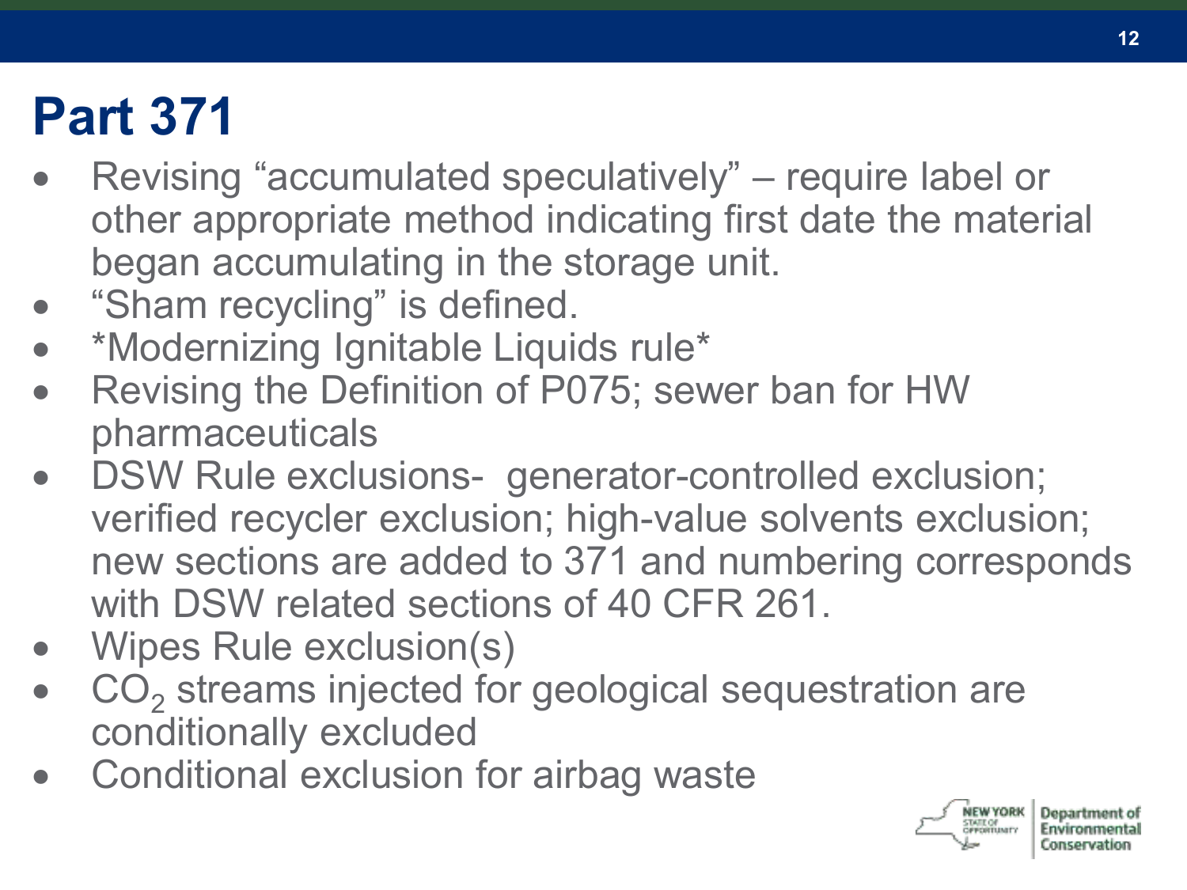# Part 371

- Revising “accumulated speculatively” – require label or other appropriate method indicating first date the material began accumulating in the storage unit.
- “Sham recycling” is defined.
- *Modernizing Ignitable Liquids rule*
- Revising the Definition of P075; sewer ban for HW pharmaceuticals
- DSW Rule exclusions- generator-controlled exclusion; verified recycler exclusion; high-value solvents exclusion; new sections are added to 371 and numbering corresponds with DSW related sections of 40 CFR 261.
- Wipes Rule exclusion(s)
- $CO_2$ streams injected for geological sequestration are conditionally excluded
- Conditional exclusion for airbag waste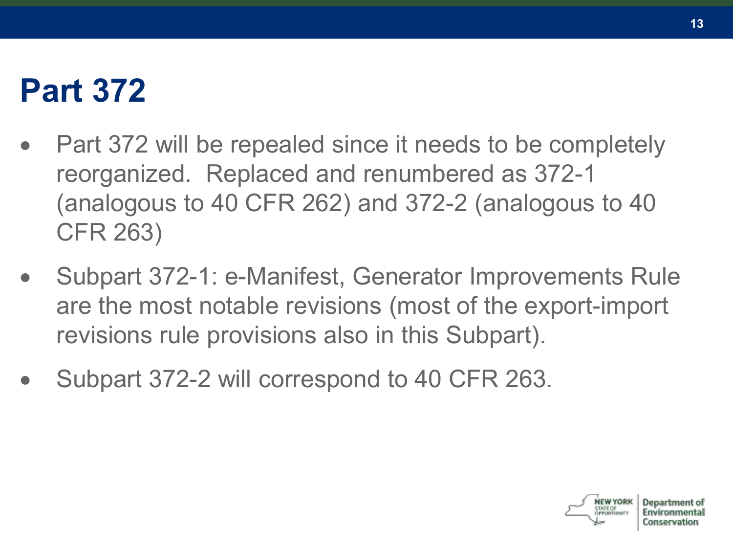# Part 372

- Part 372 will be repealed since it needs to be completely reorganized. Replaced and renumbered as 372-1 (analogous to 40 CFR 262) and 372-2 (analogous to 40 CFR 263)
- Subpart 372-1: e-Manifest, Generator Improvements Rule are the most notable revisions (most of the export-import revisions rule provisions also in this Subpart).
- Subpart 372-2 will correspond to 40 CFR 263.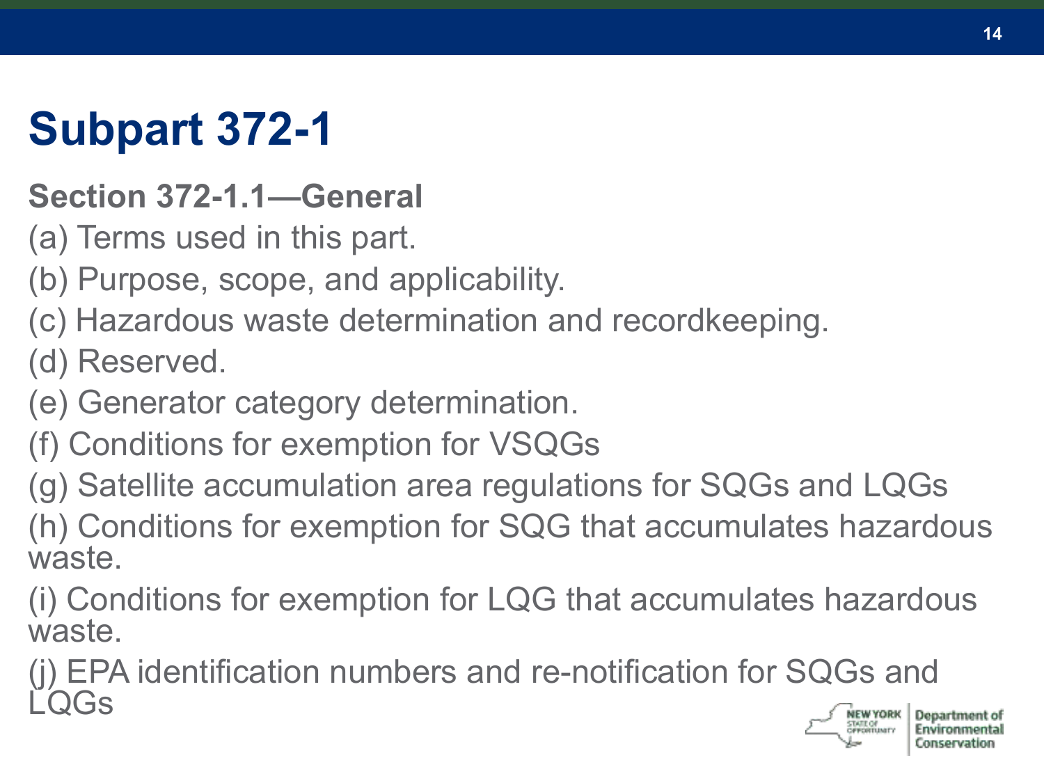# Subpart 372-1

**Section 372-1.1—General**

(a) Terms used in this part.

(b) Purpose, scope, and applicability.

(c) Hazardous waste determination and recordkeeping.

(d) Reserved.

(e) Generator category determination.

(f) Conditions for exemption for VSQGs

(g) Satellite accumulation area regulations for SQGs and LQGs

(h) Conditions for exemption for SQG that accumulates hazardous waste.

(i) Conditions for exemption for LQG that accumulates hazardous waste.

(j) EPA identification numbers and re-notification for SQGs and LQGs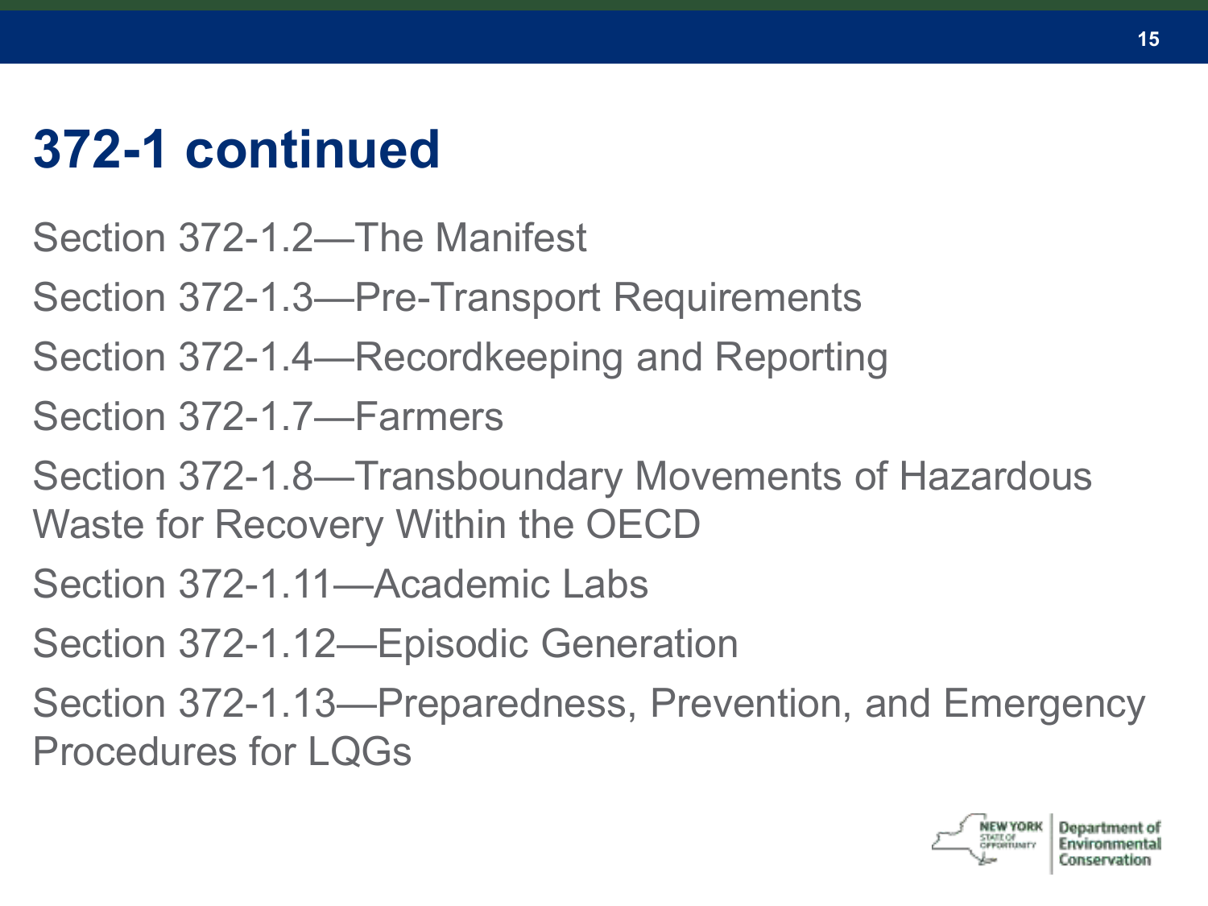# 372-1 continued

Section 372-1.2—The Manifest

Section 372-1.3—Pre-Transport Requirements

Section 372-1.4—Recordkeeping and Reporting

Section 372-1.7—Farmers

Section 372-1.8—Transboundary Movements of Hazardous Waste for Recovery Within the OECD

Section 372-1.11—Academic Labs

Section 372-1.12—Episodic Generation

Section 372-1.13—Preparedness, Prevention, and Emergency Procedures for LQGs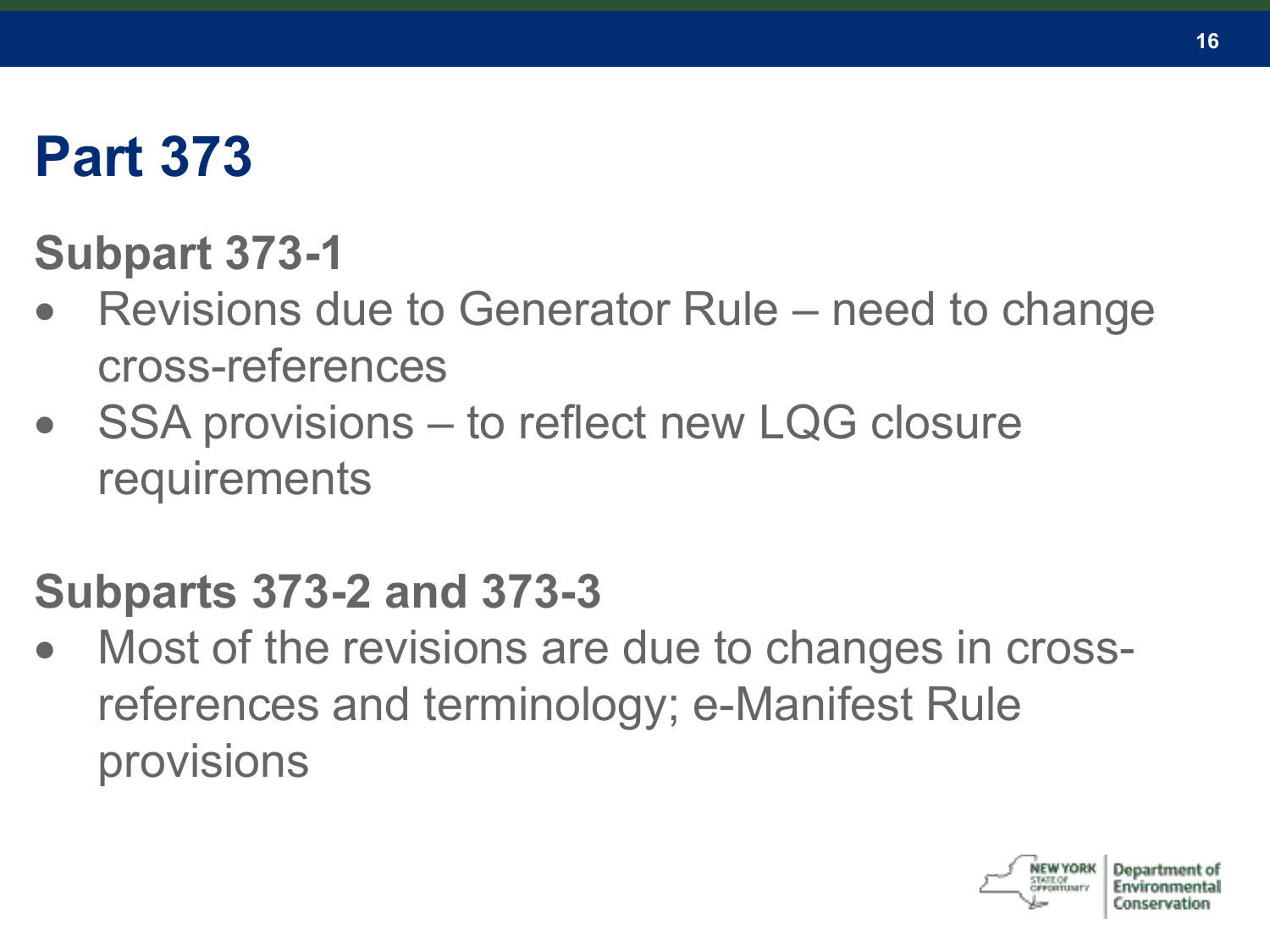# Part 373

## Subpart 373-1

- Revisions due to Generator Rule – need to change cross-references
- SSA provisions – to reflect new LQG closure requirements

## Subparts 373-2 and 373-3

- Most of the revisions are due to changes in cross-references and terminology; e-Manifest Rule provisions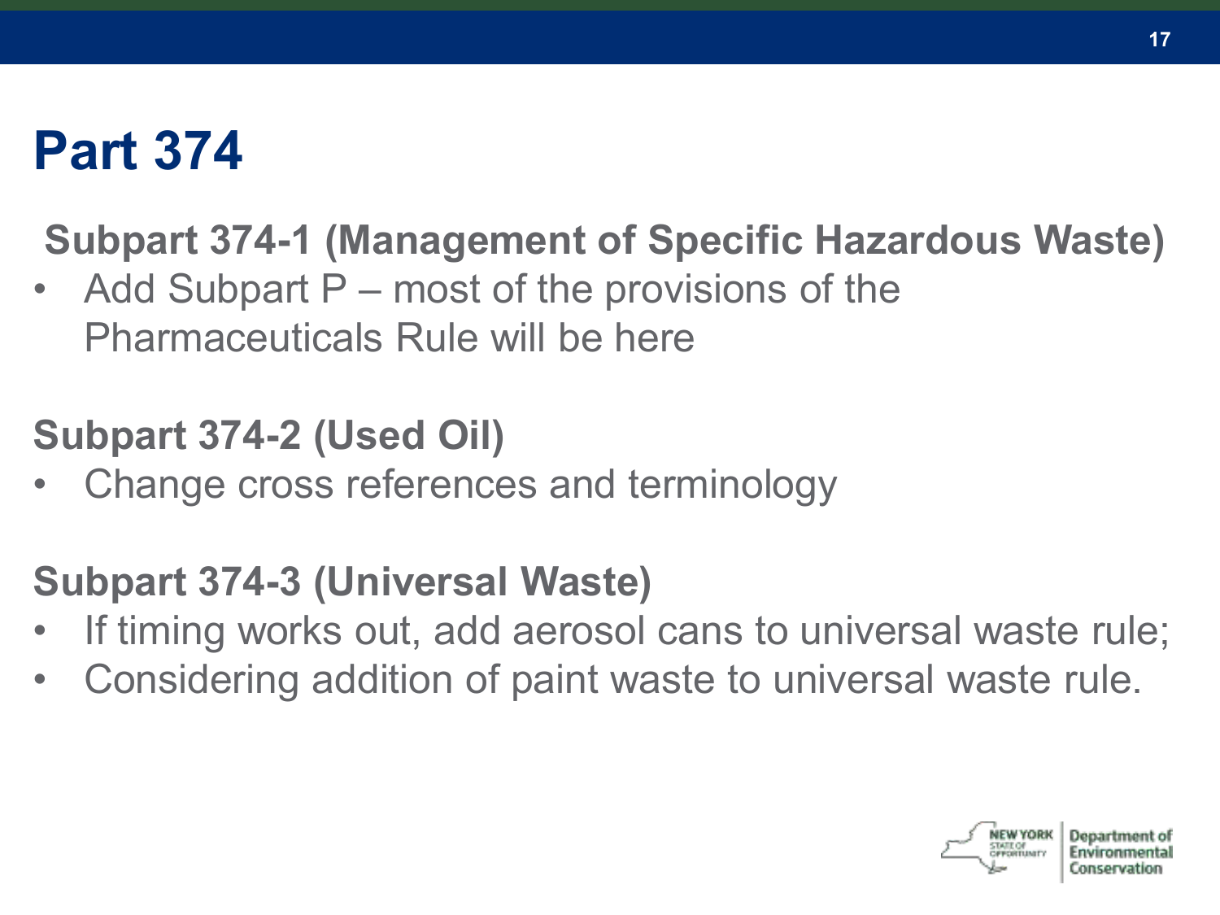# Part 374

## Subpart 374-1 (Management of Specific Hazardous Waste)

- Add Subpart P – most of the provisions of the Pharmaceuticals Rule will be here

## Subpart 374-2 (Used Oil)

- Change cross references and terminology

## Subpart 374-3 (Universal Waste)

- If timing works out, add aerosol cans to universal waste rule;
- Considering addition of paint waste to universal waste rule.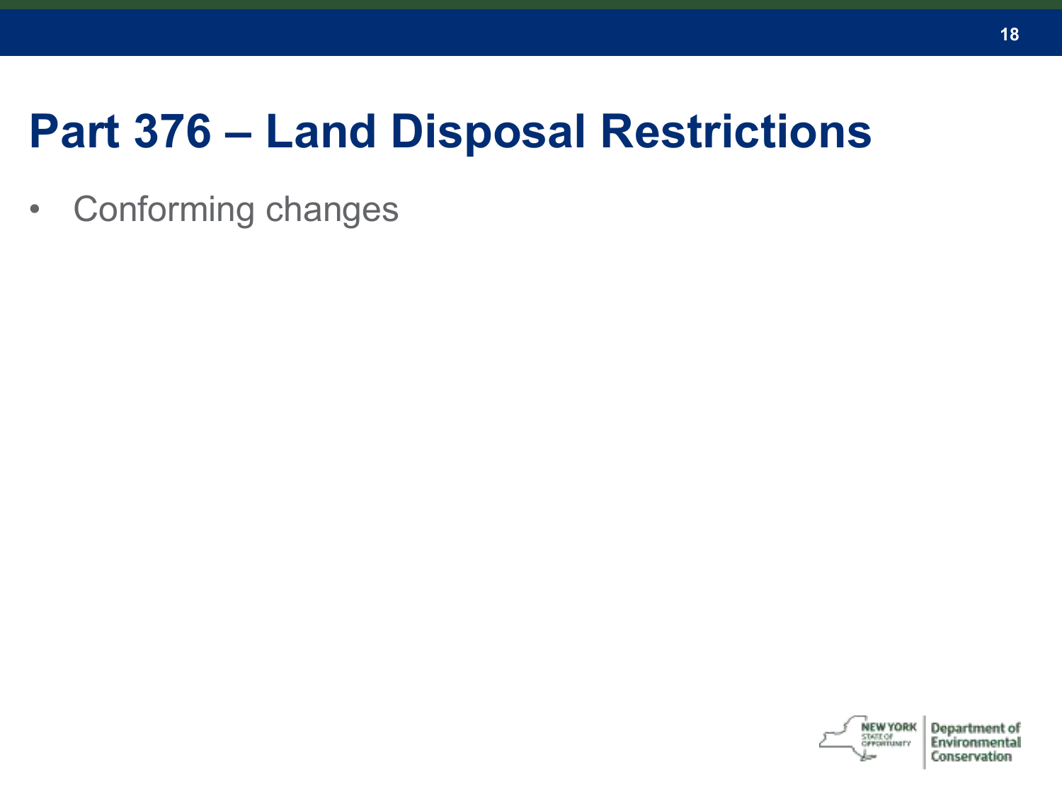# Part 376 – Land Disposal Restrictions

- Conforming changes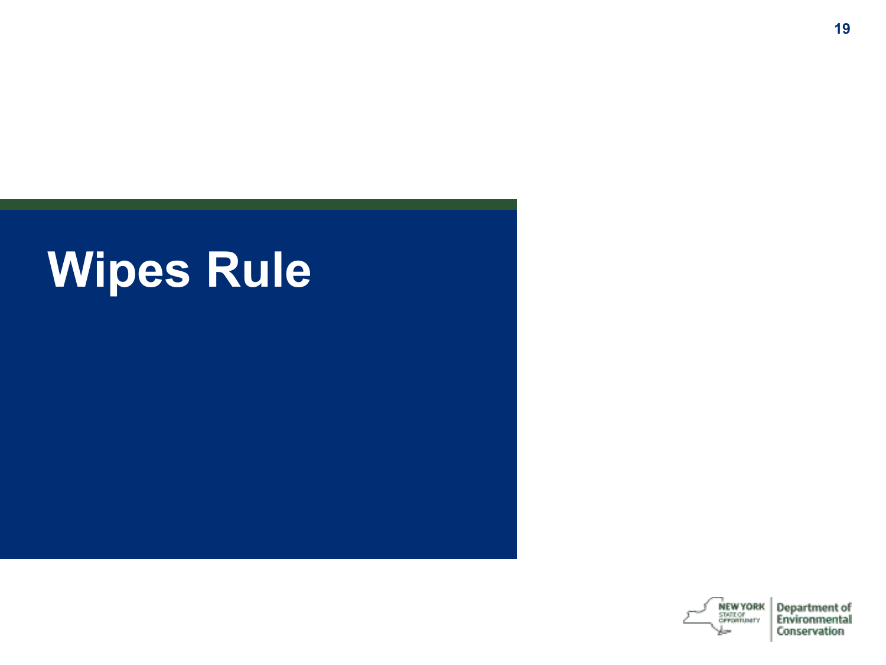# Wipes Rule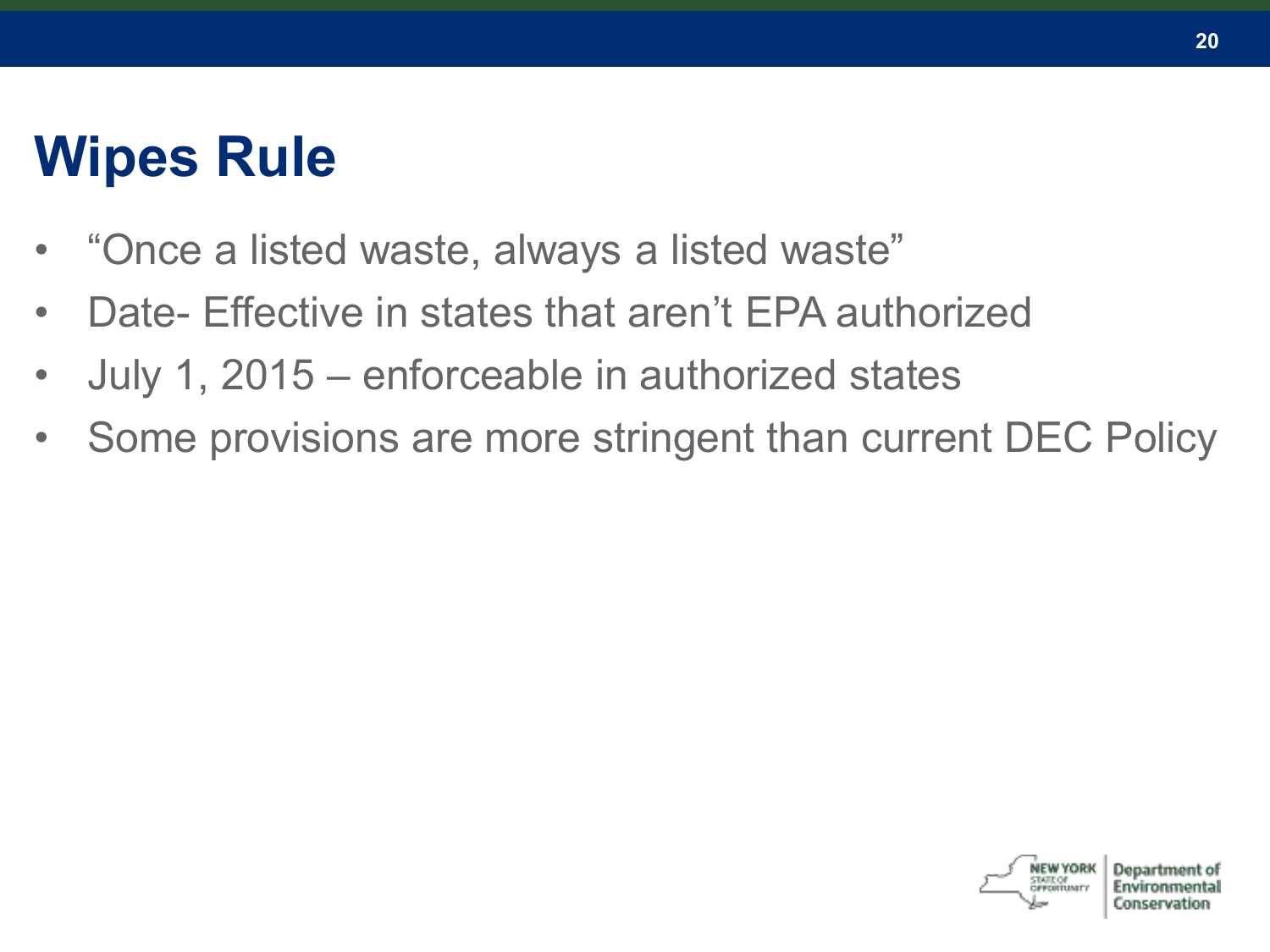# Wipes Rule

- "Once a listed waste, always a listed waste"
- Date- Effective in states that aren't EPA authorized
- July 1, 2015 – enforceable in authorized states
- Some provisions are more stringent than current DEC Policy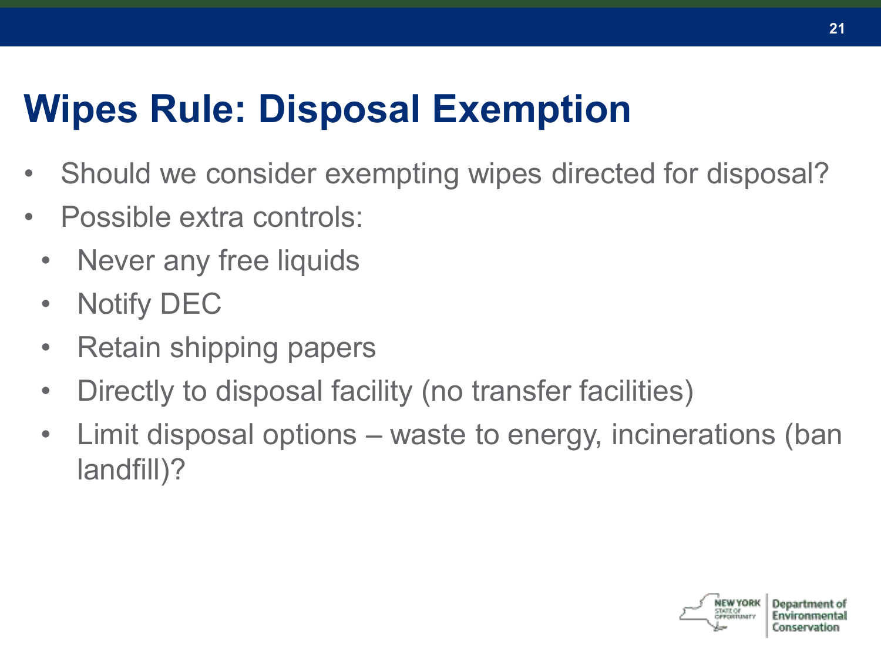# Wipes Rule: Disposal Exemption

- Should we consider exempting wipes directed for disposal?
- Possible extra controls:
  - Never any free liquids
  - Notify DEC
  - Retain shipping papers
  - Directly to disposal facility (no transfer facilities)
  - Limit disposal options – waste to energy, incinerations (ban landfill)?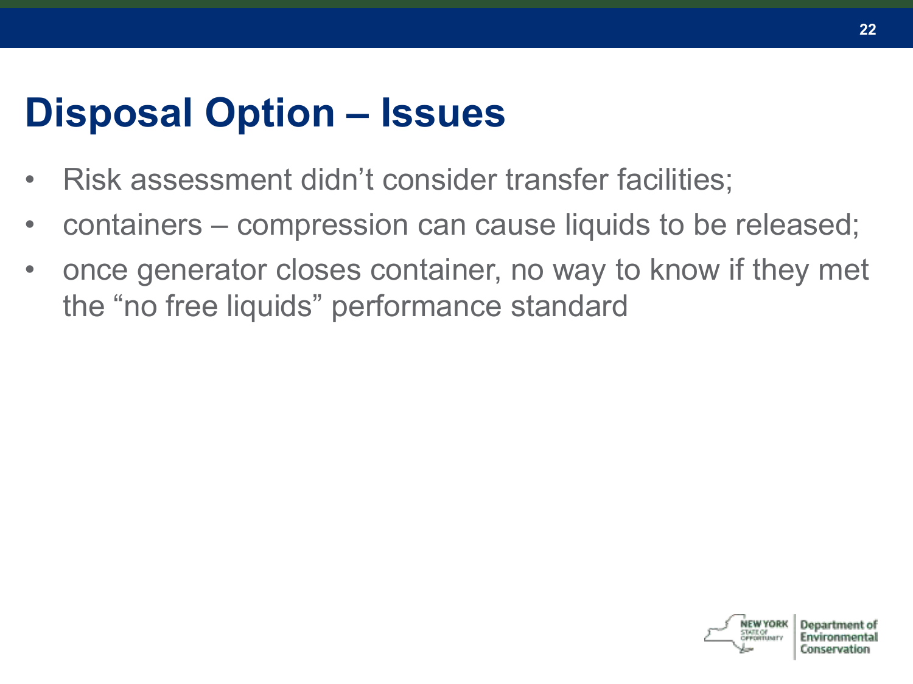# Disposal Option – Issues

- Risk assessment didn't consider transfer facilities;
- containers – compression can cause liquids to be released;
- once generator closes container, no way to know if they met the "no free liquids" performance standard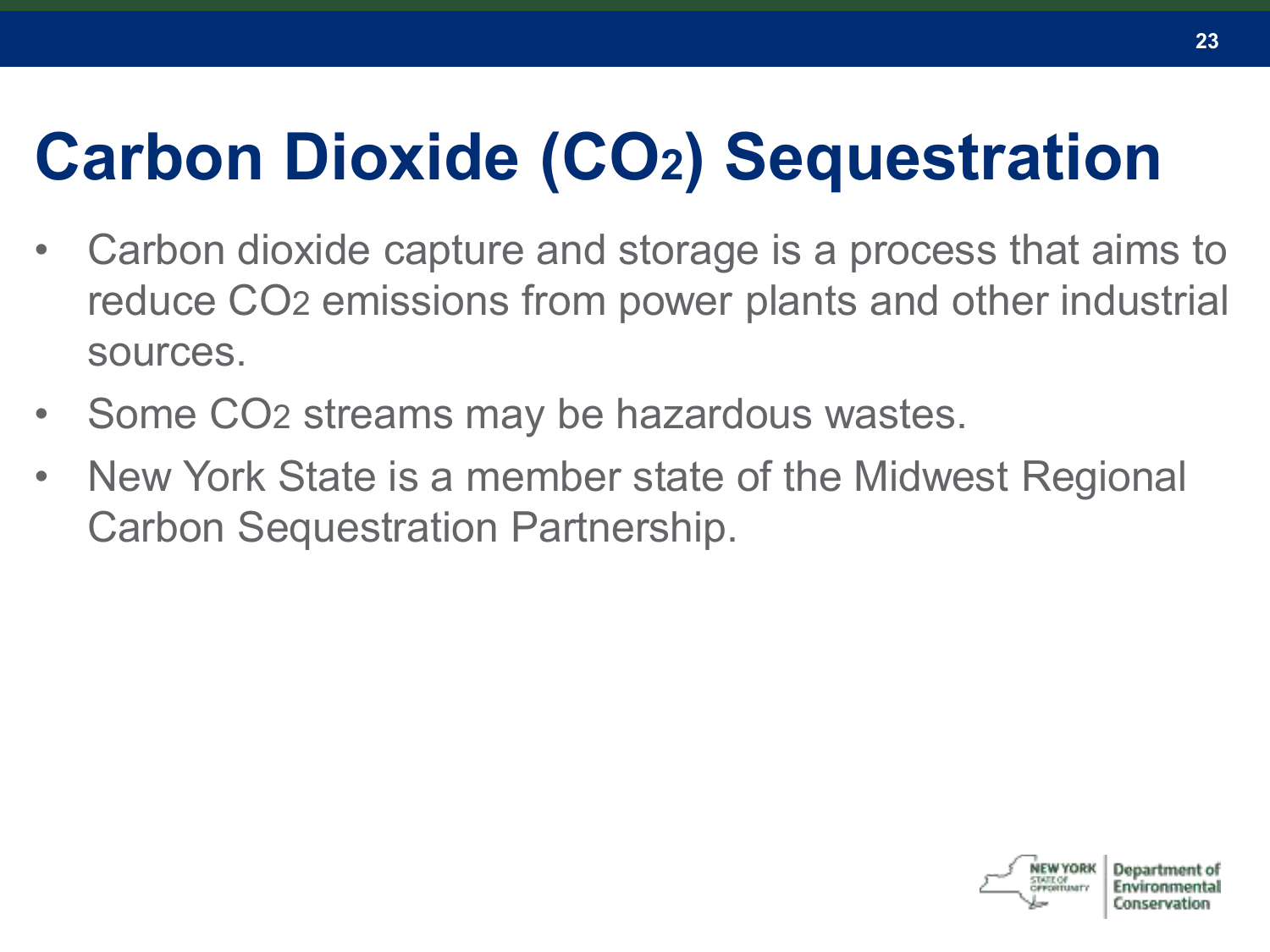# Carbon Dioxide ($CO_2$) Sequestration

- Carbon dioxide capture and storage is a process that aims to reduce $CO_2$ emissions from power plants and other industrial sources.
- Some $CO_2$ streams may be hazardous wastes.
- New York State is a member state of the Midwest Regional Carbon Sequestration Partnership.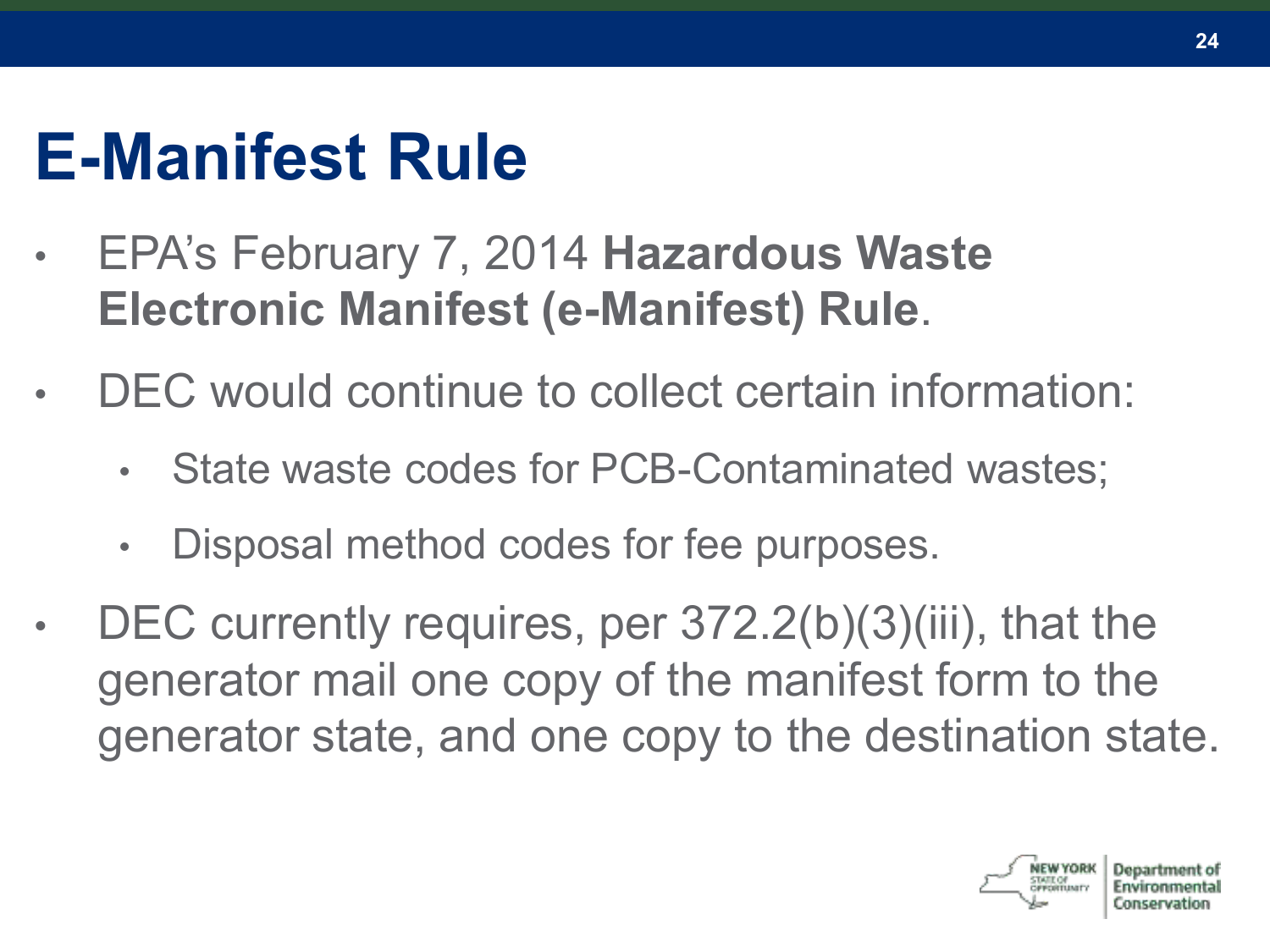# E-Manifest Rule

- EPA's February 7, 2014 **Hazardous Waste Electronic Manifest (e-Manifest) Rule**.
- DEC would continue to collect certain information:
  - State waste codes for PCB-Contaminated wastes;
  - Disposal method codes for fee purposes.
- DEC currently requires, per 372.2(b)(3)(iii), that the generator mail one copy of the manifest form to the generator state, and one copy to the destination state.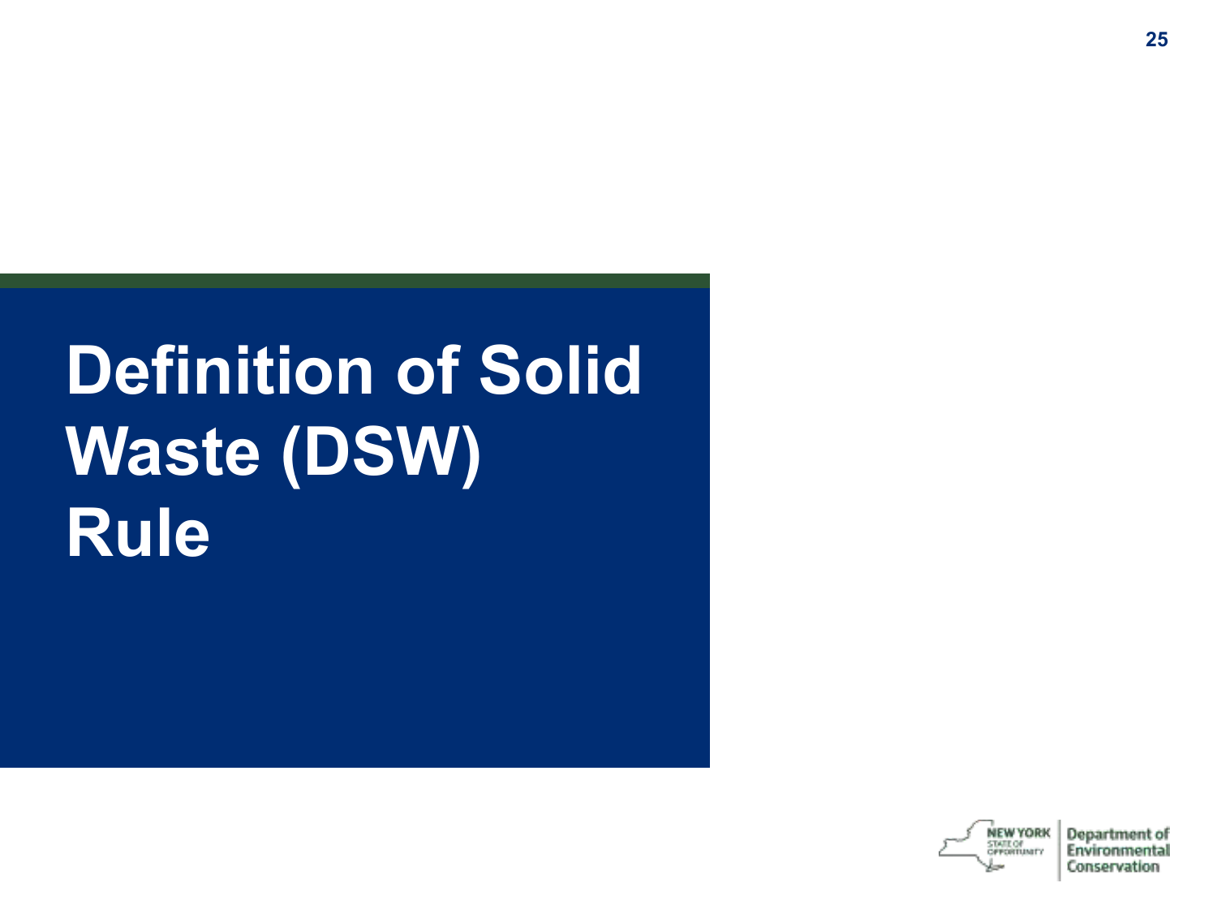# Definition of Solid Waste (DSW) Rule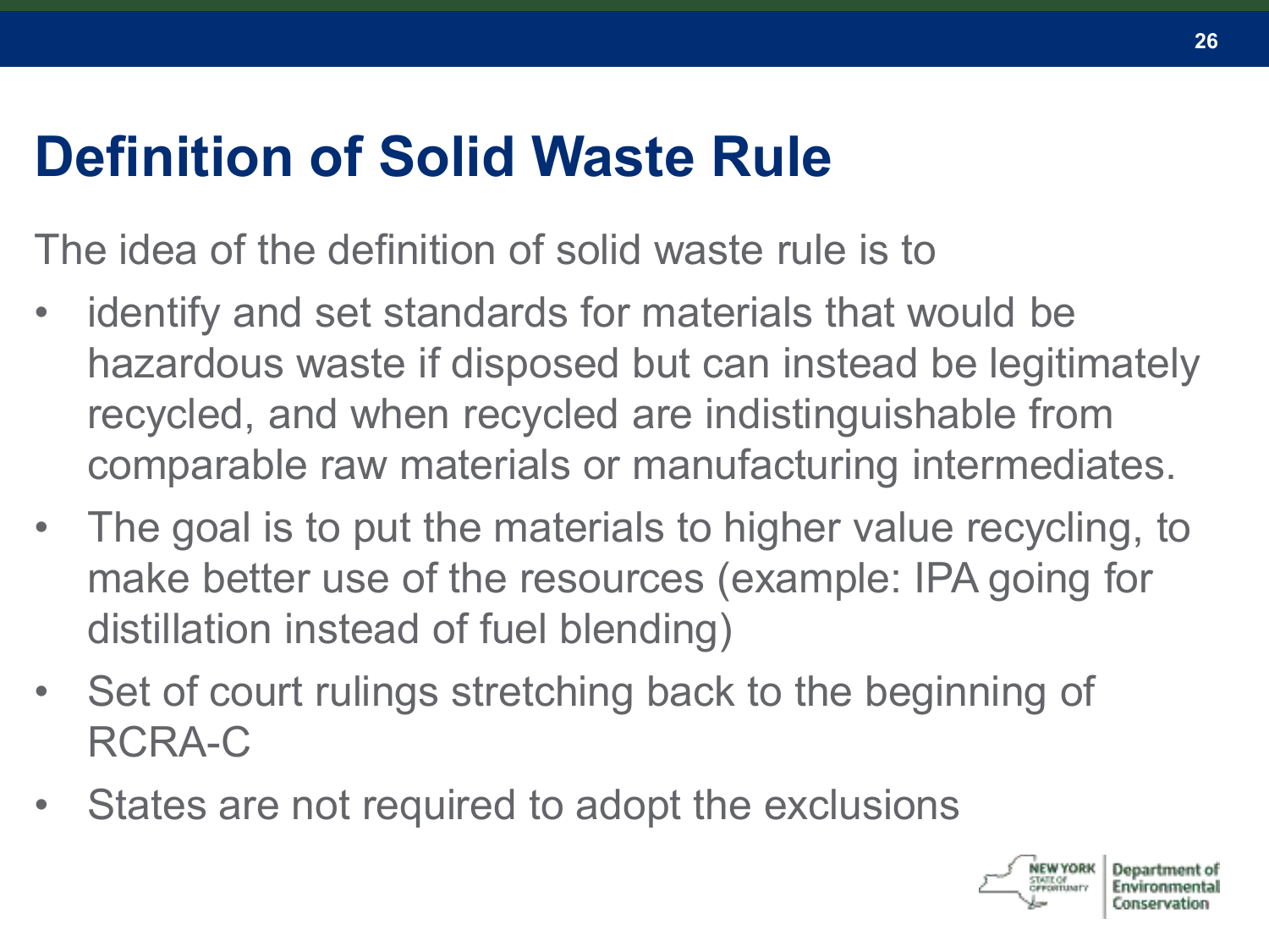# Definition of Solid Waste Rule

The idea of the definition of solid waste rule is to

- identify and set standards for materials that would be hazardous waste if disposed but can instead be legitimately recycled, and when recycled are indistinguishable from comparable raw materials or manufacturing intermediates.
- The goal is to put the materials to higher value recycling, to make better use of the resources (example: IPA going for distillation instead of fuel blending)
- Set of court rulings stretching back to the beginning of RCRA-C
- States are not required to adopt the exclusions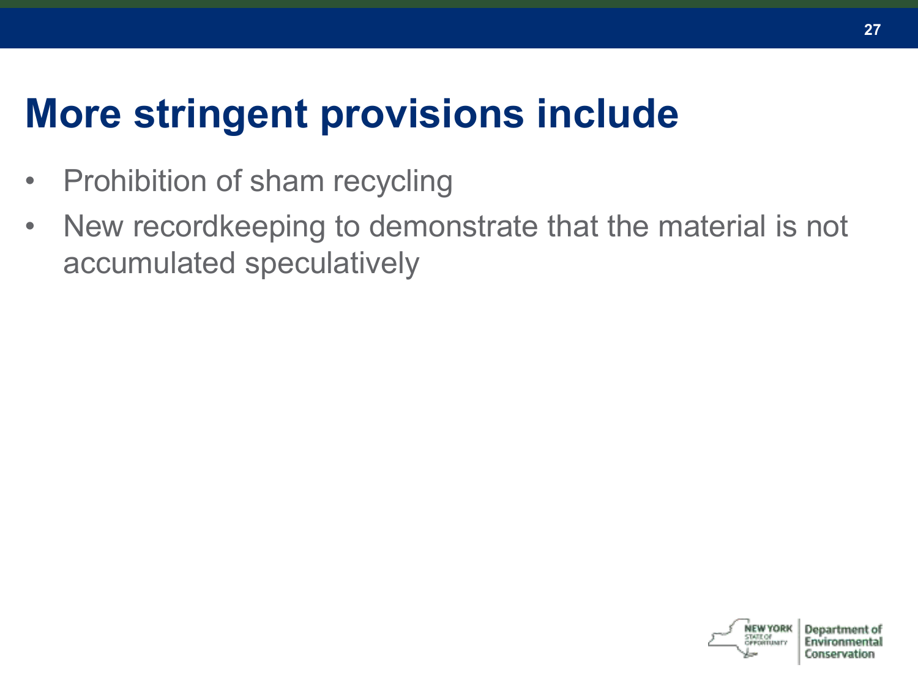# More stringent provisions include

- Prohibition of sham recycling
- New recordkeeping to demonstrate that the material is not accumulated speculatively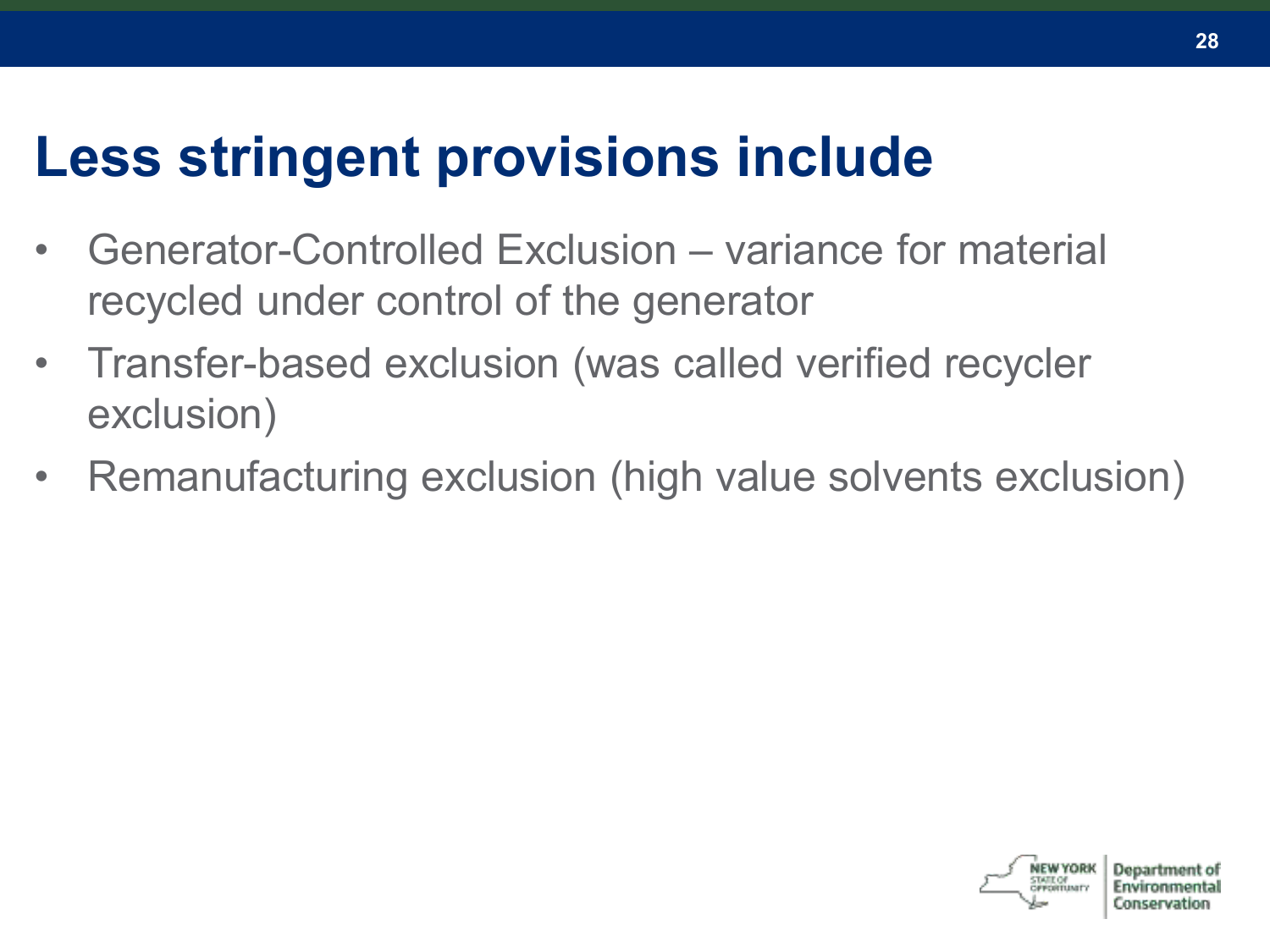# Less stringent provisions include

- Generator-Controlled Exclusion – variance for material recycled under control of the generator
- Transfer-based exclusion (was called verified recycler exclusion)
- Remanufacturing exclusion (high value solvents exclusion)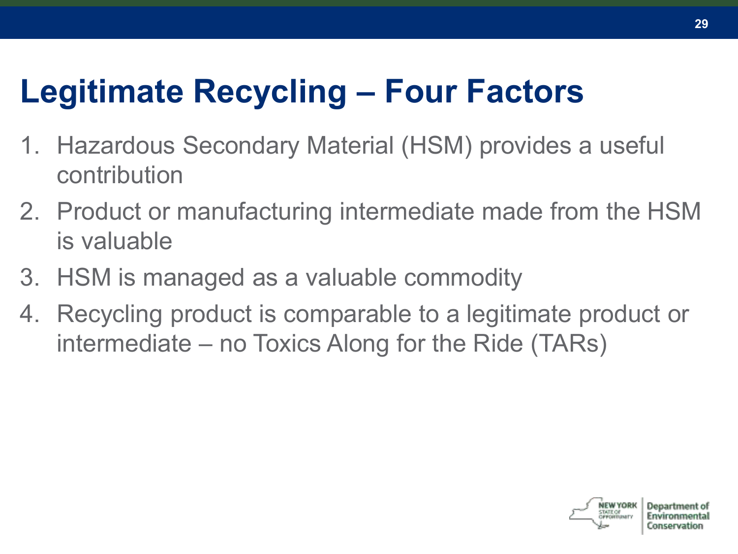# Legitimate Recycling – Four Factors

1. Hazardous Secondary Material (HSM) provides a useful contribution
2. Product or manufacturing intermediate made from the HSM is valuable
3. HSM is managed as a valuable commodity
4. Recycling product is comparable to a legitimate product or intermediate – no Toxics Along for the Ride (TARs)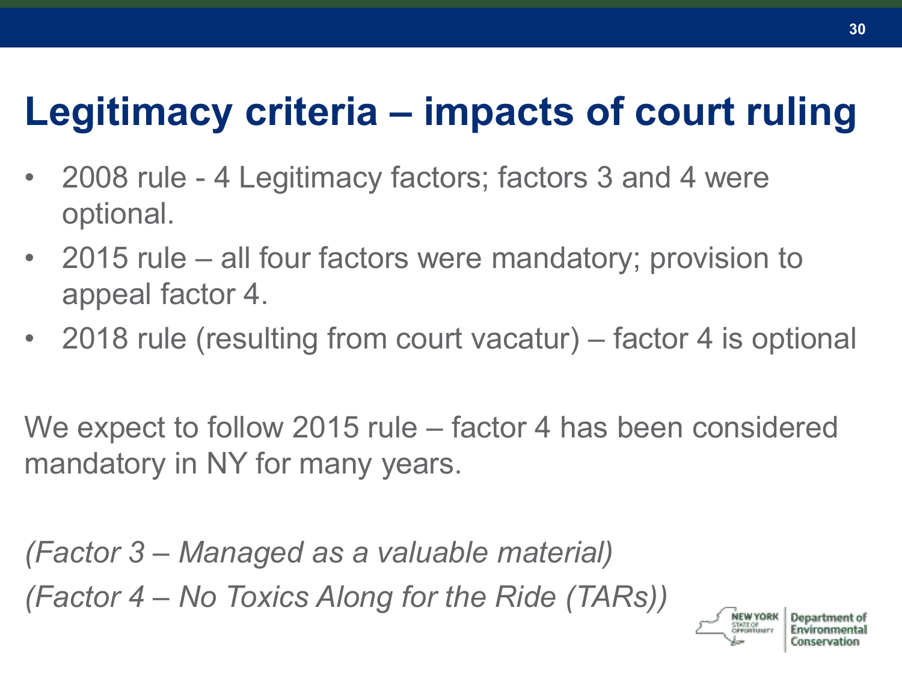# Legitimacy criteria – impacts of court ruling

- 2008 rule - 4 Legitimacy factors; factors 3 and 4 were optional.
- 2015 rule – all four factors were mandatory; provision to appeal factor 4.
- 2018 rule (resulting from court vacatur) – factor 4 is optional

We expect to follow 2015 rule – factor 4 has been considered mandatory in NY for many years.

*(Factor 3 – Managed as a valuable material)*

*(Factor 4 – No Toxics Along for the Ride (TARs))*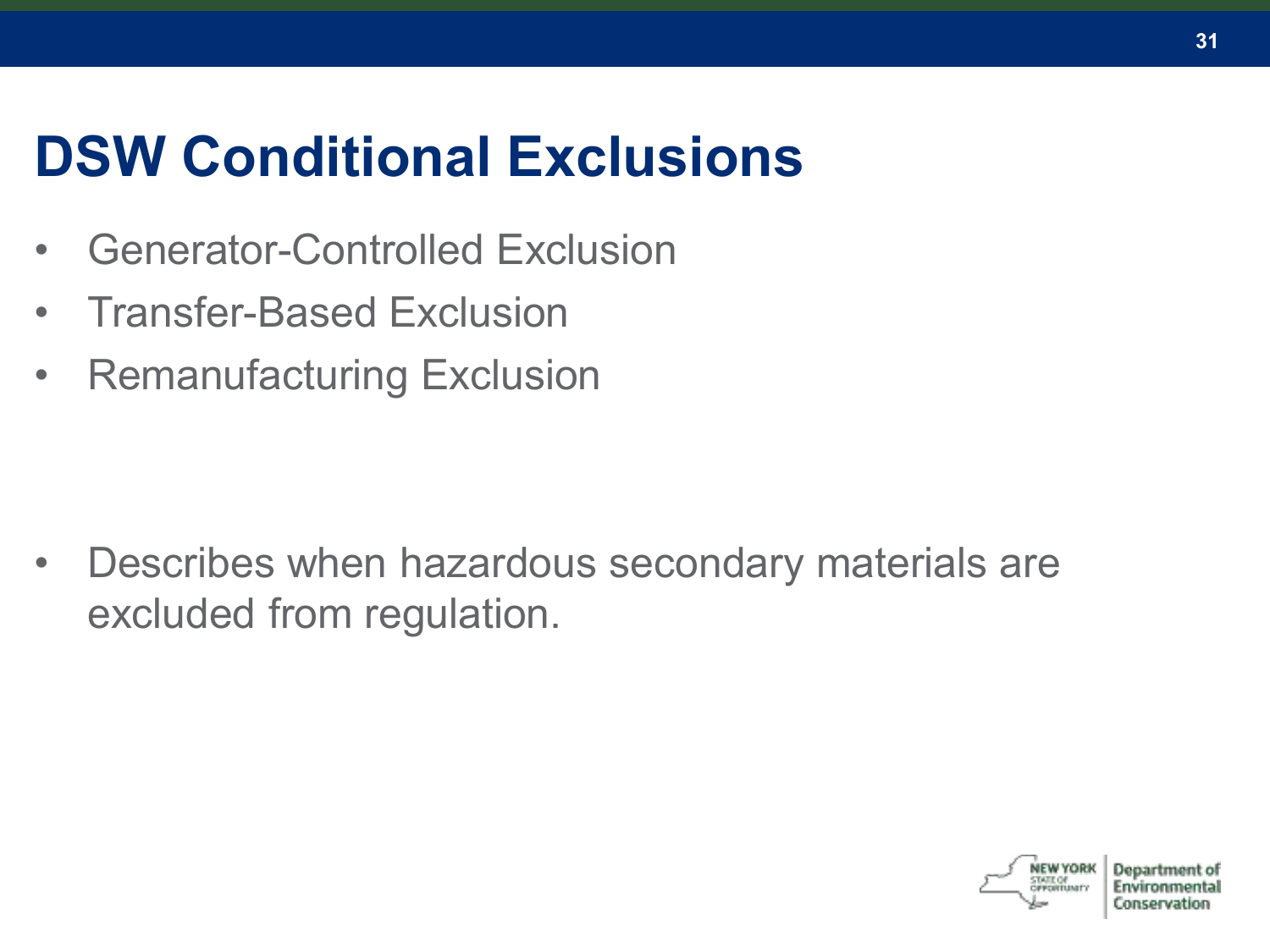# DSW Conditional Exclusions

- Generator-Controlled Exclusion
- Transfer-Based Exclusion
- Remanufacturing Exclusion

- Describes when hazardous secondary materials are excluded from regulation.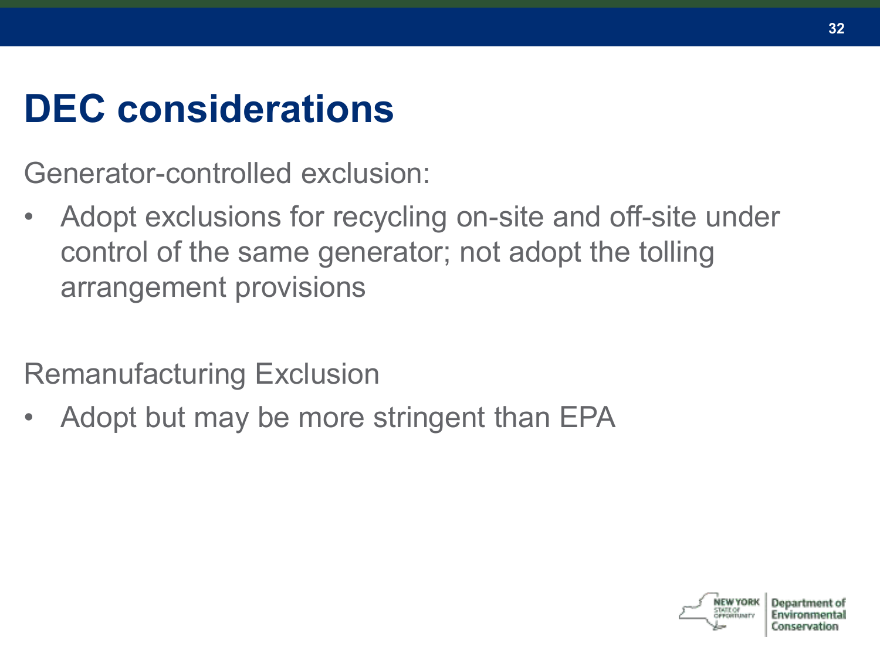# DEC considerations

Generator-controlled exclusion:

- Adopt exclusions for recycling on-site and off-site under control of the same generator; not adopt the tolling arrangement provisions

Remanufacturing Exclusion

- Adopt but may be more stringent than EPA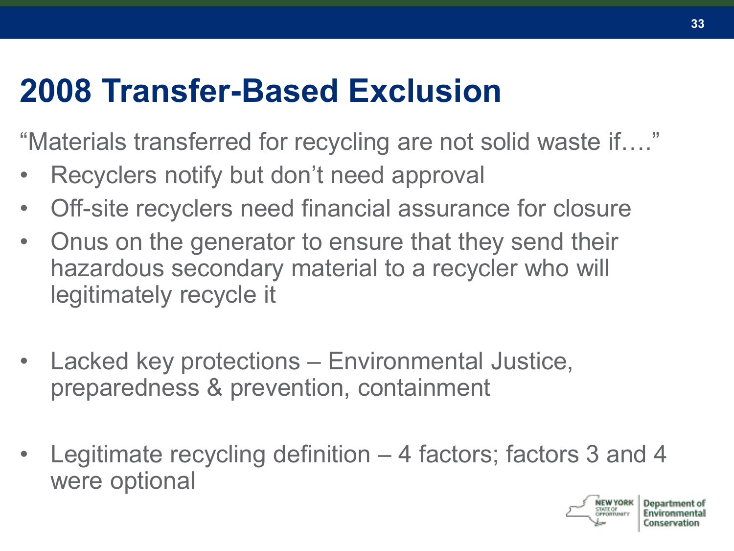# 2008 Transfer-Based Exclusion

"Materials transferred for recycling are not solid waste if…."

- Recyclers notify but don't need approval
- Off-site recyclers need financial assurance for closure
- Onus on the generator to ensure that they send their hazardous secondary material to a recycler who will legitimately recycle it

- Lacked key protections – Environmental Justice, preparedness & prevention, containment

- Legitimate recycling definition – 4 factors; factors 3 and 4 were optional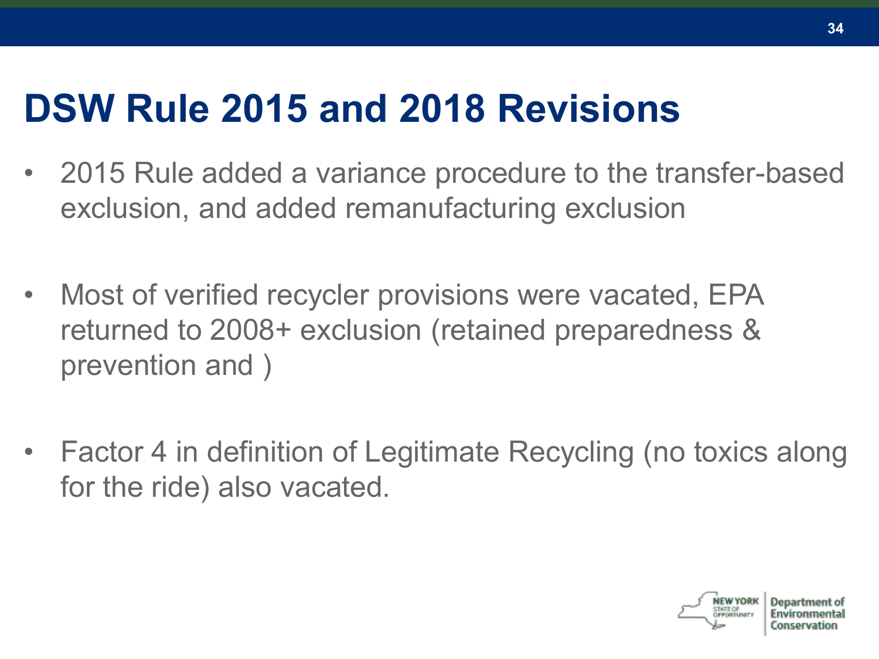# DSW Rule 2015 and 2018 Revisions

- 2015 Rule added a variance procedure to the transfer-based exclusion, and added remanufacturing exclusion
- Most of verified recycler provisions were vacated, EPA returned to 2008+ exclusion (retained preparedness & prevention and )
- Factor 4 in definition of Legitimate Recycling (no toxics along for the ride) also vacated.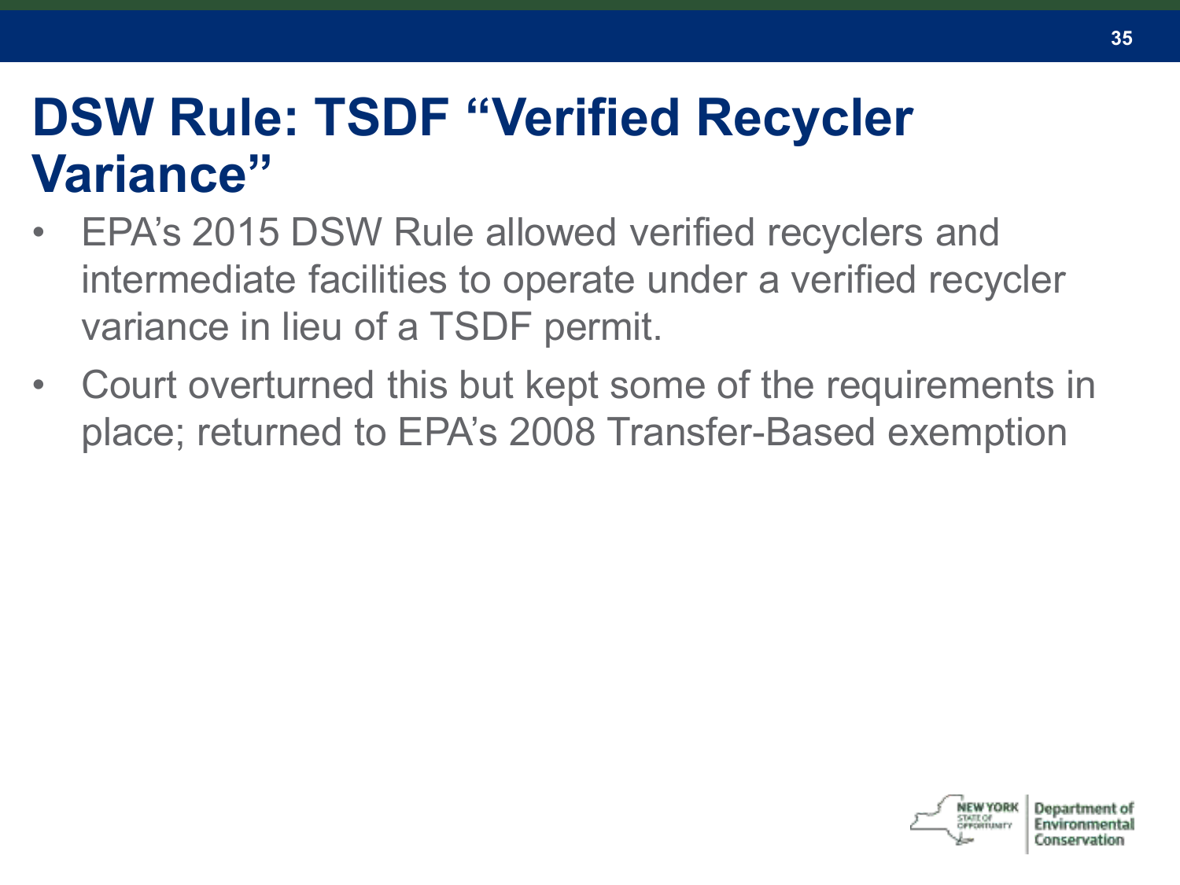# DSW Rule: TSDF "Verified Recycler Variance"

- EPA's 2015 DSW Rule allowed verified recyclers and intermediate facilities to operate under a verified recycler variance in lieu of a TSDF permit.
- Court overturned this but kept some of the requirements in place; returned to EPA's 2008 Transfer-Based exemption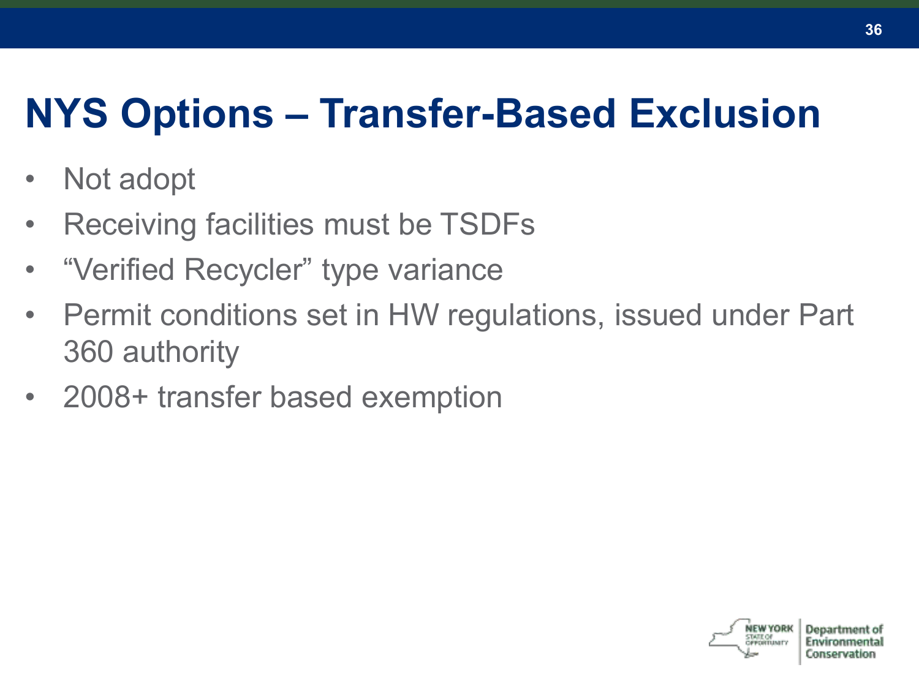# NYS Options – Transfer-Based Exclusion

- Not adopt
- Receiving facilities must be TSDFs
- “Verified Recycler” type variance
- Permit conditions set in HW regulations, issued under Part 360 authority
- 2008+ transfer based exemption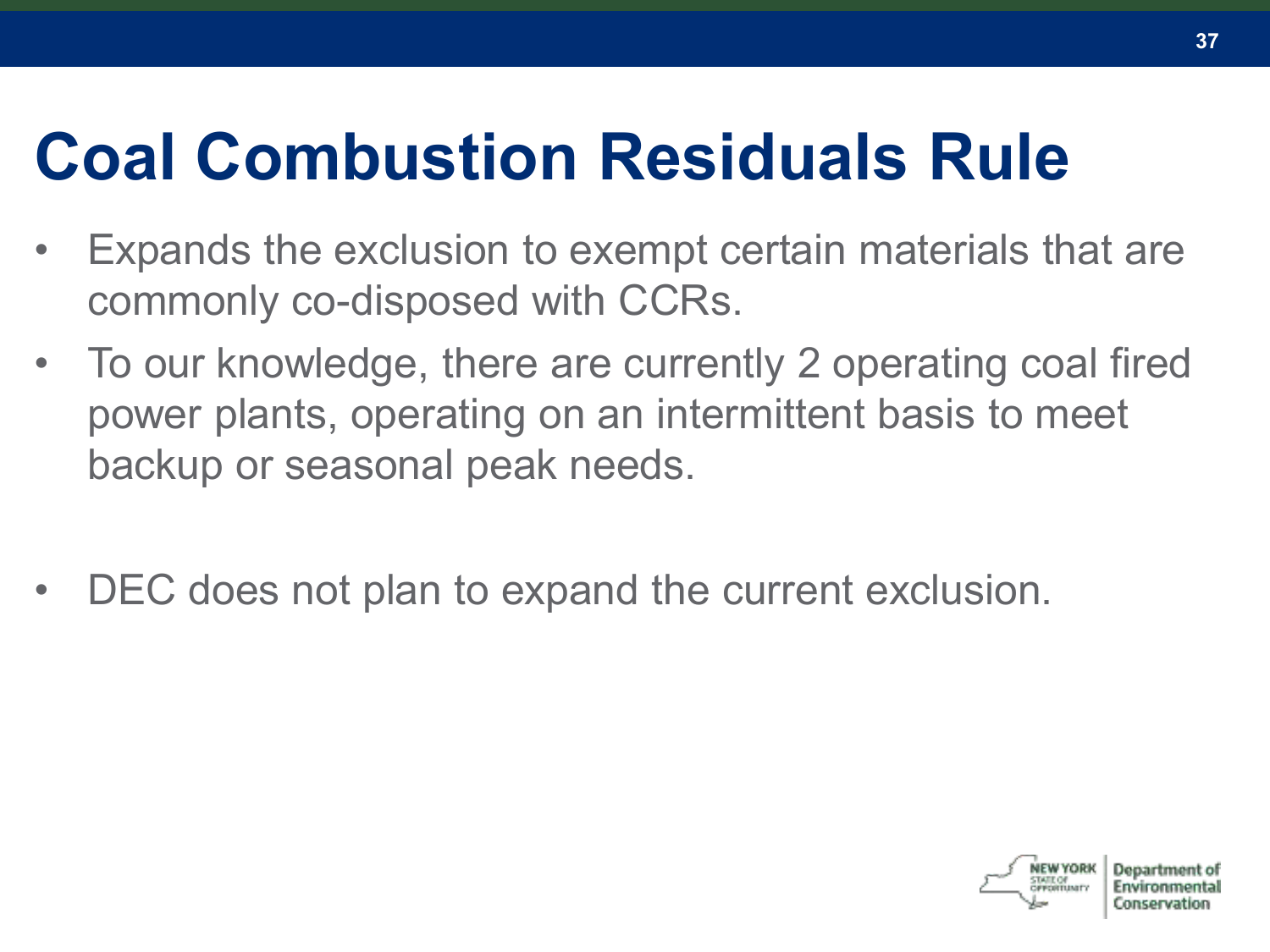# Coal Combustion Residuals Rule

- Expands the exclusion to exempt certain materials that are commonly co-disposed with CCRs.
- To our knowledge, there are currently 2 operating coal fired power plants, operating on an intermittent basis to meet backup or seasonal peak needs.
- DEC does not plan to expand the current exclusion.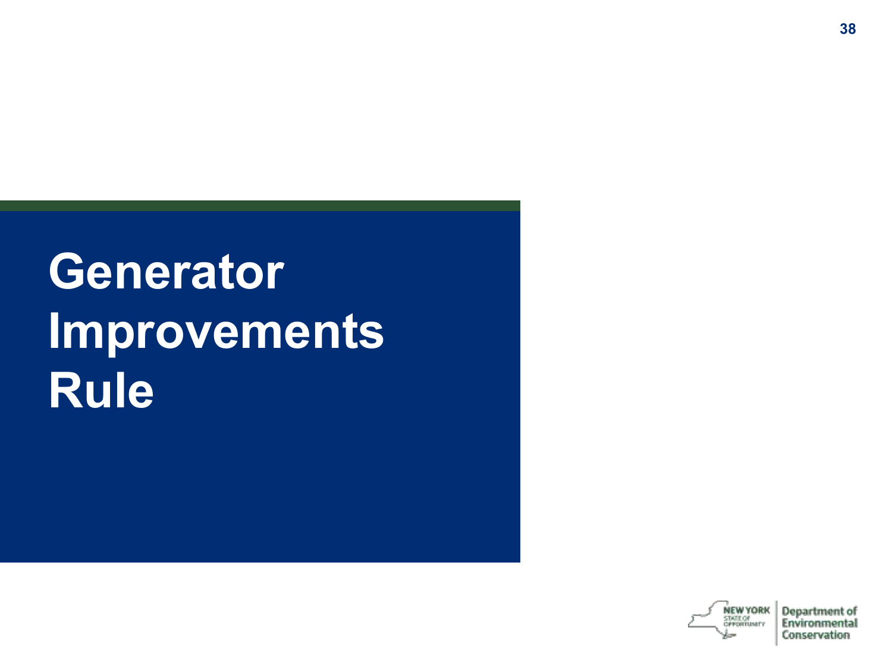# Generator Improvements Rule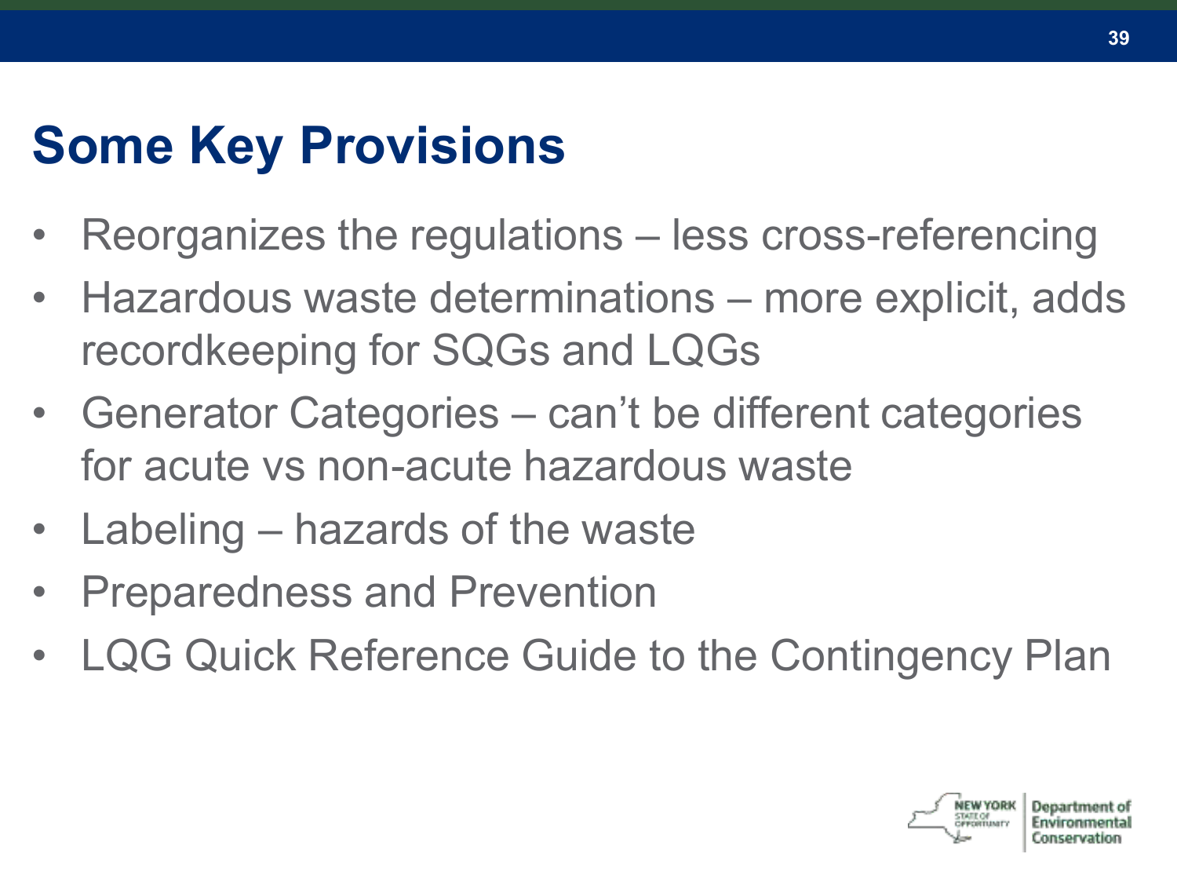## Some Key Provisions

- Reorganizes the regulations – less cross-referencing
- Hazardous waste determinations – more explicit, adds recordkeeping for SQGs and LQGs
- Generator Categories – can't be different categories for acute vs non-acute hazardous waste
- Labeling – hazards of the waste
- Preparedness and Prevention
- LQG Quick Reference Guide to the Contingency Plan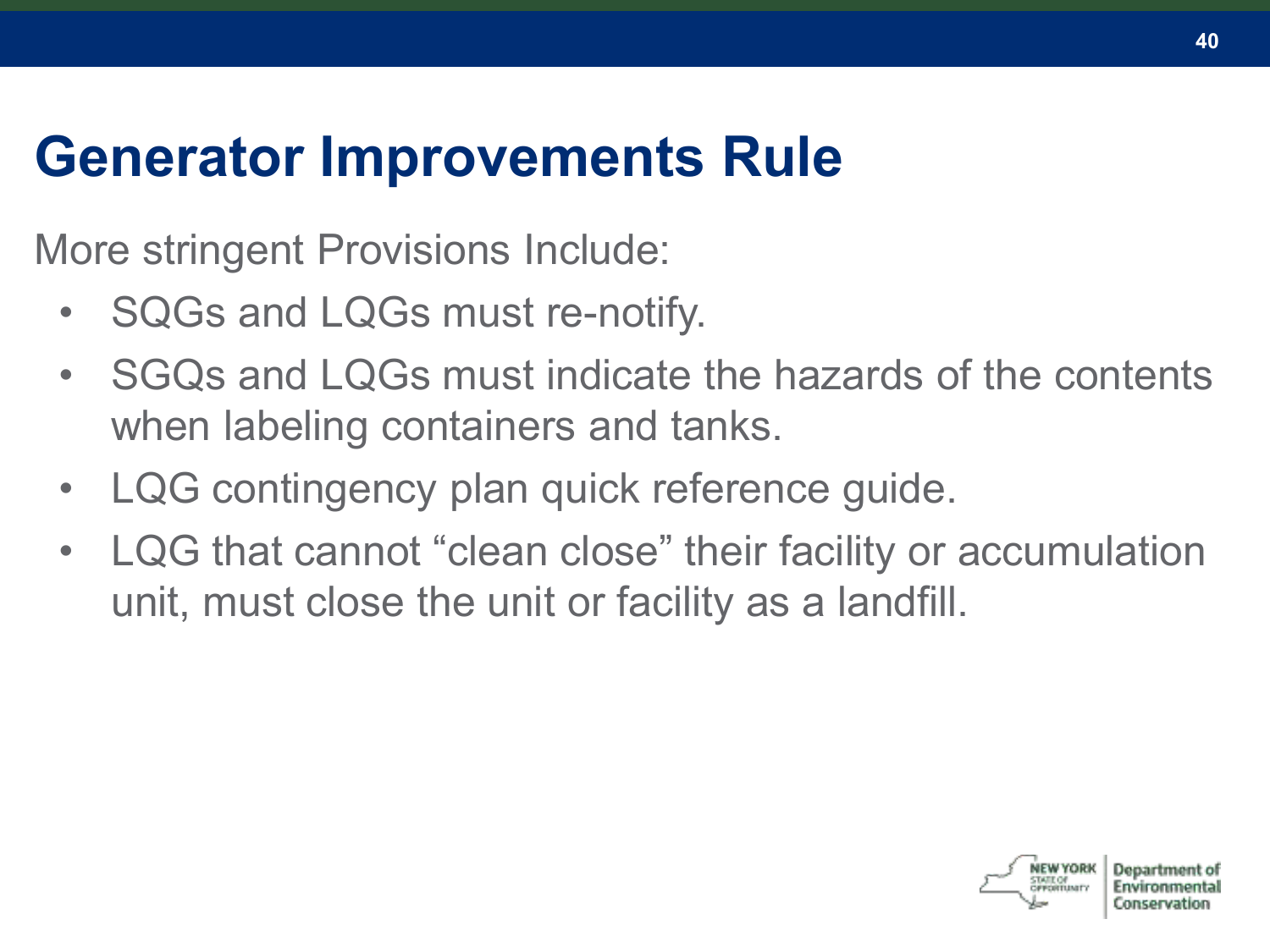# Generator Improvements Rule

More stringent Provisions Include:

- SQGs and LQGs must re-notify.
- SGQs and LQGs must indicate the hazards of the contents when labeling containers and tanks.
- LQG contingency plan quick reference guide.
- LQG that cannot "clean close" their facility or accumulation unit, must close the unit or facility as a landfill.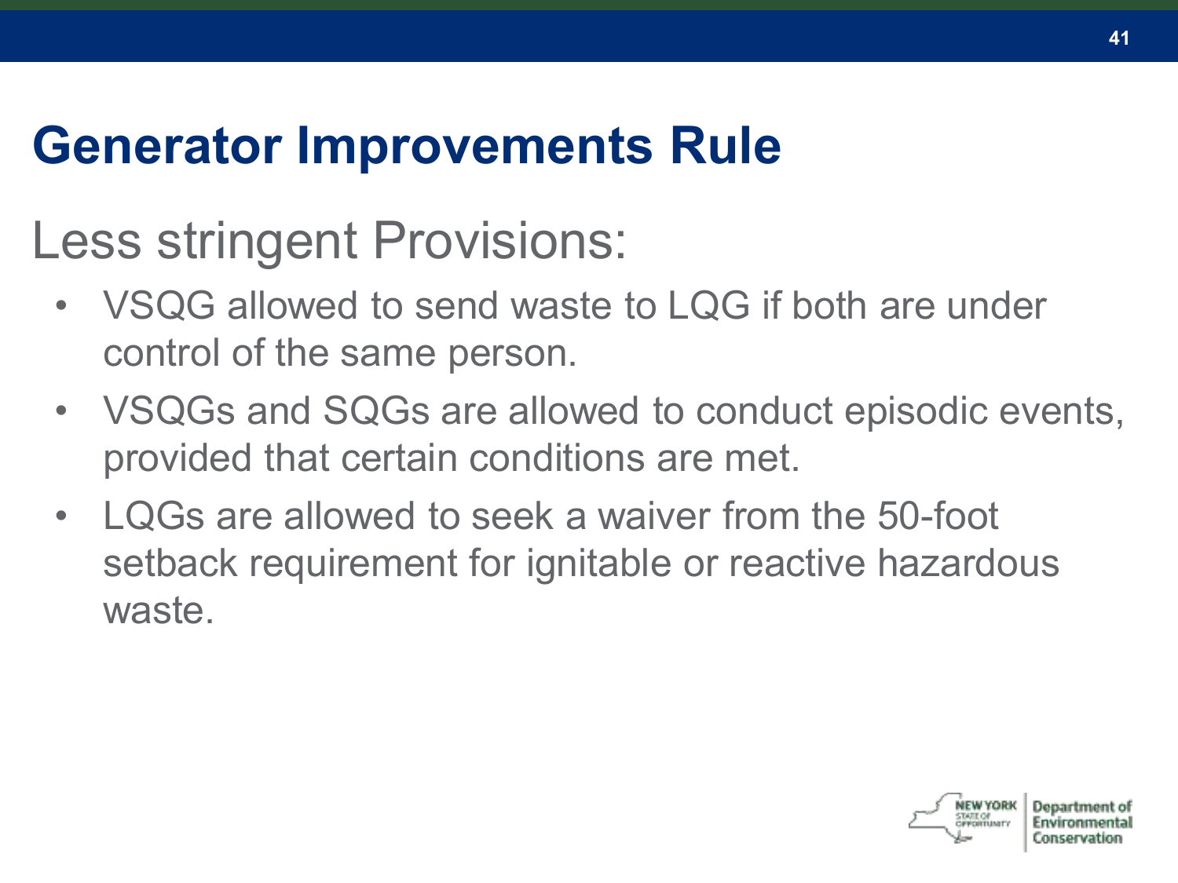# Generator Improvements Rule

## Less stringent Provisions:

- VSQG allowed to send waste to LQG if both are under control of the same person.
- VSQGs and SQGs are allowed to conduct episodic events, provided that certain conditions are met.
- LQGs are allowed to seek a waiver from the 50-foot setback requirement for ignitable or reactive hazardous waste.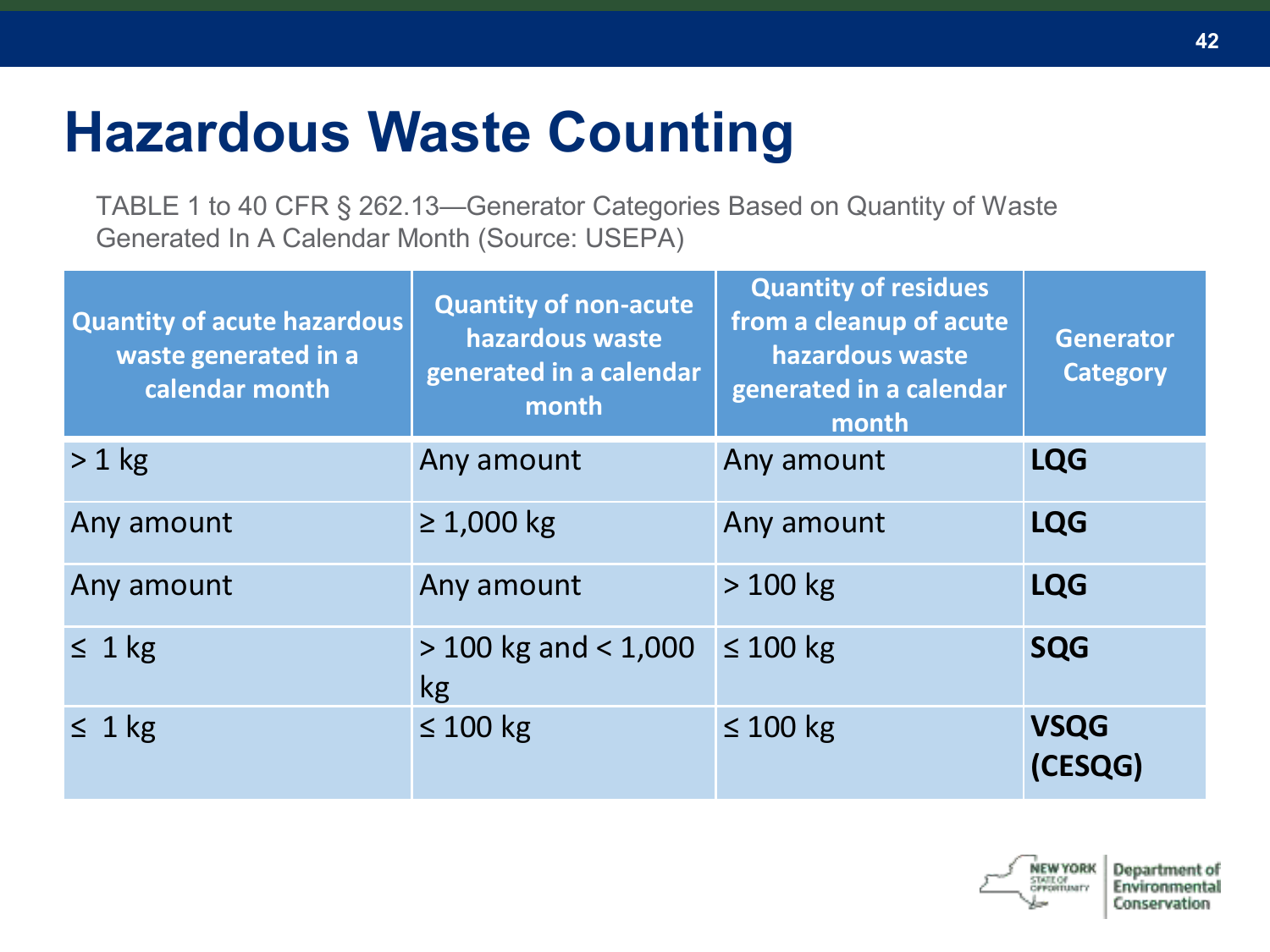# Hazardous Waste Counting

TABLE 1 to 40 CFR § 262.13—Generator Categories Based on Quantity of Waste Generated In A Calendar Month (Source: USEPA)

| Quantity of acute hazardous waste generated in a calendar month | Quantity of non-acute hazardous waste generated in a calendar month | Quantity of residues from a cleanup of acute hazardous waste generated in a calendar month | Generator Category |
|---|---|---|---|
| > 1 kg | Any amount | Any amount | **LQG** |
| Any amount | ≥ 1,000 kg | Any amount | **LQG** |
| Any amount | Any amount | > 100 kg | **LQG** |
| ≤ 1 kg | > 100 kg and < 1,000 kg | ≤ 100 kg | **SQG** |
| ≤ 1 kg | ≤ 100 kg | ≤ 100 kg | **VSQG (CESQG)** |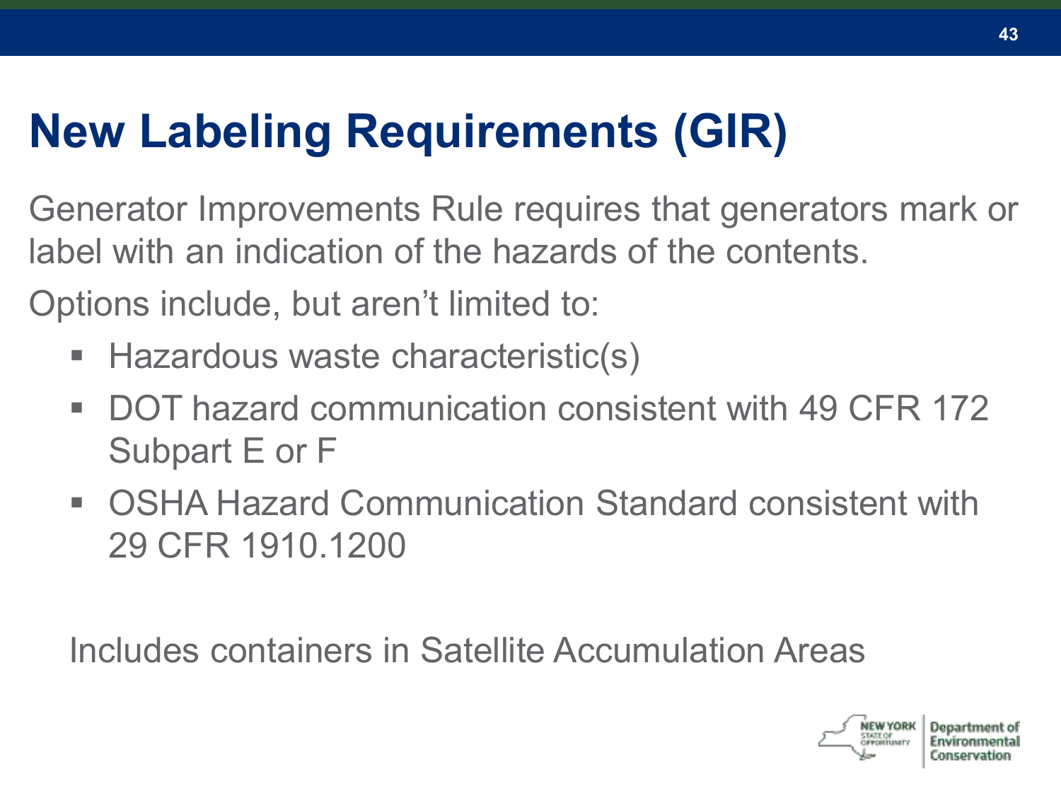# New Labeling Requirements (GIR)

Generator Improvements Rule requires that generators mark or label with an indication of the hazards of the contents.

Options include, but aren't limited to:

- Hazardous waste characteristic(s)
- DOT hazard communication consistent with 49 CFR 172 Subpart E or F
- OSHA Hazard Communication Standard consistent with 29 CFR 1910.1200

Includes containers in Satellite Accumulation Areas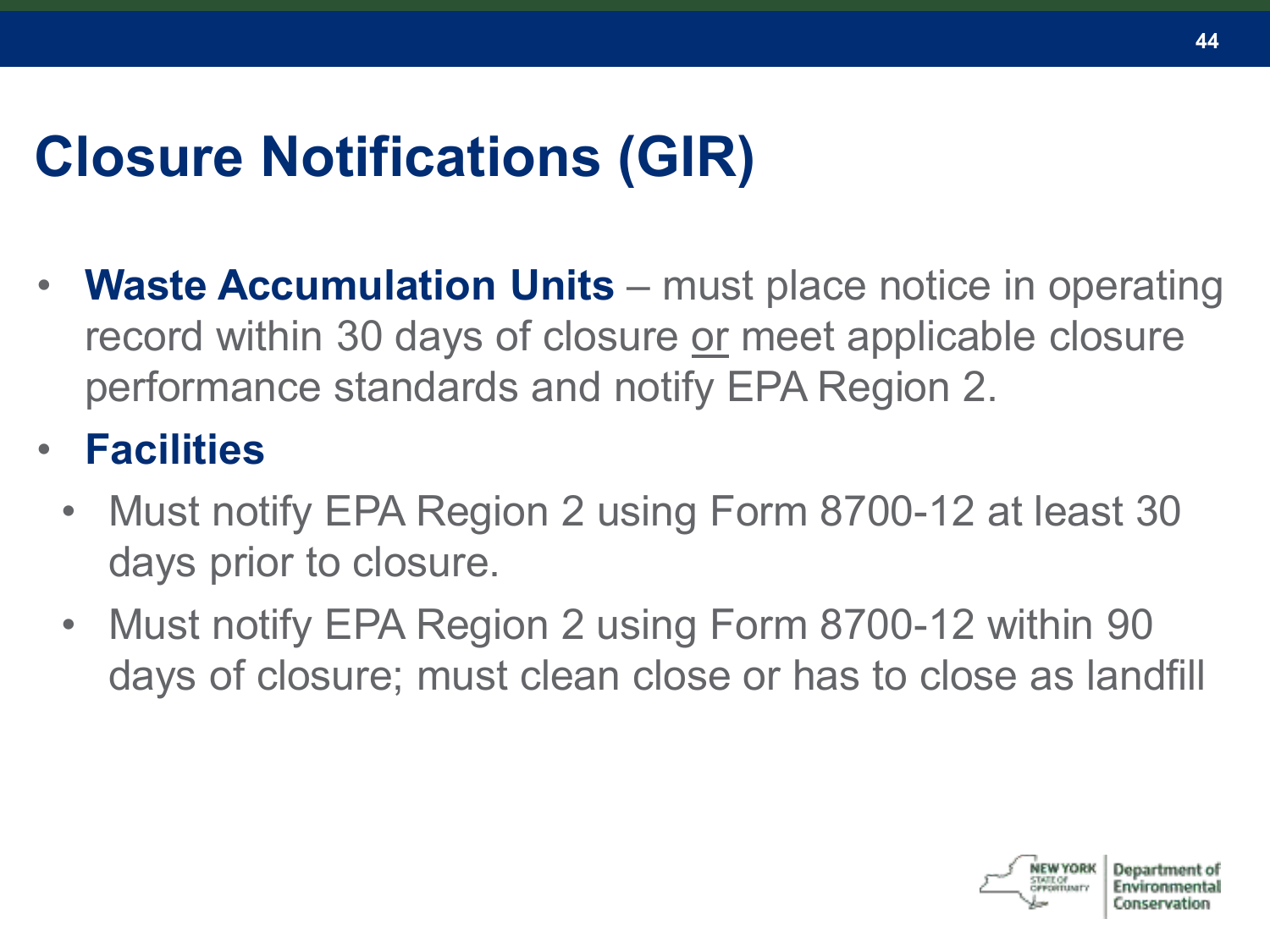# Closure Notifications (GIR)

- **Waste Accumulation Units** – must place notice in operating record within 30 days of closure or meet applicable closure performance standards and notify EPA Region 2.
- **Facilities**
  - Must notify EPA Region 2 using Form 8700-12 at least 30 days prior to closure.
  - Must notify EPA Region 2 using Form 8700-12 within 90 days of closure; must clean close or has to close as landfill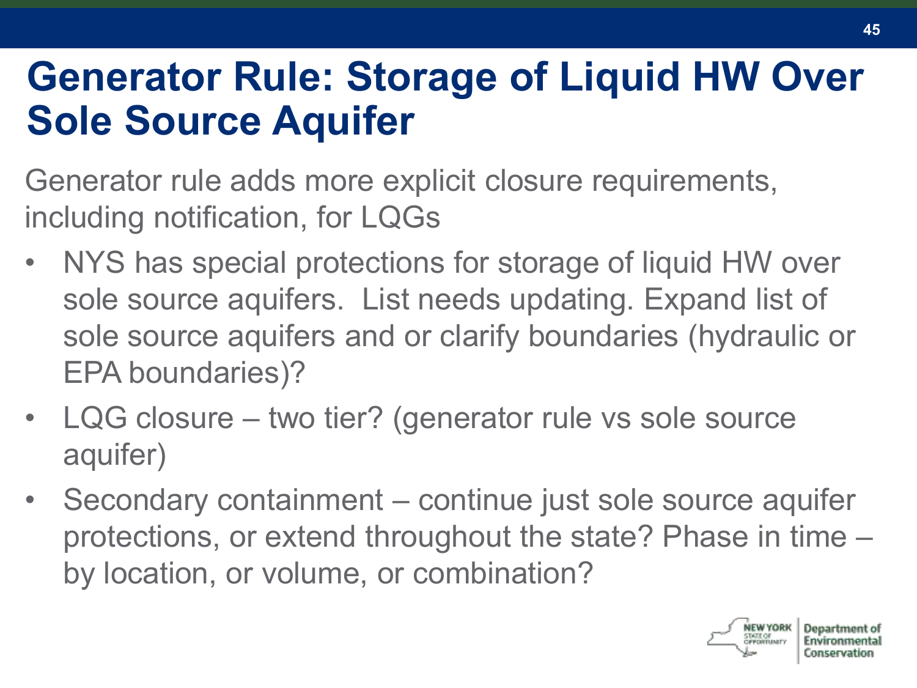# Generator Rule: Storage of Liquid HW Over Sole Source Aquifer

Generator rule adds more explicit closure requirements, including notification, for LQGs

- NYS has special protections for storage of liquid HW over sole source aquifers. List needs updating. Expand list of sole source aquifers and or clarify boundaries (hydraulic or EPA boundaries)?
- LQG closure – two tier? (generator rule vs sole source aquifer)
- Secondary containment – continue just sole source aquifer protections, or extend throughout the state? Phase in time – by location, or volume, or combination?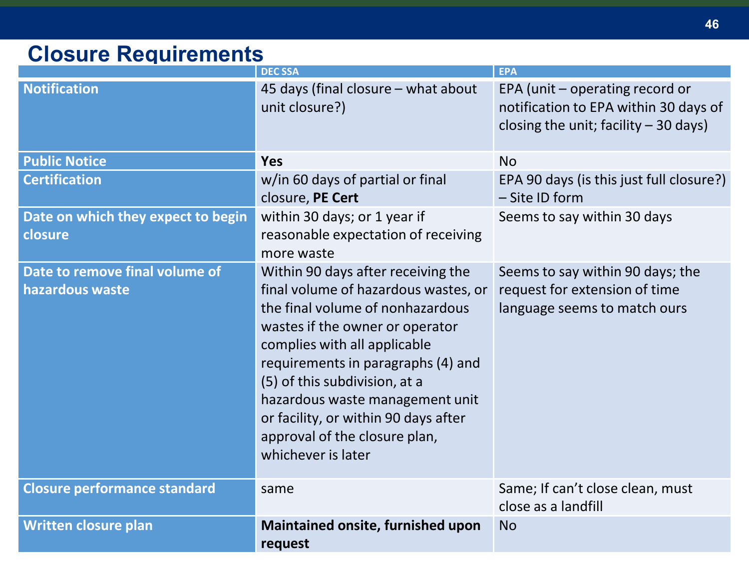# Closure Requirements

| | DEC SSA | EPA |
|---|---|---|
| **Notification** | 45 days (final closure – what about unit closure?) | EPA (unit – operating record or notification to EPA within 30 days of closing the unit; facility – 30 days) |
| **Public Notice** | **Yes** | No |
| **Certification** | w/in 60 days of partial or final closure, **PE Cert** | EPA 90 days (is this just full closure?) – Site ID form |
| **Date on which they expect to begin closure** | within 30 days; or 1 year if reasonable expectation of receiving more waste | Seems to say within 30 days |
| **Date to remove final volume of hazardous waste** | Within 90 days after receiving the final volume of hazardous wastes, or the final volume of nonhazardous wastes if the owner or operator complies with all applicable requirements in paragraphs (4) and (5) of this subdivision, at a hazardous waste management unit or facility, or within 90 days after approval of the closure plan, whichever is later | Seems to say within 90 days; the request for extension of time language seems to match ours |
| **Closure performance standard** | same | Same; If can't close clean, must close as a landfill |
| **Written closure plan** | **Maintained onsite, furnished upon request** | No |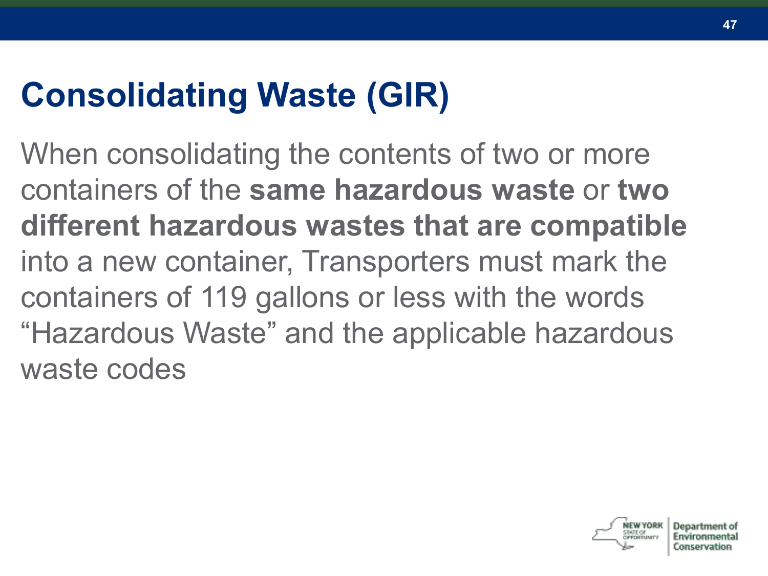# Consolidating Waste (GIR)

When consolidating the contents of two or more containers of the **same hazardous waste** or **two different hazardous wastes that are compatible** into a new container, Transporters must mark the containers of 119 gallons or less with the words “Hazardous Waste” and the applicable hazardous waste codes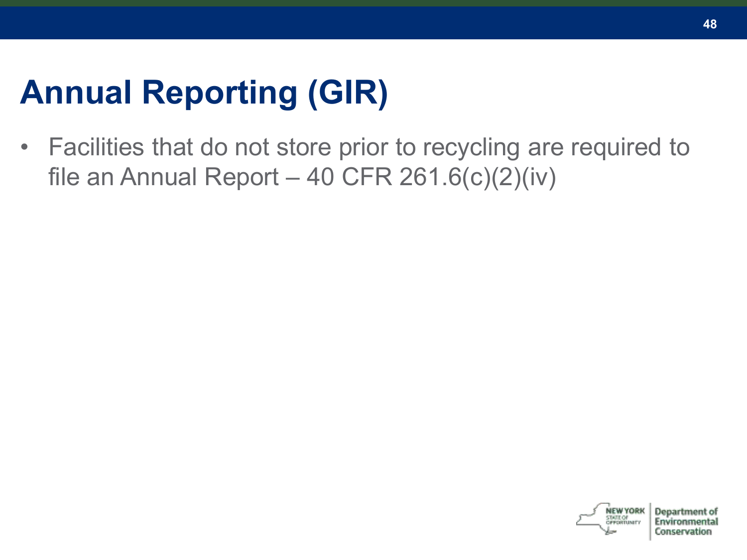# Annual Reporting (GIR)

- Facilities that do not store prior to recycling are required to file an Annual Report – 40 CFR 261.6(c)(2)(iv)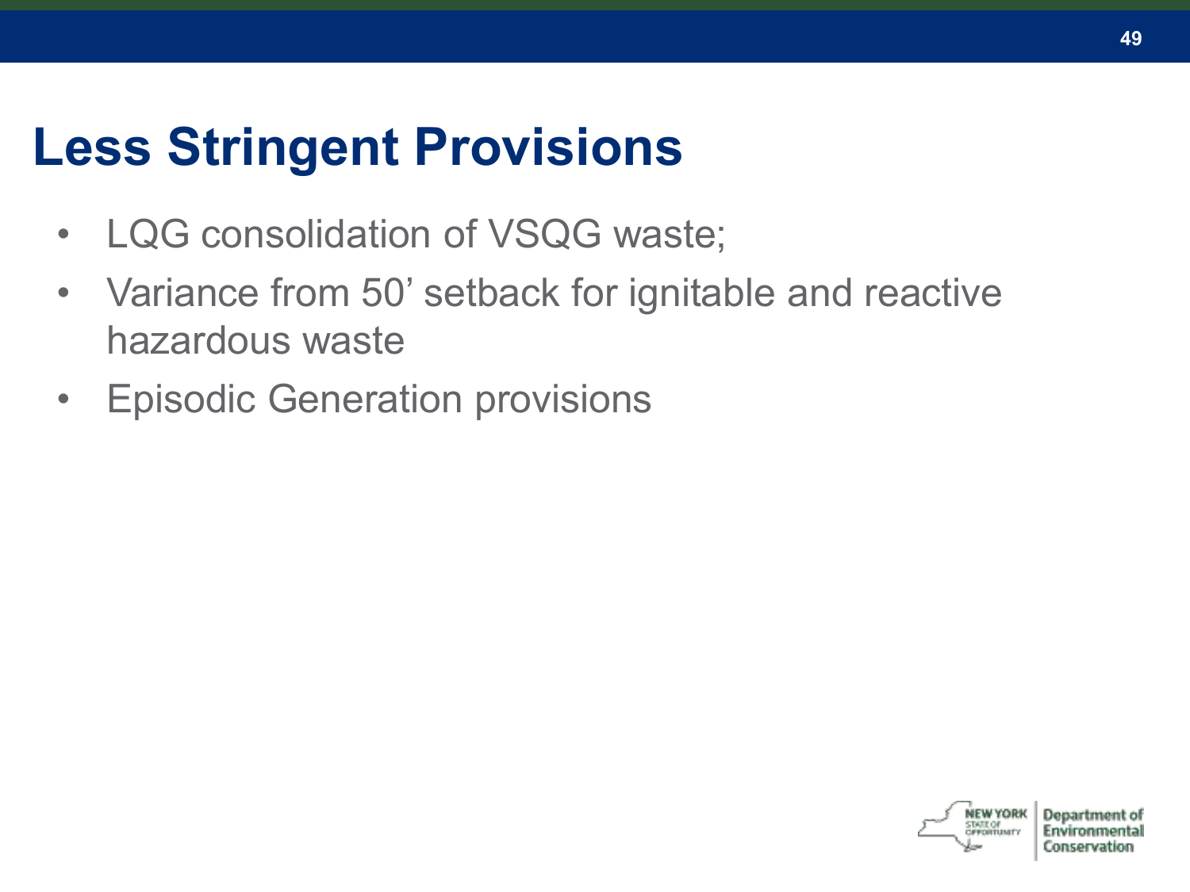# Less Stringent Provisions

- LQG consolidation of VSQG waste;
- Variance from 50' setback for ignitable and reactive hazardous waste
- Episodic Generation provisions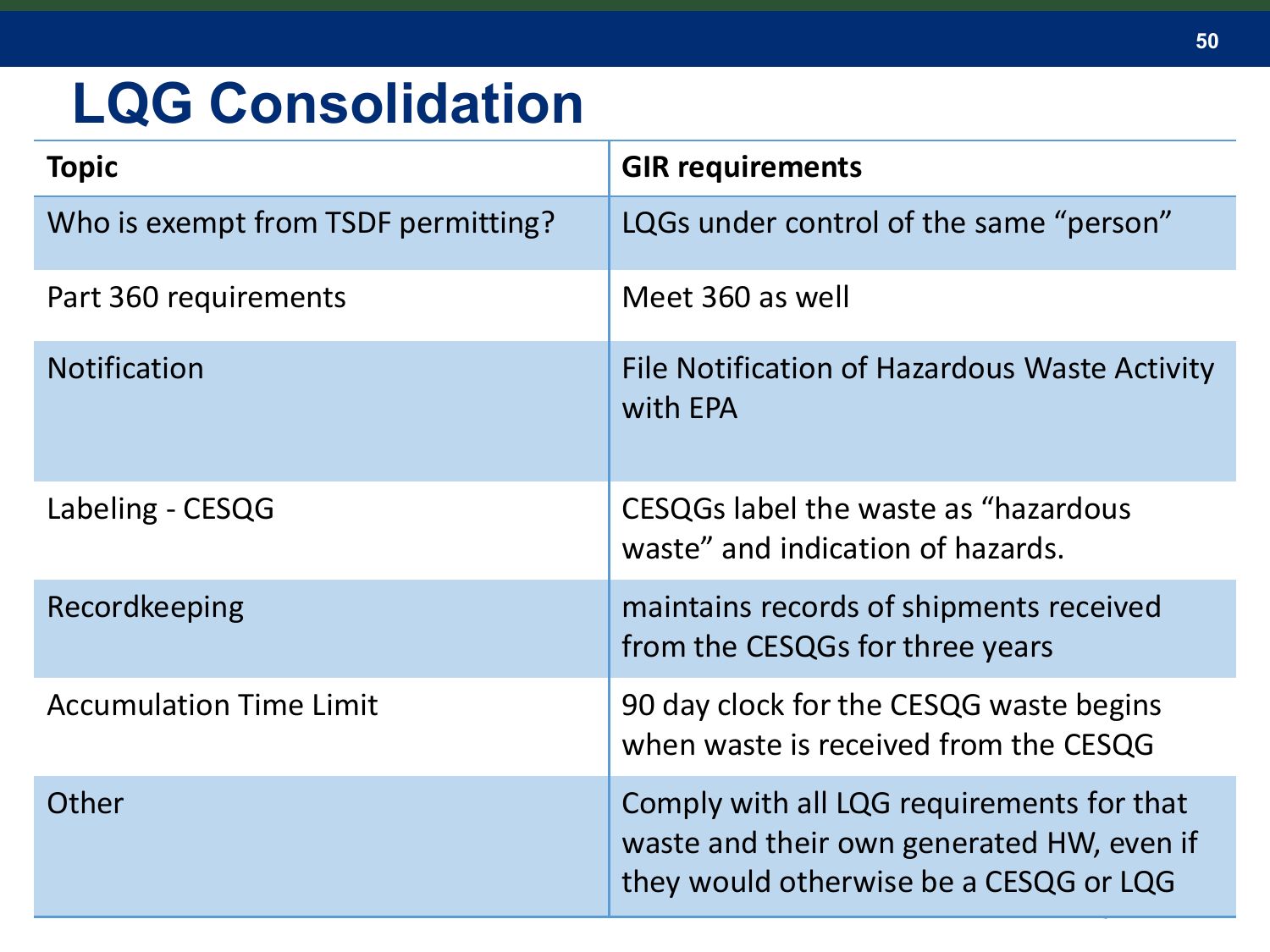# LQG Consolidation

| Topic | GIR requirements |
|---|---|
| Who is exempt from TSDF permitting? | LQGs under control of the same "person" |
| Part 360 requirements | Meet 360 as well |
| Notification | File Notification of Hazardous Waste Activity with EPA |
| Labeling - CESQG | CESQGs label the waste as "hazardous waste" and indication of hazards. |
| Recordkeeping | maintains records of shipments received from the CESQGs for three years |
| Accumulation Time Limit | 90 day clock for the CESQG waste begins when waste is received from the CESQG |
| Other | Comply with all LQG requirements for that waste and their own generated HW, even if they would otherwise be a CESQG or LQG |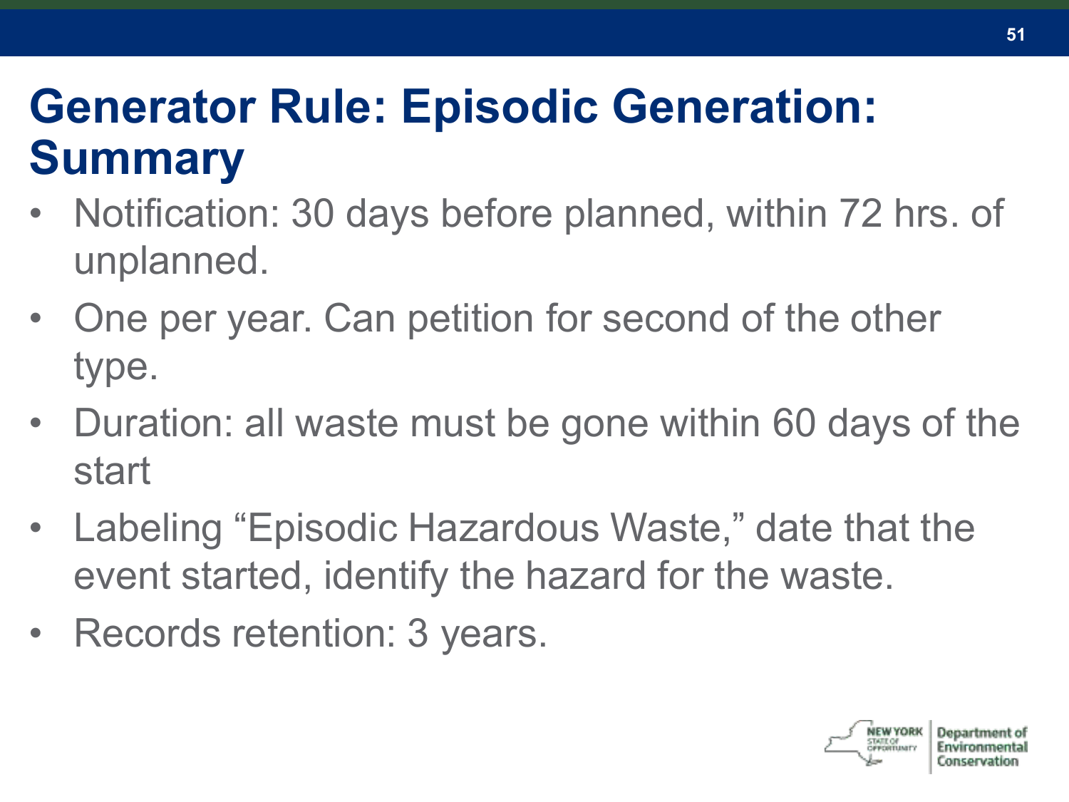# Generator Rule: Episodic Generation: Summary

- Notification: 30 days before planned, within 72 hrs. of unplanned.
- One per year. Can petition for second of the other type.
- Duration: all waste must be gone within 60 days of the start
- Labeling “Episodic Hazardous Waste,” date that the event started, identify the hazard for the waste.
- Records retention: 3 years.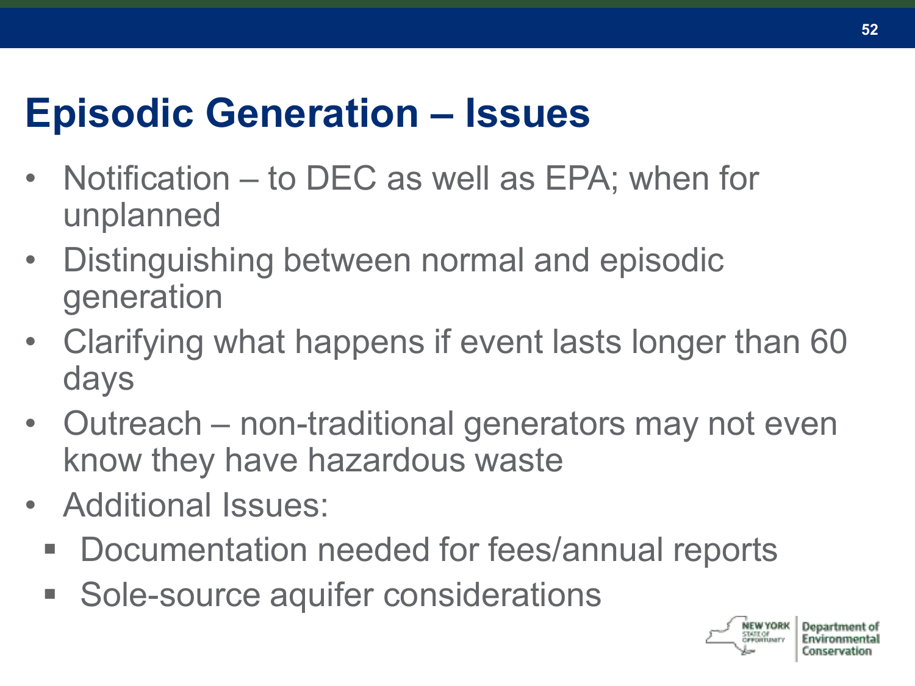# Episodic Generation – Issues

- Notification – to DEC as well as EPA; when for unplanned
- Distinguishing between normal and episodic generation
- Clarifying what happens if event lasts longer than 60 days
- Outreach – non-traditional generators may not even know they have hazardous waste
- Additional Issues:
  - Documentation needed for fees/annual reports
  - Sole-source aquifer considerations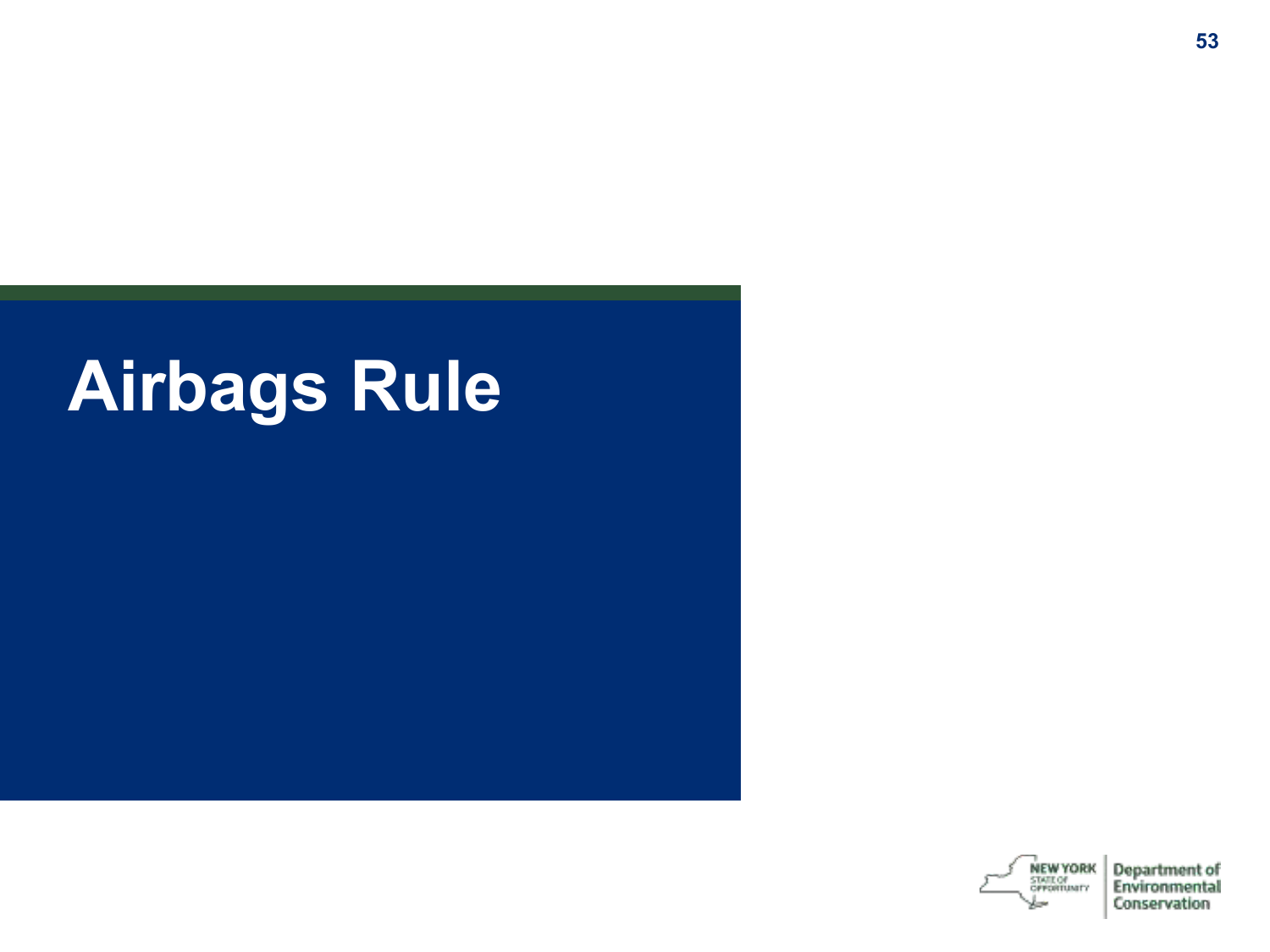# Airbags Rule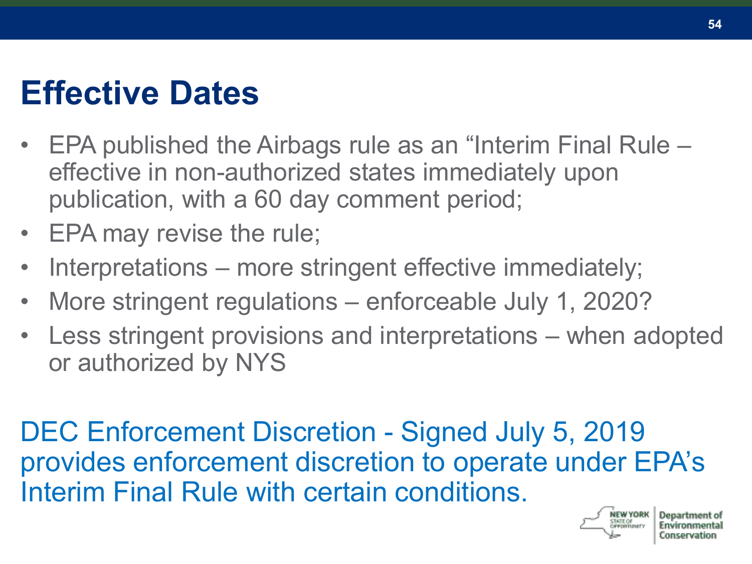# Effective Dates

- EPA published the Airbags rule as an “Interim Final Rule – effective in non-authorized states immediately upon publication, with a 60 day comment period;
- EPA may revise the rule;
- Interpretations – more stringent effective immediately;
- More stringent regulations – enforceable July 1, 2020?
- Less stringent provisions and interpretations – when adopted or authorized by NYS

DEC Enforcement Discretion - Signed July 5, 2019 provides enforcement discretion to operate under EPA’s Interim Final Rule with certain conditions.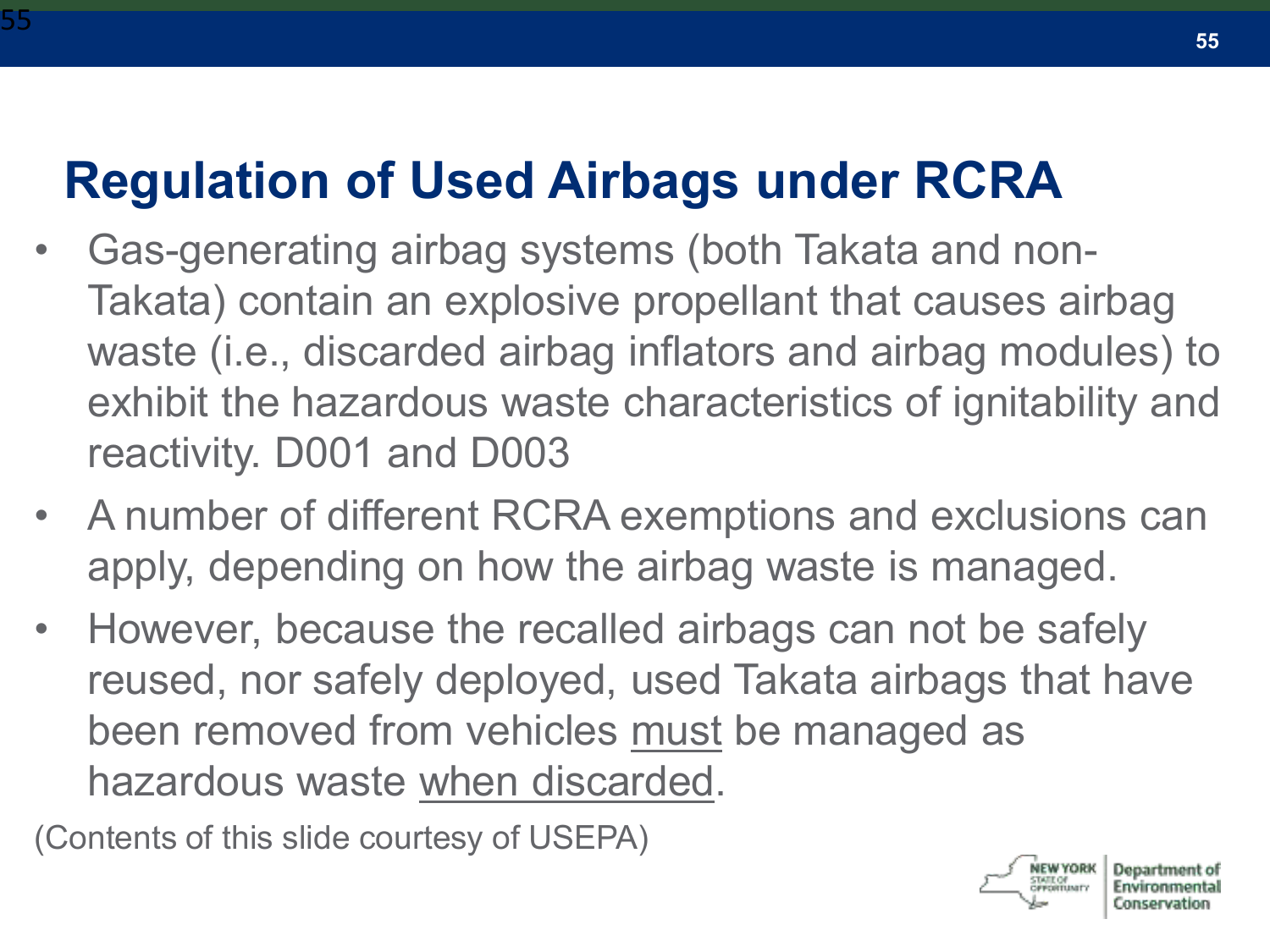# Regulation of Used Airbags under RCRA

- Gas-generating airbag systems (both Takata and non-Takata) contain an explosive propellant that causes airbag waste (i.e., discarded airbag inflators and airbag modules) to exhibit the hazardous waste characteristics of ignitability and reactivity. D001 and D003
- A number of different RCRA exemptions and exclusions can apply, depending on how the airbag waste is managed.
- However, because the recalled airbags can not be safely reused, nor safely deployed, used Takata airbags that have been removed from vehicles <u>must</u> be managed as hazardous waste <u>when discarded</u>.

(Contents of this slide courtesy of USEPA)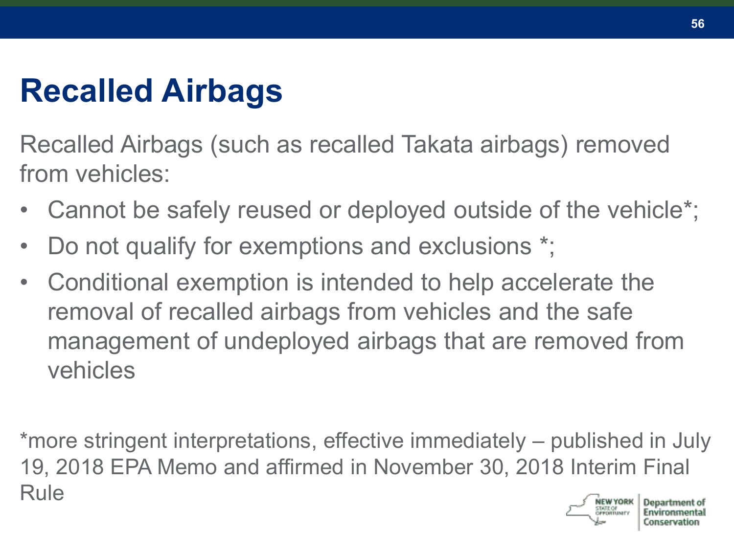# Recalled Airbags

Recalled Airbags (such as recalled Takata airbags) removed from vehicles:

- Cannot be safely reused or deployed outside of the vehicle*;
- Do not qualify for exemptions and exclusions *;
- Conditional exemption is intended to help accelerate the removal of recalled airbags from vehicles and the safe management of undeployed airbags that are removed from vehicles

*more stringent interpretations, effective immediately – published in July 19, 2018 EPA Memo and affirmed in November 30, 2018 Interim Final Rule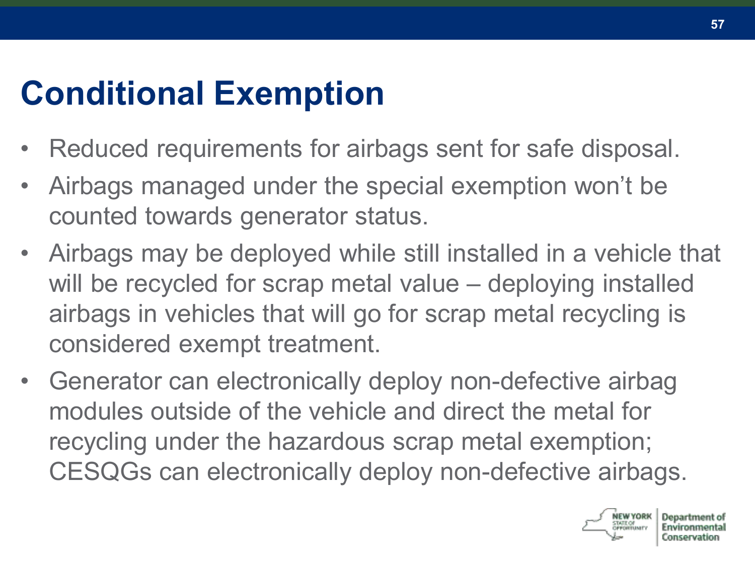# Conditional Exemption

- Reduced requirements for airbags sent for safe disposal.
- Airbags managed under the special exemption won't be counted towards generator status.
- Airbags may be deployed while still installed in a vehicle that will be recycled for scrap metal value – deploying installed airbags in vehicles that will go for scrap metal recycling is considered exempt treatment.
- Generator can electronically deploy non-defective airbag modules outside of the vehicle and direct the metal for recycling under the hazardous scrap metal exemption; CESQGs can electronically deploy non-defective airbags.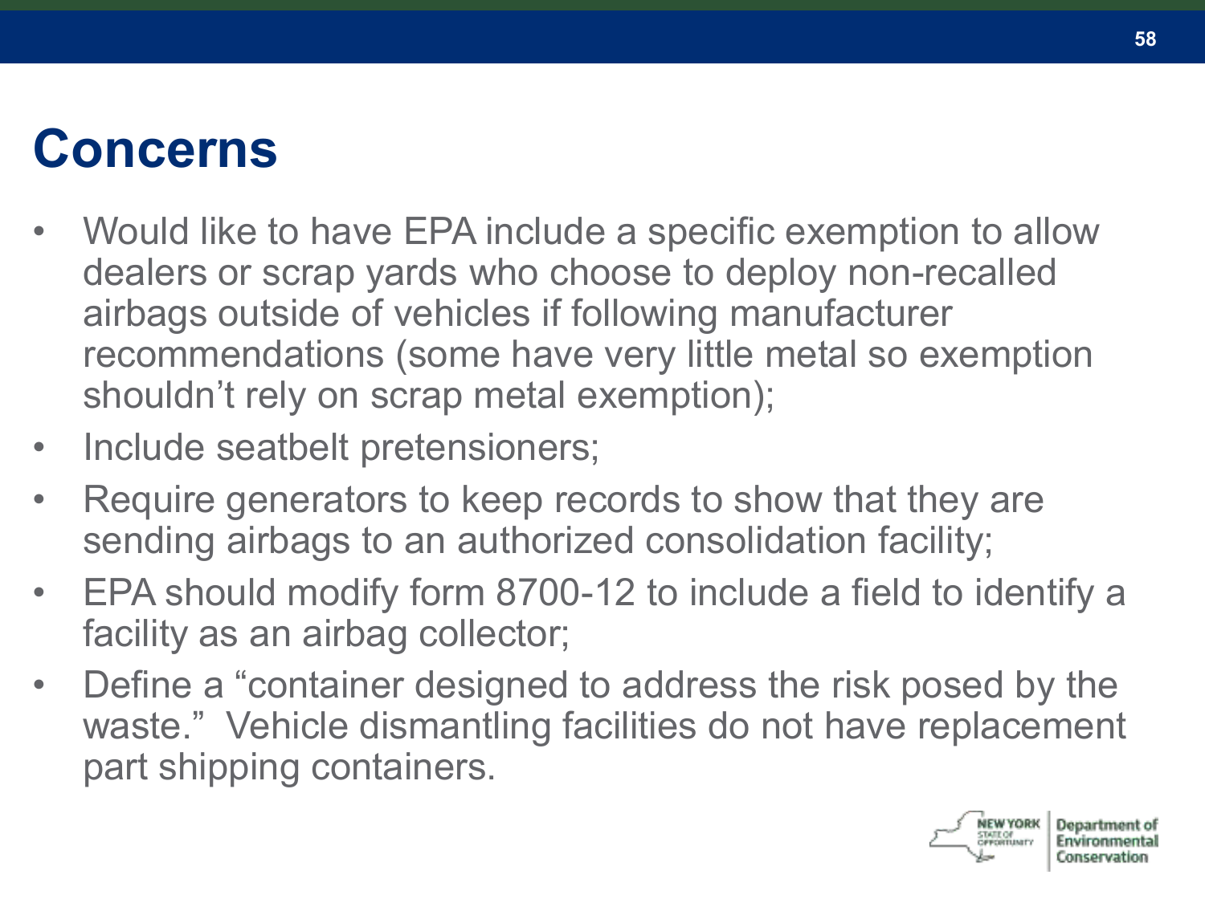# Concerns

- Would like to have EPA include a specific exemption to allow dealers or scrap yards who choose to deploy non-recalled airbags outside of vehicles if following manufacturer recommendations (some have very little metal so exemption shouldn't rely on scrap metal exemption);
- Include seatbelt pretensioners;
- Require generators to keep records to show that they are sending airbags to an authorized consolidation facility;
- EPA should modify form 8700-12 to include a field to identify a facility as an airbag collector;
- Define a "container designed to address the risk posed by the waste." Vehicle dismantling facilities do not have replacement part shipping containers.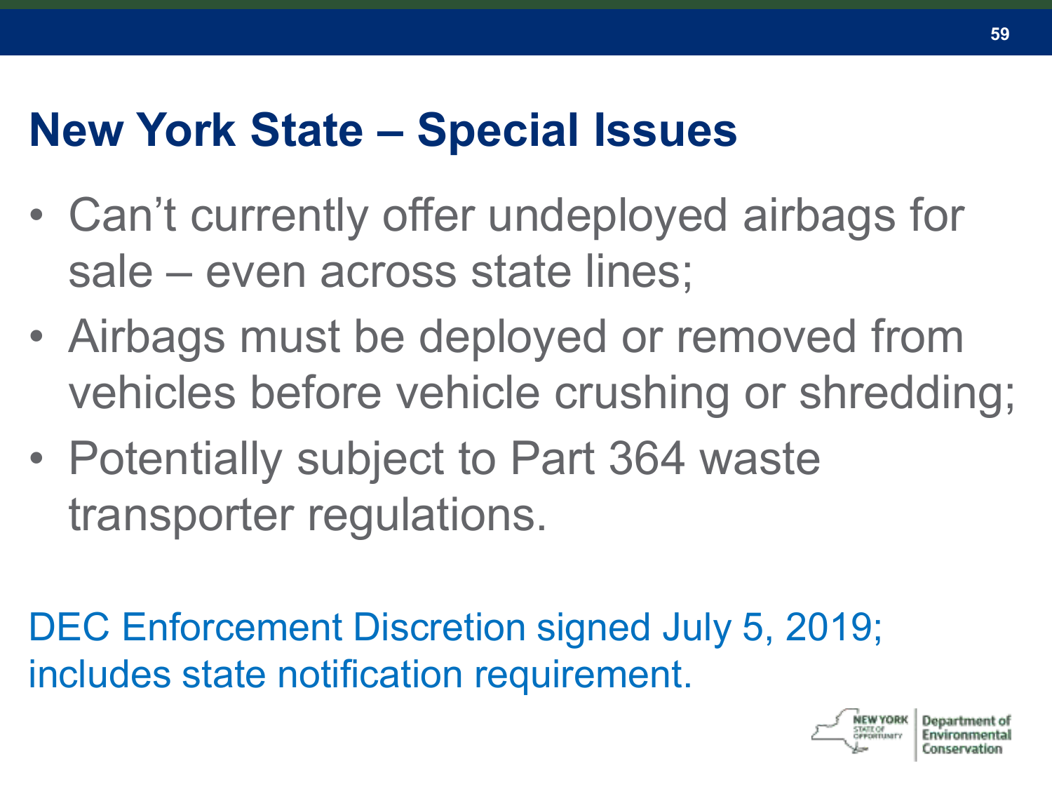# New York State – Special Issues

- Can't currently offer undeployed airbags for sale – even across state lines;
- Airbags must be deployed or removed from vehicles before vehicle crushing or shredding;
- Potentially subject to Part 364 waste transporter regulations.

DEC Enforcement Discretion signed July 5, 2019; includes state notification requirement.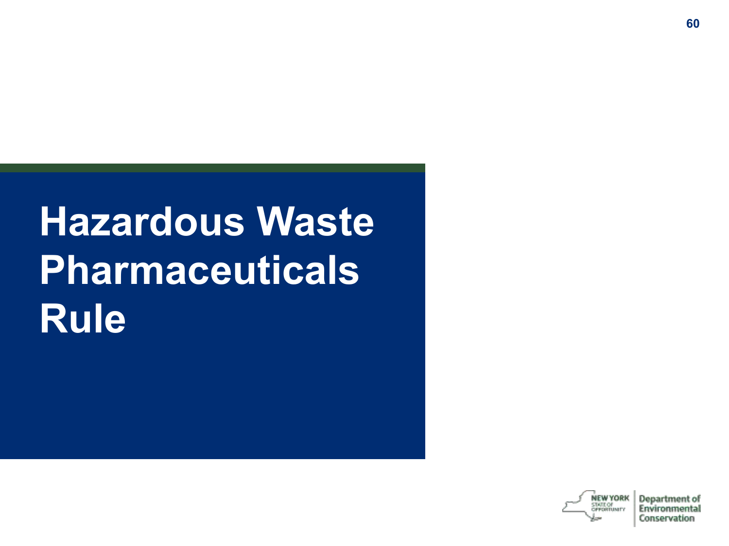# Hazardous Waste Pharmaceuticals Rule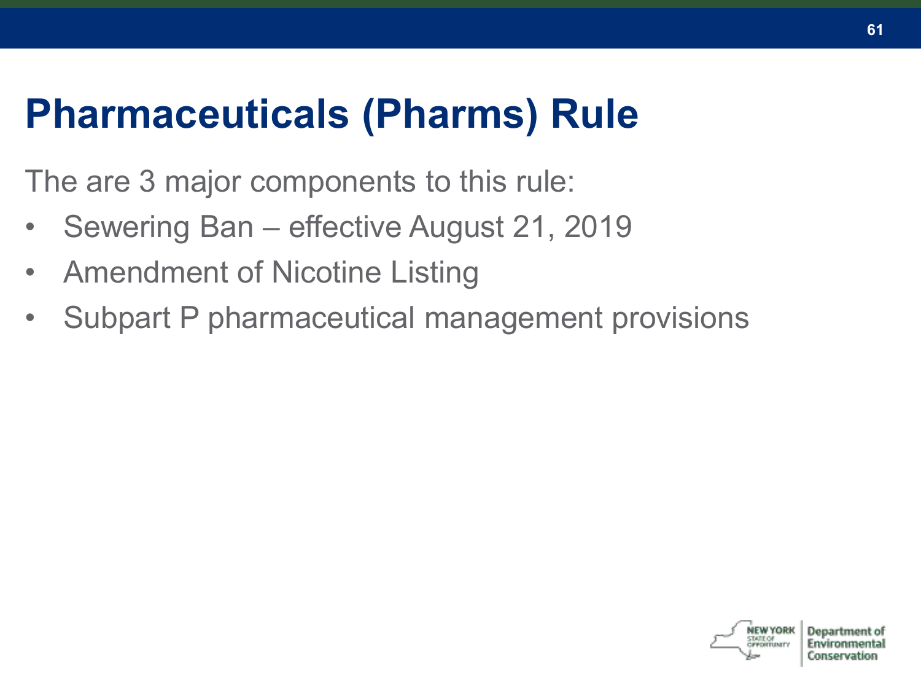# Pharmaceuticals (Pharms) Rule

The are 3 major components to this rule:

- Sewering Ban – effective August 21, 2019
- Amendment of Nicotine Listing
- Subpart P pharmaceutical management provisions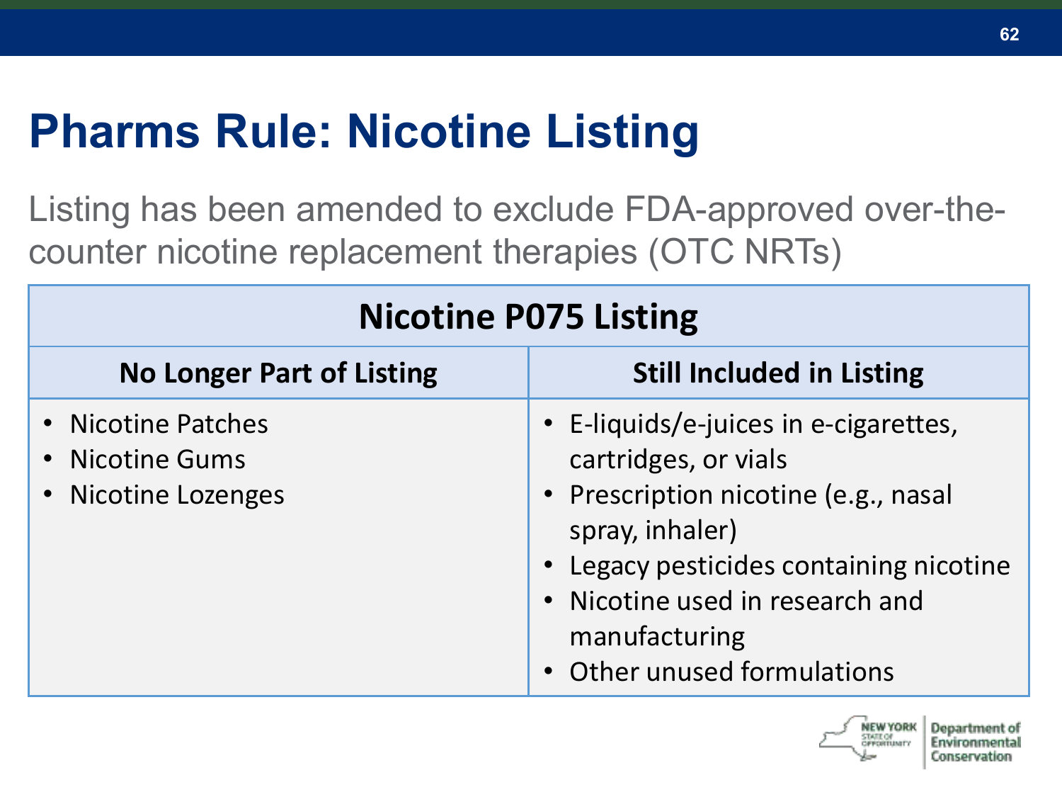# Pharms Rule: Nicotine Listing

Listing has been amended to exclude FDA-approved over-the-counter nicotine replacement therapies (OTC NRTs)

| Nicotine P075 Listing | |
|---|---|
| **No Longer Part of Listing** | **Still Included in Listing** |
| • Nicotine Patches<br>• Nicotine Gums<br>• Nicotine Lozenges | • E-liquids/e-juices in e-cigarettes, cartridges, or vials<br>• Prescription nicotine (e.g., nasal spray, inhaler)<br>• Legacy pesticides containing nicotine<br>• Nicotine used in research and manufacturing<br>• Other unused formulations |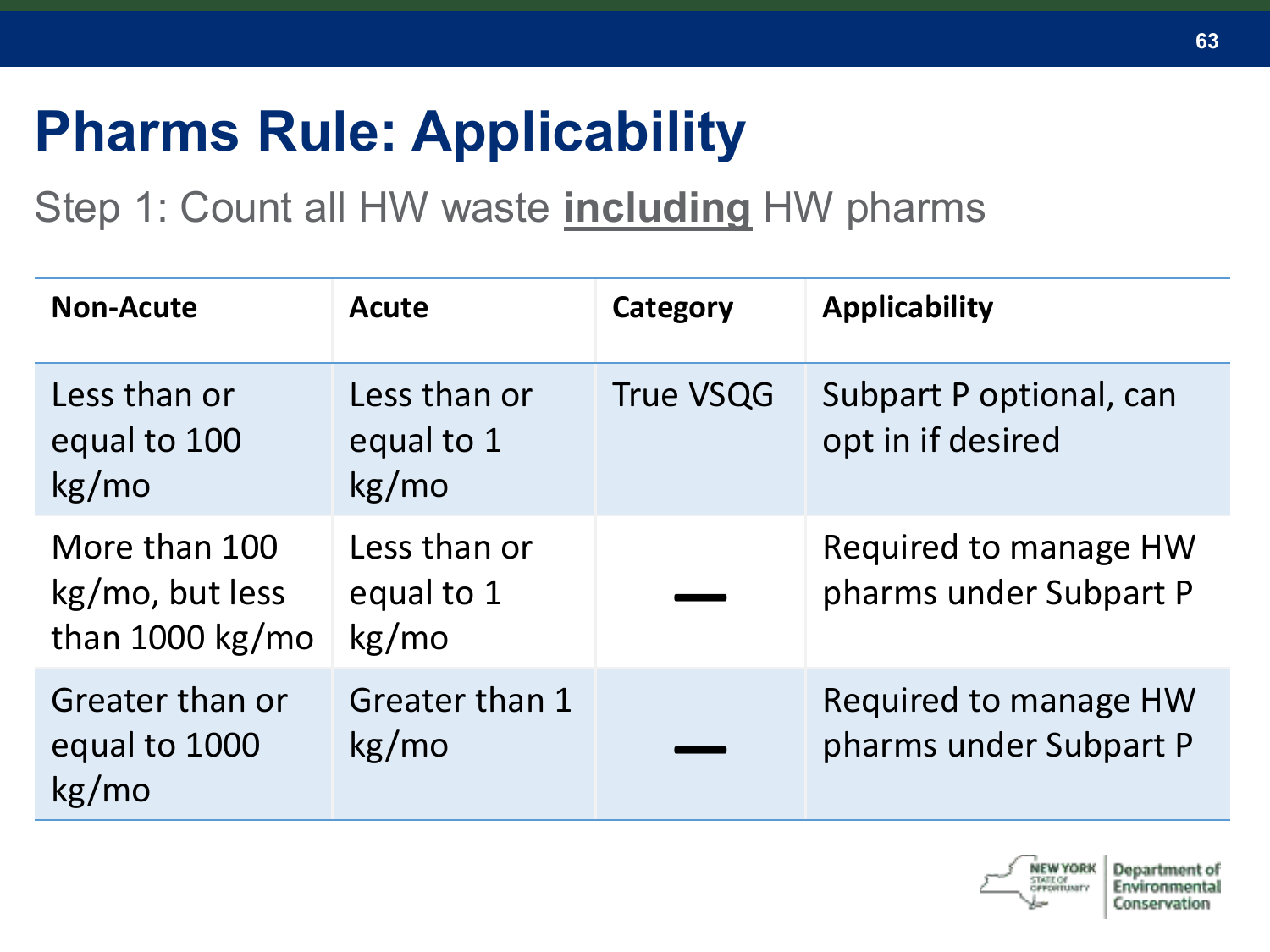# Pharms Rule: Applicability

Step 1: Count all HW waste **including** HW pharms

| Non-Acute | Acute | Category | Applicability |
| --- | --- | --- | --- |
| Less than or equal to 100 kg/mo | Less than or equal to 1 kg/mo | True VSQG | Subpart P optional, can opt in if desired |
| More than 100 kg/mo, but less than 1000 kg/mo | Less than or equal to 1 kg/mo | — | Required to manage HW pharms under Subpart P |
| Greater than or equal to 1000 kg/mo | Greater than 1 kg/mo | — | Required to manage HW pharms under Subpart P |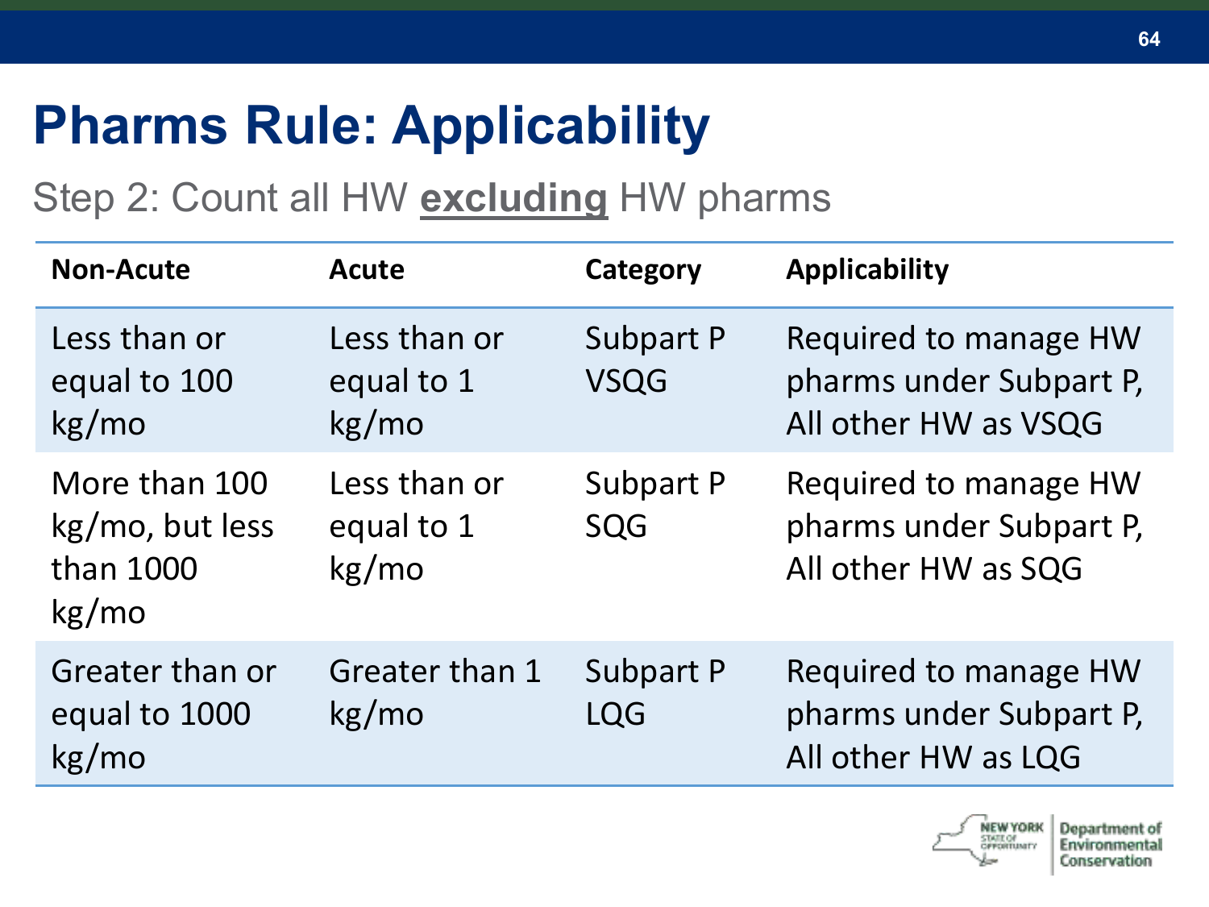# Pharms Rule: Applicability

Step 2: Count all HW **excluding** HW pharms

| Non-Acute | Acute | Category | Applicability |
|---|---|---|---|
| Less than or equal to 100 kg/mo | Less than or equal to 1 kg/mo | Subpart P VSQG | Required to manage HW pharms under Subpart P, All other HW as VSQG |
| More than 100 kg/mo, but less than 1000 kg/mo | Less than or equal to 1 kg/mo | Subpart P SQG | Required to manage HW pharms under Subpart P, All other HW as SQG |
| Greater than or equal to 1000 kg/mo | Greater than 1 kg/mo | Subpart P LQG | Required to manage HW pharms under Subpart P, All other HW as LQG |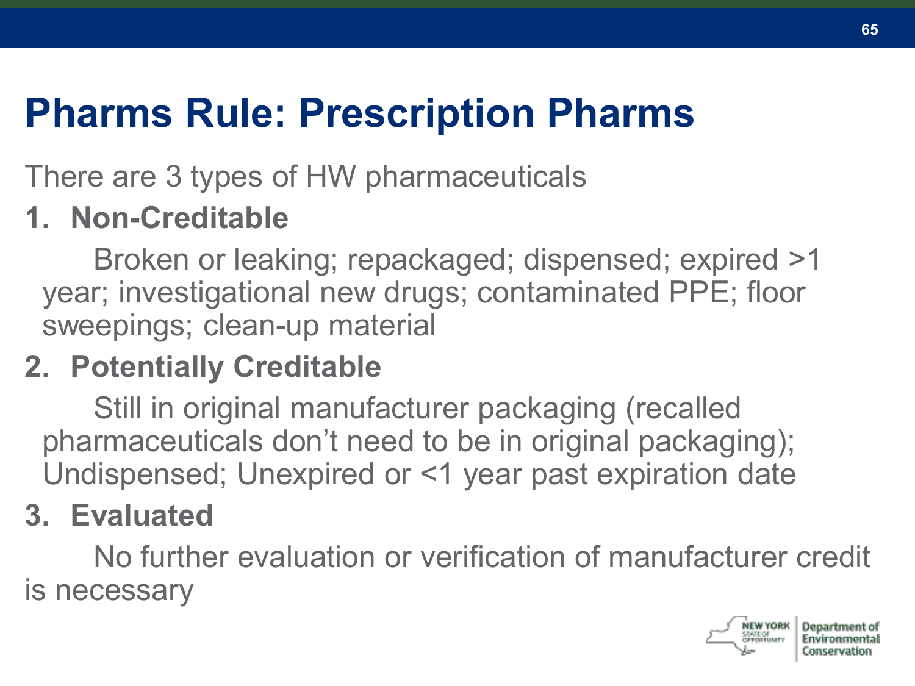# Pharms Rule: Prescription Pharms

There are 3 types of HW pharmaceuticals

1. **Non-Creditable**

   Broken or leaking; repackaged; dispensed; expired >1 year; investigational new drugs; contaminated PPE; floor sweepings; clean-up material

2. **Potentially Creditable**

   Still in original manufacturer packaging (recalled pharmaceuticals don't need to be in original packaging); Undispensed; Unexpired or <1 year past expiration date

3. **Evaluated**

   No further evaluation or verification of manufacturer credit is necessary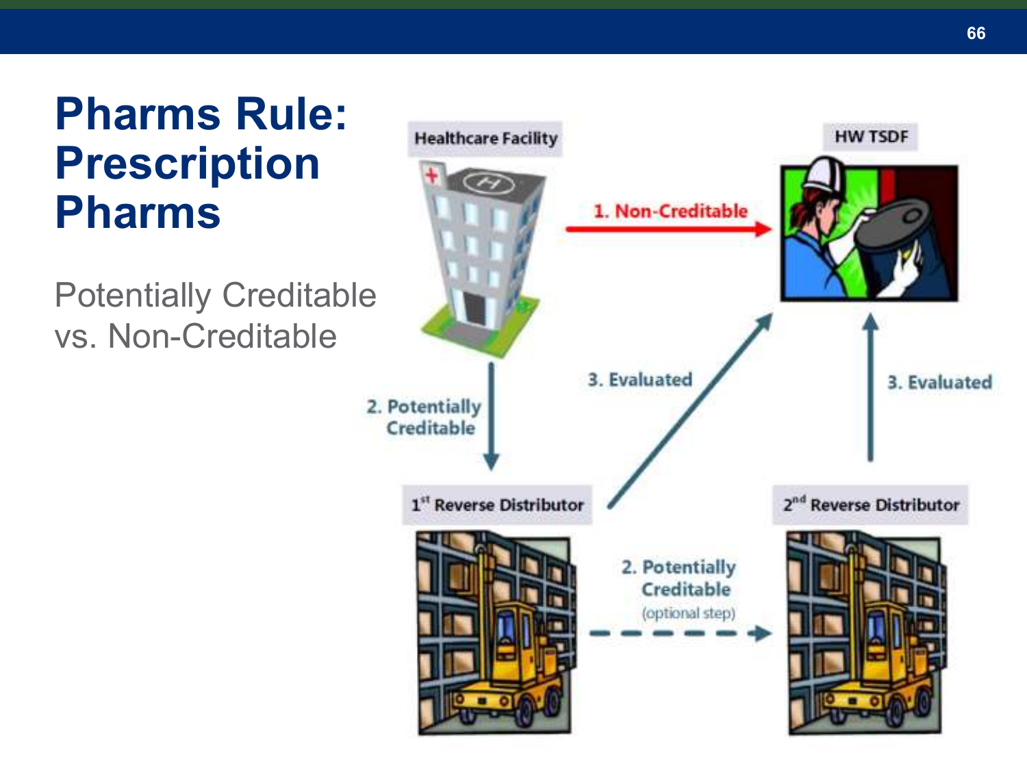# Pharms Rule: Prescription Pharms

Potentially Creditable vs. Non-Creditable

Healthcare Facility

HW TSDF

1. Non-Creditable

2. Potentially Creditable

3. Evaluated

3. Evaluated

1st Reverse Distributor

2nd Reverse Distributor

2. Potentially Creditable (optional step)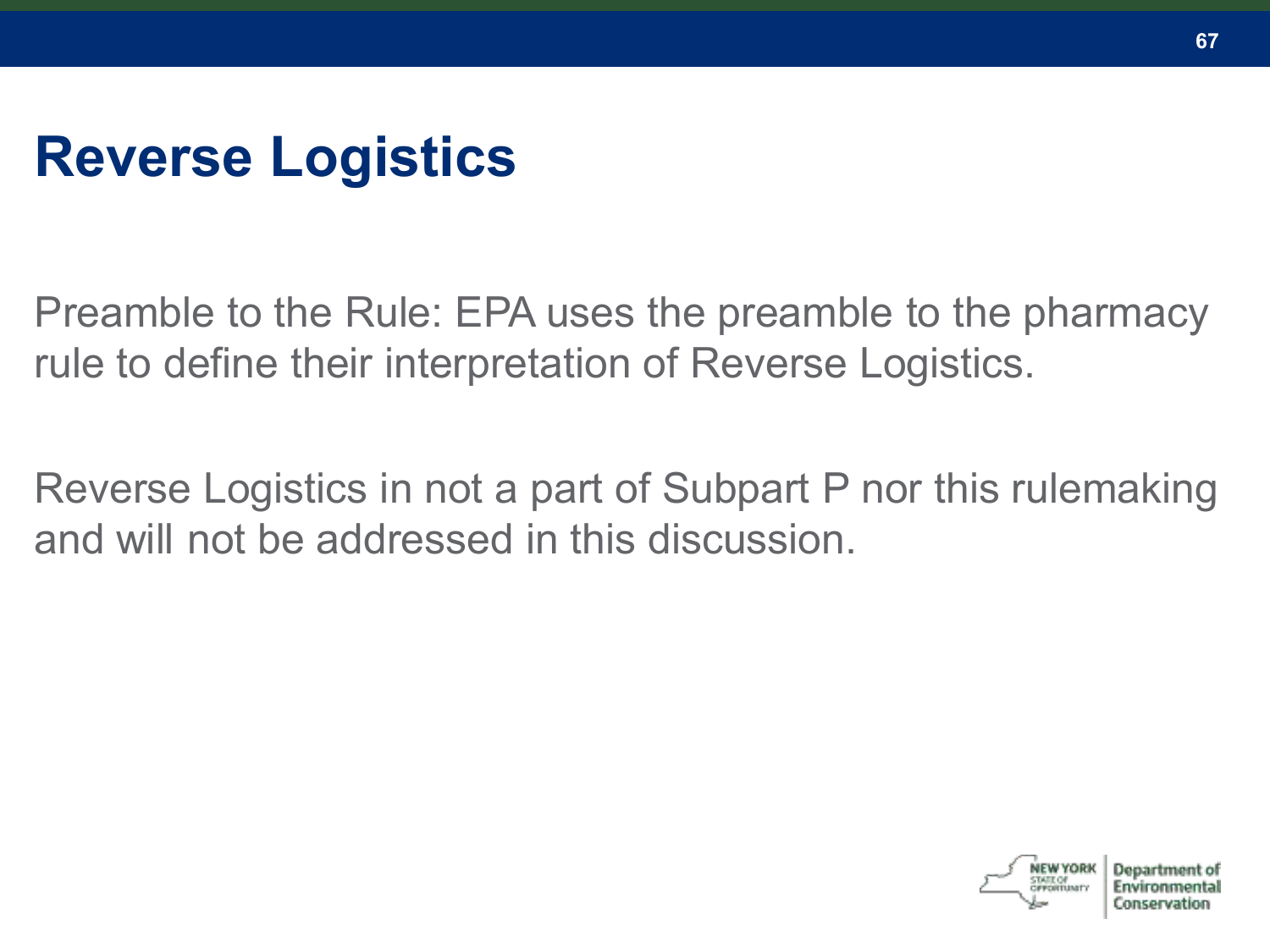# Reverse Logistics

Preamble to the Rule: EPA uses the preamble to the pharmacy rule to define their interpretation of Reverse Logistics.

Reverse Logistics in not a part of Subpart P nor this rulemaking and will not be addressed in this discussion.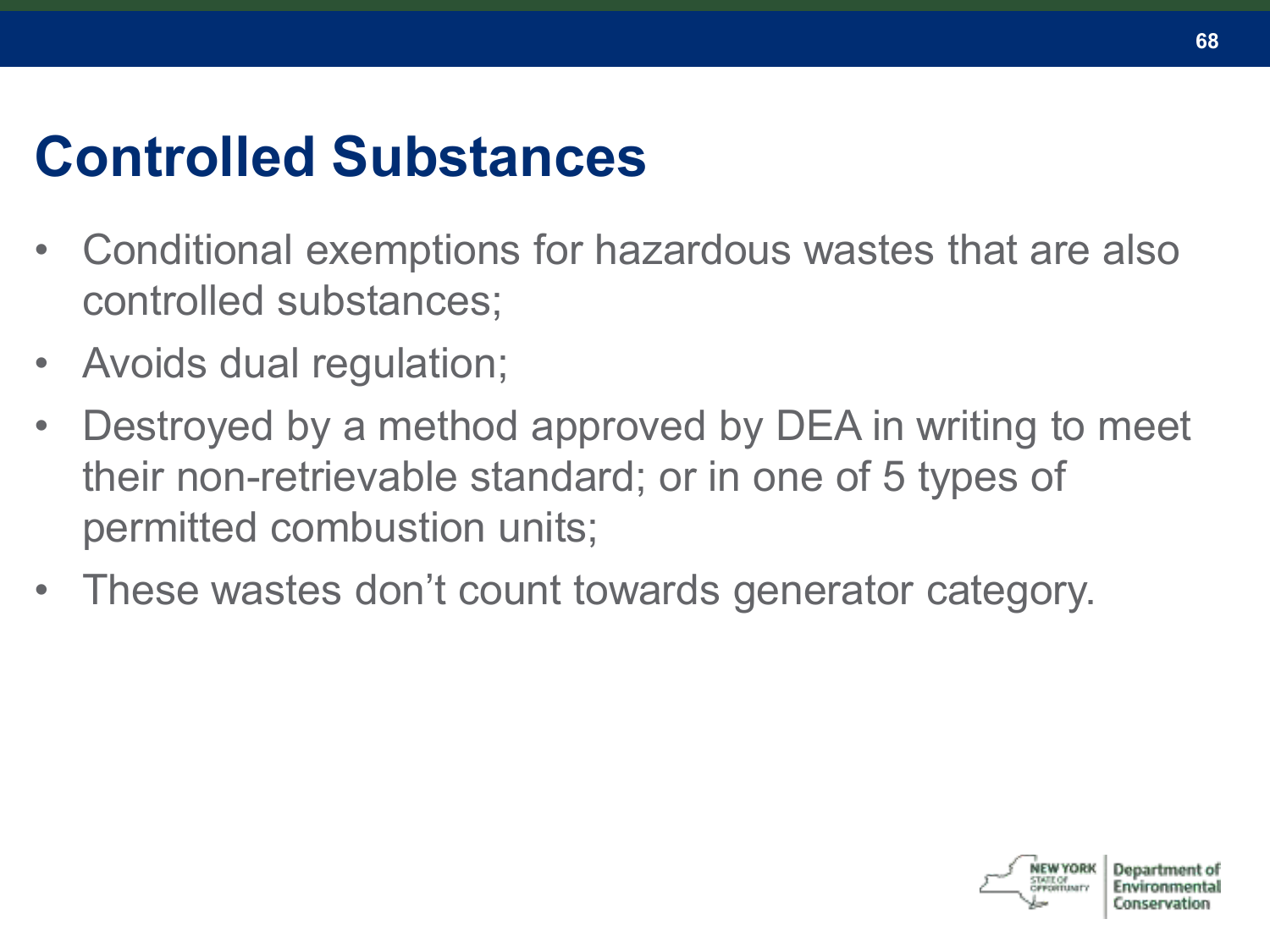# Controlled Substances

- Conditional exemptions for hazardous wastes that are also controlled substances;
- Avoids dual regulation;
- Destroyed by a method approved by DEA in writing to meet their non-retrievable standard; or in one of 5 types of permitted combustion units;
- These wastes don't count towards generator category.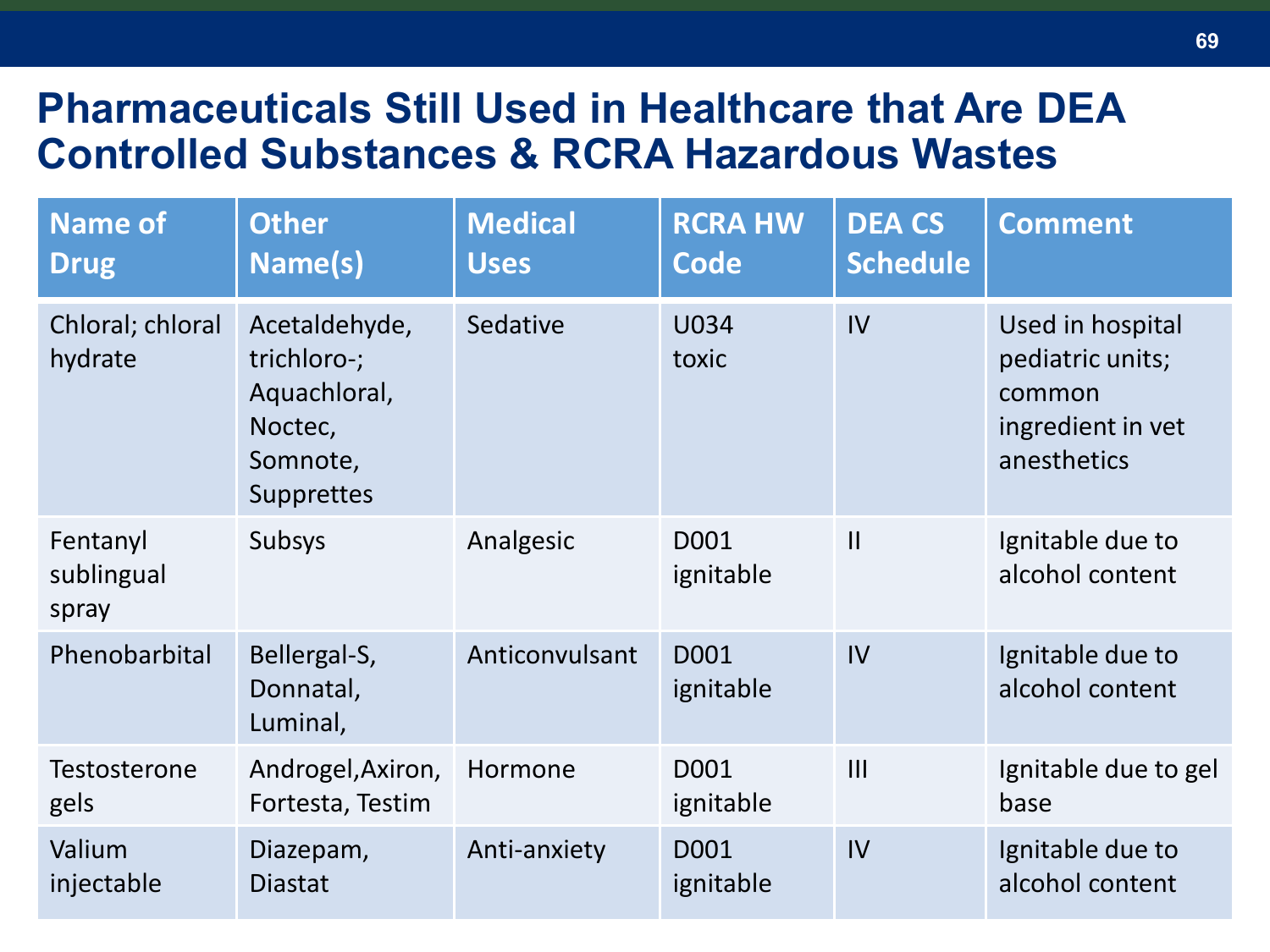# Pharmaceuticals Still Used in Healthcare that Are DEA Controlled Substances & RCRA Hazardous Wastes

| Name of Drug | Other Name(s) | Medical Uses | RCRA HW Code | DEA CS Schedule | Comment |
|---|---|---|---|---|---|
| Chloral; chloral hydrate | Acetaldehyde, trichloro-; Aquachloral, Noctec, Somnote, Supprettes | Sedative | U034 toxic | IV | Used in hospital pediatric units; common ingredient in vet anesthetics |
| Fentanyl sublingual spray | Subsys | Analgesic | D001 ignitable | II | Ignitable due to alcohol content |
| Phenobarbital | Bellergal-S, Donnatal, Luminal, | Anticonvulsant | D001 ignitable | IV | Ignitable due to alcohol content |
| Testosterone gels | Androgel,Axiron, Fortesta, Testim | Hormone | D001 ignitable | III | Ignitable due to gel base |
| Valium injectable | Diazepam, Diastat | Anti-anxiety | D001 ignitable | IV | Ignitable due to alcohol content |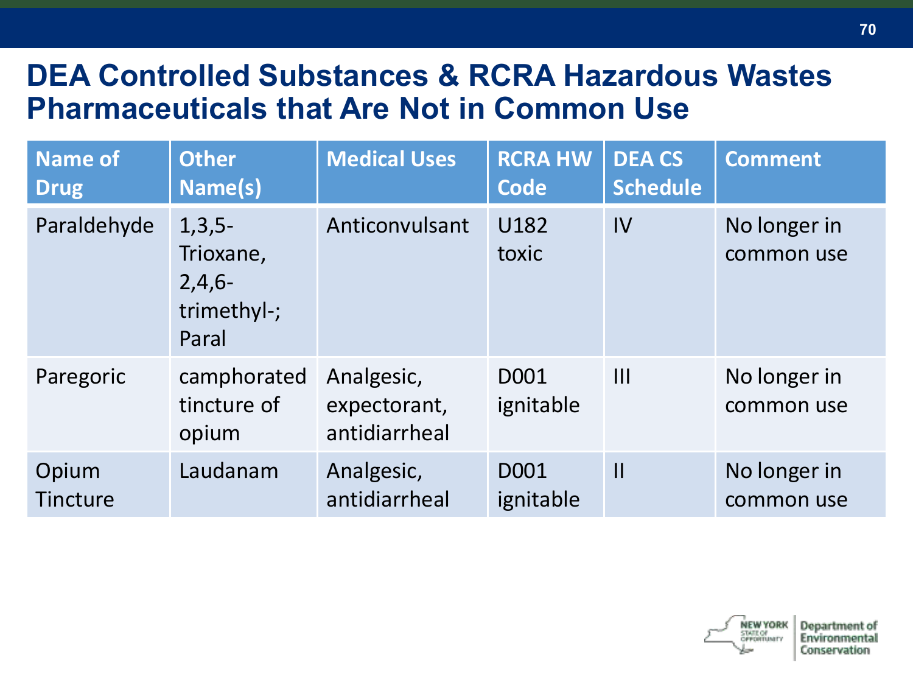# DEA Controlled Substances & RCRA Hazardous Wastes Pharmaceuticals that Are Not in Common Use

| Name of Drug | Other Name(s) | Medical Uses | RCRA HW Code | DEA CS Schedule | Comment |
|---|---|---|---|---|---|
| Paraldehyde | 1,3,5-Trioxane, 2,4,6-trimethyl-; Paral | Anticonvulsant | U182 toxic | IV | No longer in common use |
| Paregoric | camphorated tincture of opium | Analgesic, expectorant, antidiarrheal | D001 ignitable | III | No longer in common use |
| Opium Tincture | Laudanam | Analgesic, antidiarrheal | D001 ignitable | II | No longer in common use |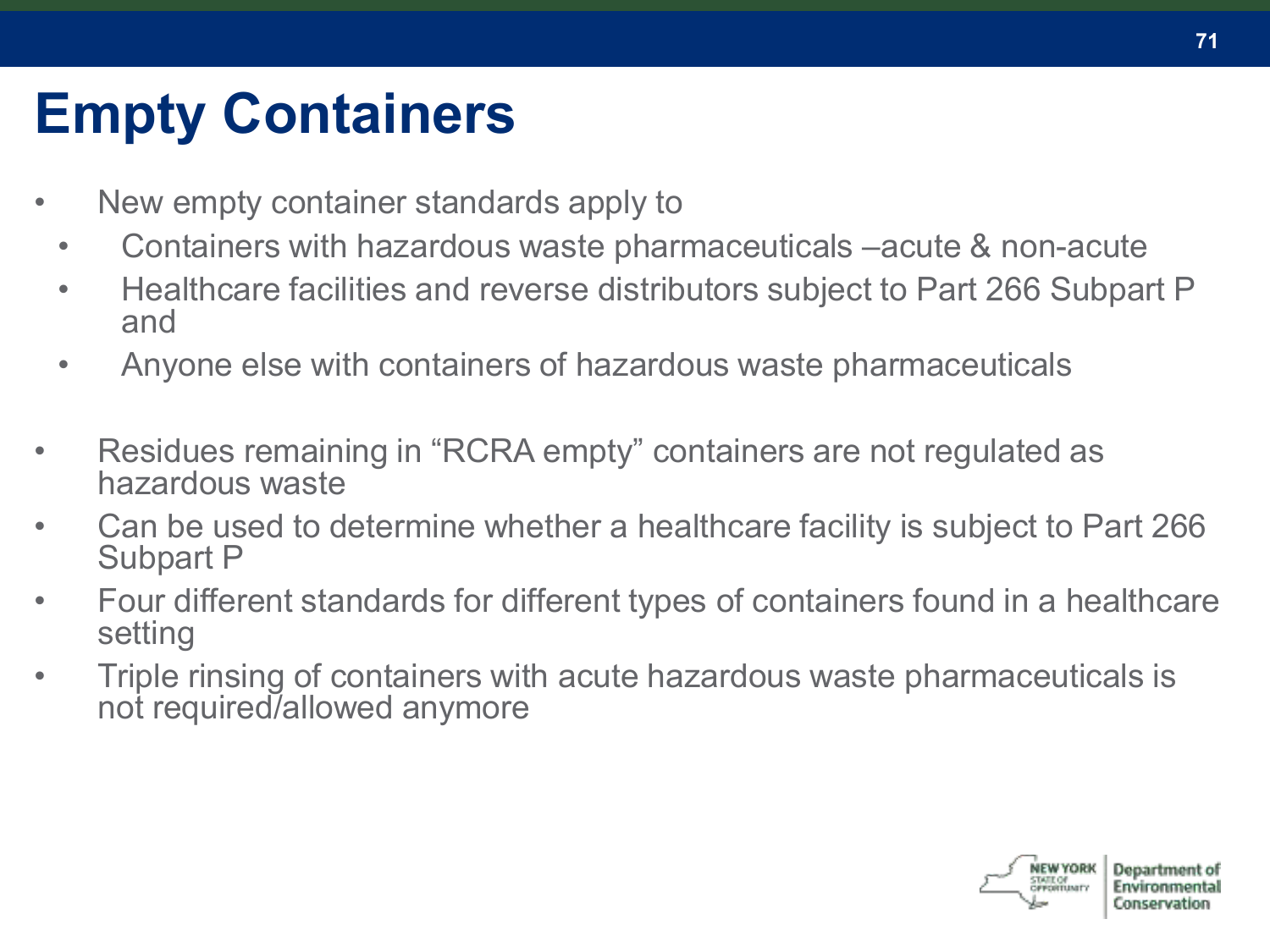# Empty Containers

- New empty container standards apply to
  - Containers with hazardous waste pharmaceuticals –acute & non-acute
  - Healthcare facilities and reverse distributors subject to Part 266 Subpart P and
  - Anyone else with containers of hazardous waste pharmaceuticals

- Residues remaining in "RCRA empty" containers are not regulated as hazardous waste
- Can be used to determine whether a healthcare facility is subject to Part 266 Subpart P
- Four different standards for different types of containers found in a healthcare setting
- Triple rinsing of containers with acute hazardous waste pharmaceuticals is not required/allowed anymore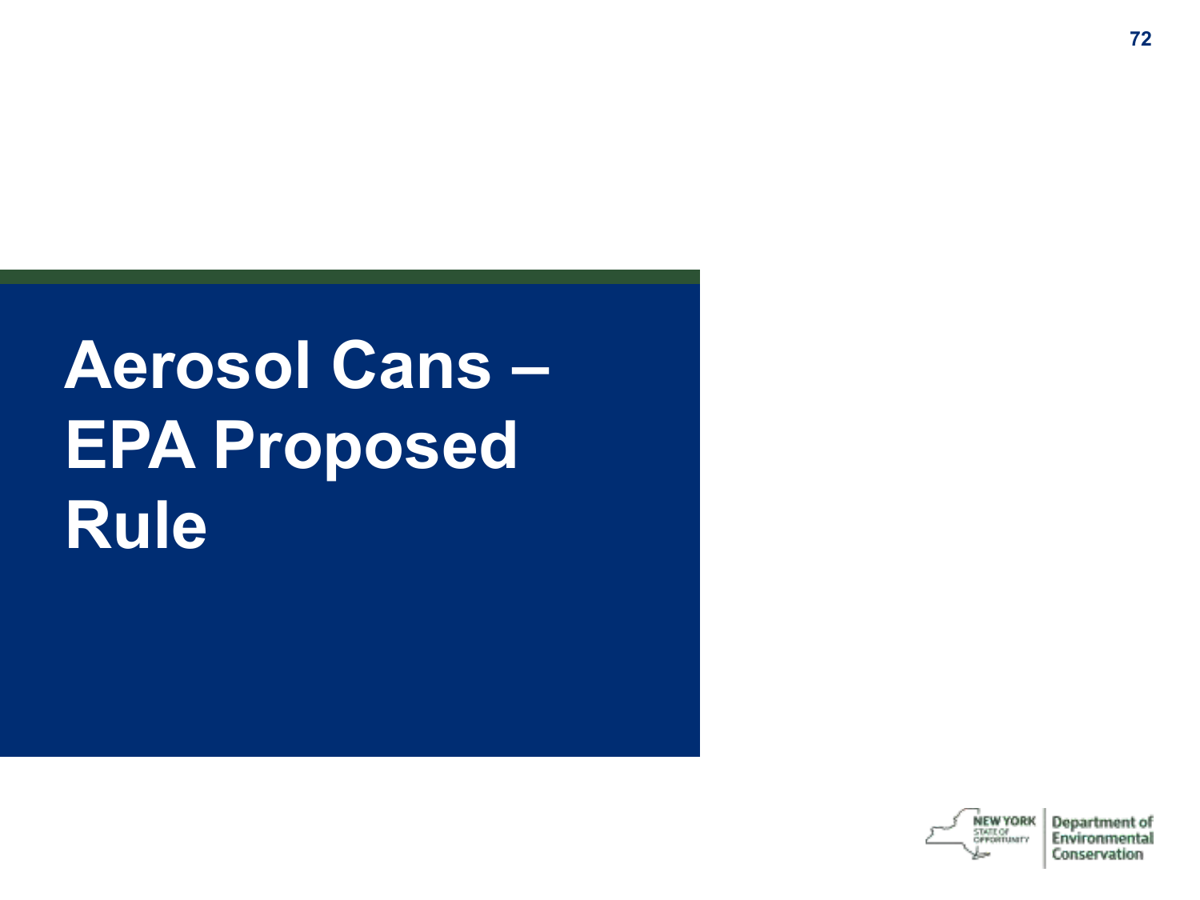# Aerosol Cans – EPA Proposed Rule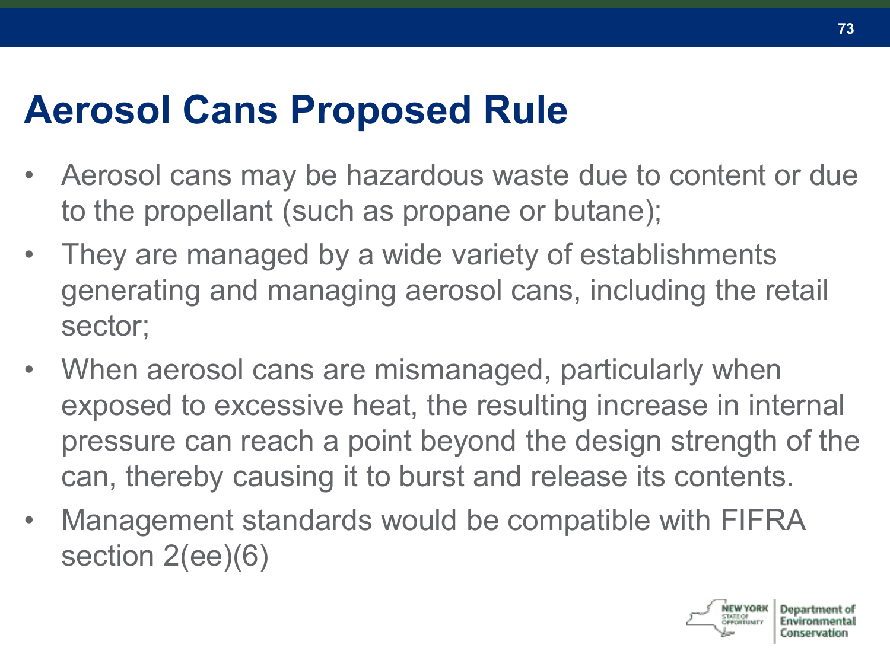# Aerosol Cans Proposed Rule

- Aerosol cans may be hazardous waste due to content or due to the propellant (such as propane or butane);
- They are managed by a wide variety of establishments generating and managing aerosol cans, including the retail sector;
- When aerosol cans are mismanaged, particularly when exposed to excessive heat, the resulting increase in internal pressure can reach a point beyond the design strength of the can, thereby causing it to burst and release its contents.
- Management standards would be compatible with FIFRA section 2(ee)(6)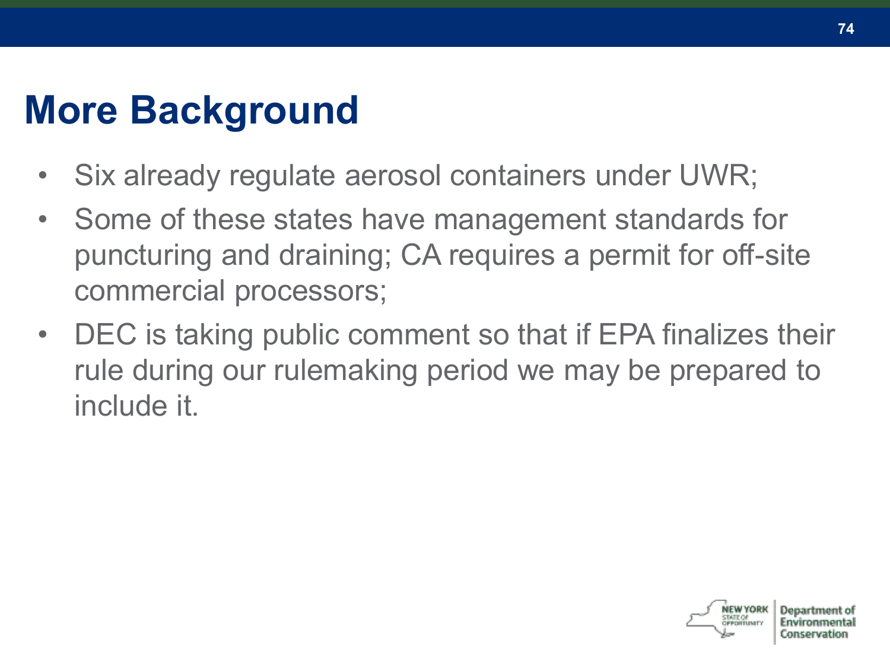# More Background

- Six already regulate aerosol containers under UWR;
- Some of these states have management standards for puncturing and draining; CA requires a permit for off-site commercial processors;
- DEC is taking public comment so that if EPA finalizes their rule during our rulemaking period we may be prepared to include it.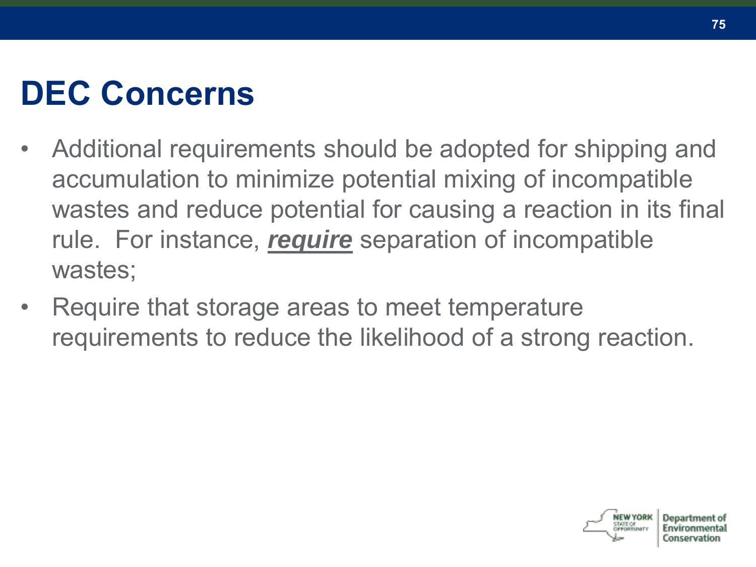# DEC Concerns

- Additional requirements should be adopted for shipping and accumulation to minimize potential mixing of incompatible wastes and reduce potential for causing a reaction in its final rule. For instance, ***<u>require</u>*** separation of incompatible wastes;
- Require that storage areas to meet temperature requirements to reduce the likelihood of a strong reaction.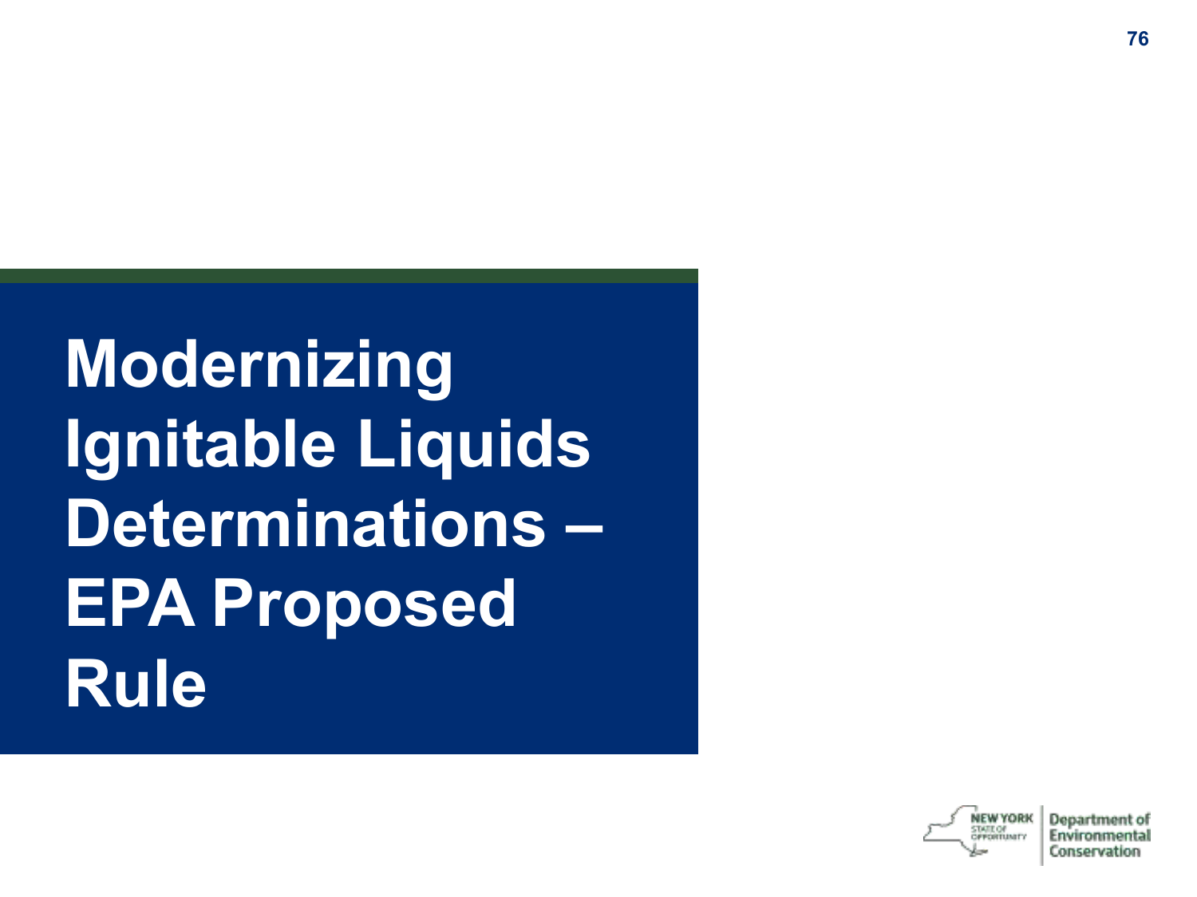# Modernizing Ignitable Liquids Determinations – EPA Proposed Rule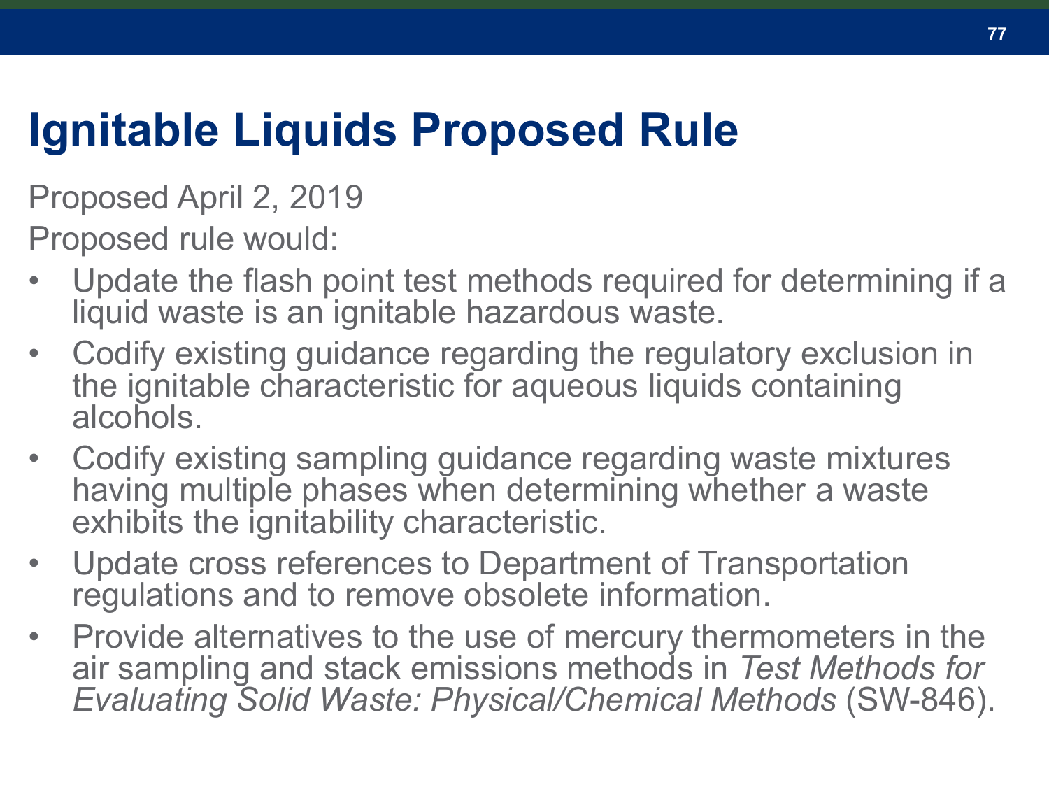# Ignitable Liquids Proposed Rule

Proposed April 2, 2019

Proposed rule would:

- Update the flash point test methods required for determining if a liquid waste is an ignitable hazardous waste.
- Codify existing guidance regarding the regulatory exclusion in the ignitable characteristic for aqueous liquids containing alcohols.
- Codify existing sampling guidance regarding waste mixtures having multiple phases when determining whether a waste exhibits the ignitability characteristic.
- Update cross references to Department of Transportation regulations and to remove obsolete information.
- Provide alternatives to the use of mercury thermometers in the air sampling and stack emissions methods in *Test Methods for Evaluating Solid Waste: Physical/Chemical Methods* (SW-846).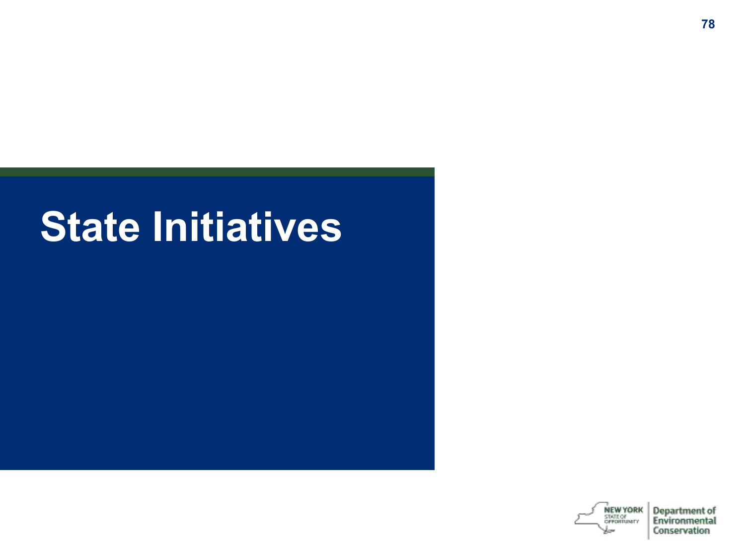# State Initiatives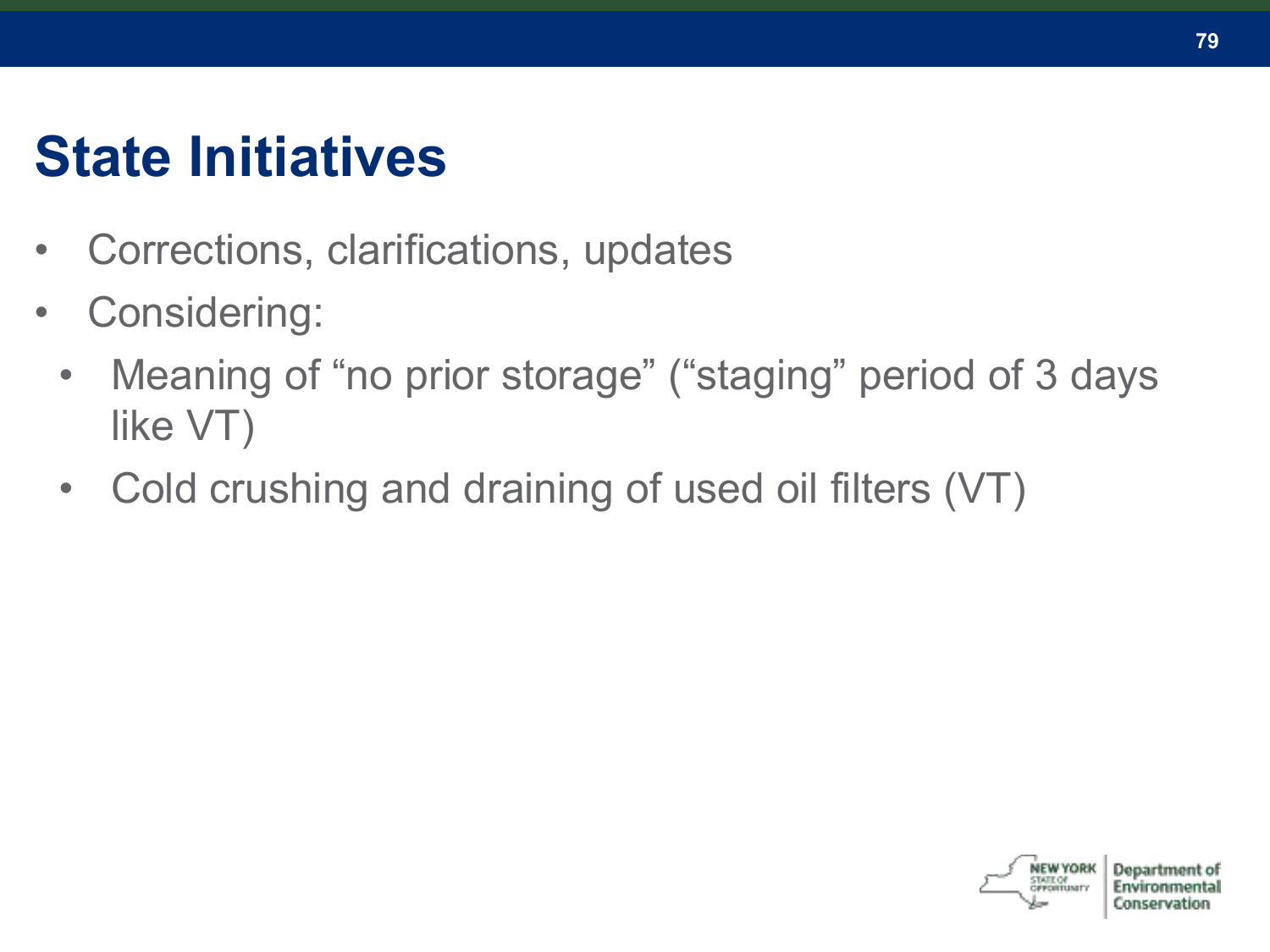# State Initiatives

- Corrections, clarifications, updates
- Considering:
  - Meaning of “no prior storage” (“staging” period of 3 days like VT)
  - Cold crushing and draining of used oil filters (VT)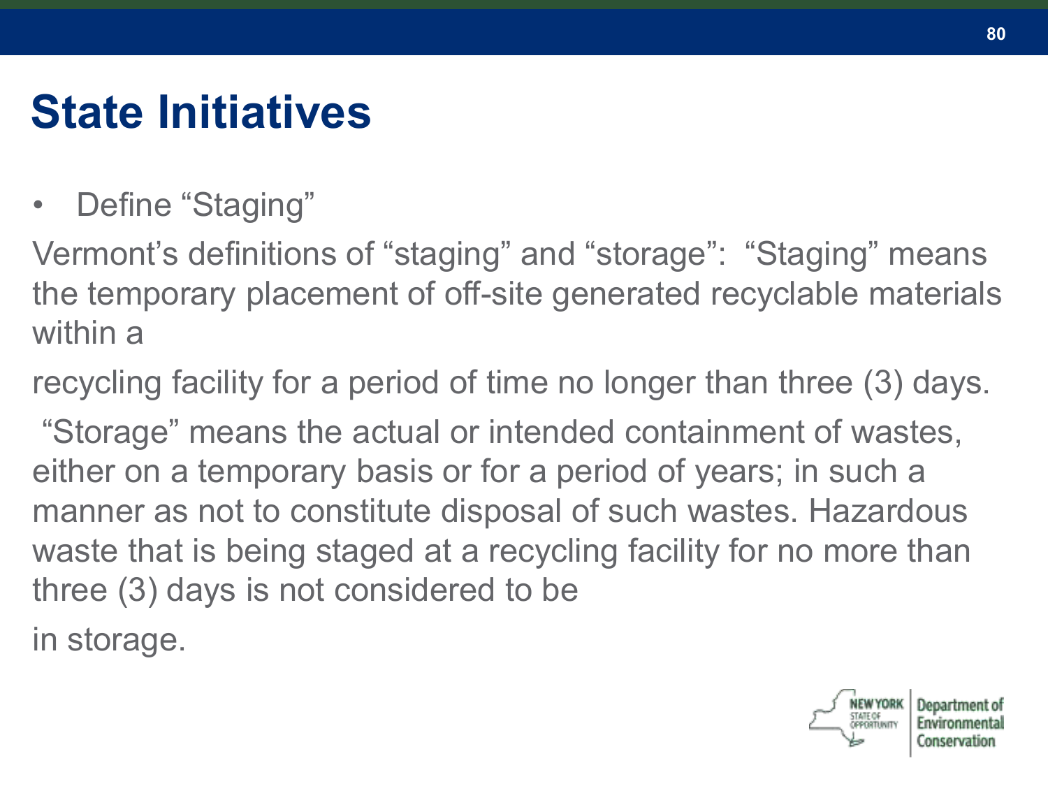# State Initiatives

- Define "Staging"

Vermont's definitions of "staging" and "storage": "Staging" means the temporary placement of off-site generated recyclable materials within a recycling facility for a period of time no longer than three (3) days.

"Storage" means the actual or intended containment of wastes, either on a temporary basis or for a period of years; in such a manner as not to constitute disposal of such wastes. Hazardous waste that is being staged at a recycling facility for no more than three (3) days is not considered to be in storage.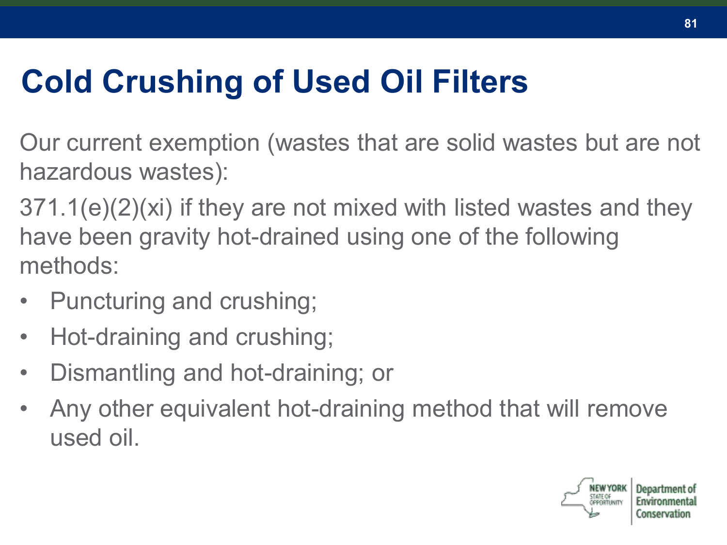# Cold Crushing of Used Oil Filters

Our current exemption (wastes that are solid wastes but are not hazardous wastes):

371.1(e)(2)(xi) if they are not mixed with listed wastes and they have been gravity hot-drained using one of the following methods:

- Puncturing and crushing;
- Hot-draining and crushing;
- Dismantling and hot-draining; or
- Any other equivalent hot-draining method that will remove used oil.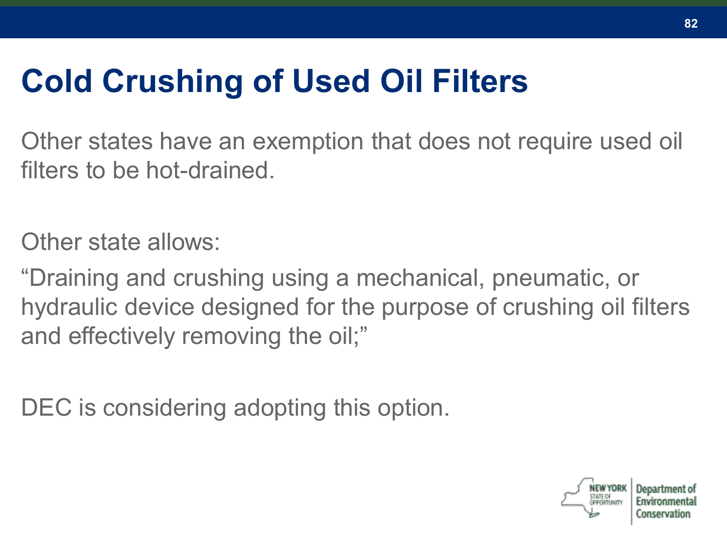# Cold Crushing of Used Oil Filters

Other states have an exemption that does not require used oil filters to be hot-drained.

Other state allows:

"Draining and crushing using a mechanical, pneumatic, or hydraulic device designed for the purpose of crushing oil filters and effectively removing the oil;"

DEC is considering adopting this option.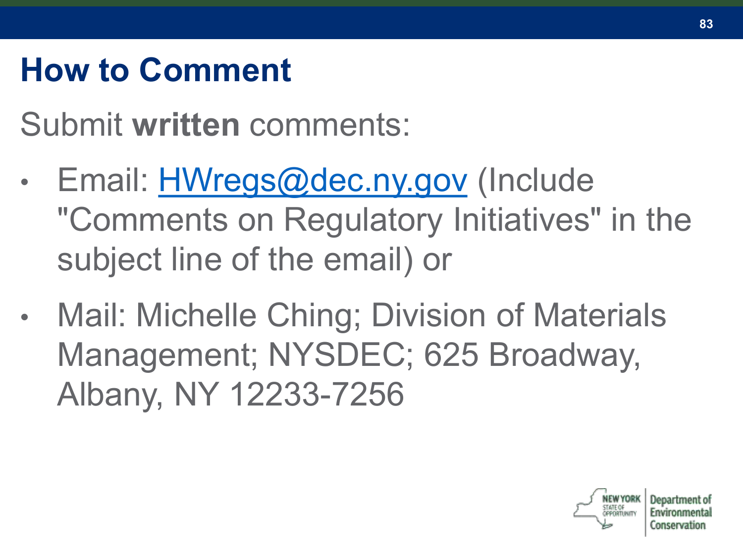# How to Comment

Submit **written** comments:

- Email: HWregs@dec.ny.gov (Include "Comments on Regulatory Initiatives" in the subject line of the email) or
- Mail: Michelle Ching; Division of Materials Management; NYSDEC; 625 Broadway, Albany, NY 12233-7256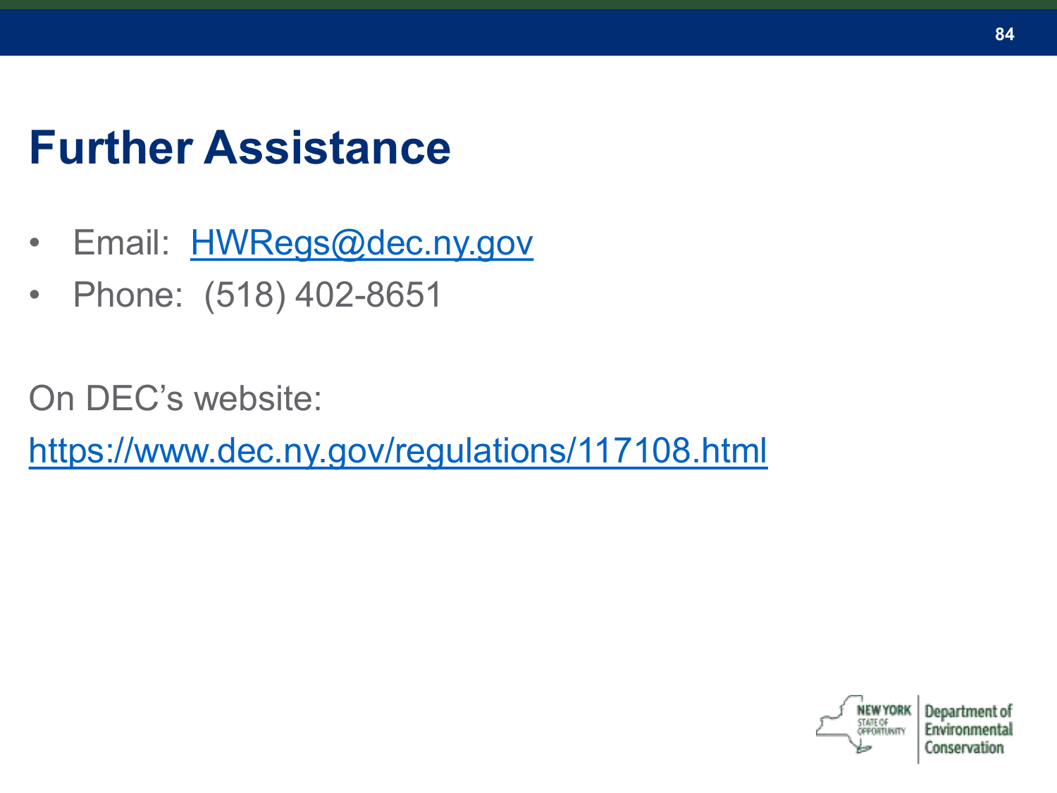# Further Assistance

- Email: [HWRegs@dec.ny.gov](mailto:HWRegs@dec.ny.gov)
- Phone: (518) 402-8651

On DEC's website:

[https://www.dec.ny.gov/regulations/117108.html](https://www.dec.ny.gov/regulations/117108.html)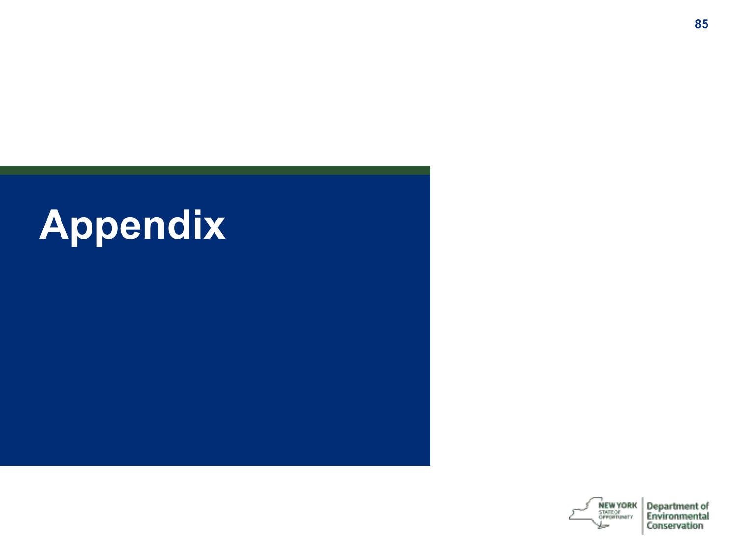# Appendix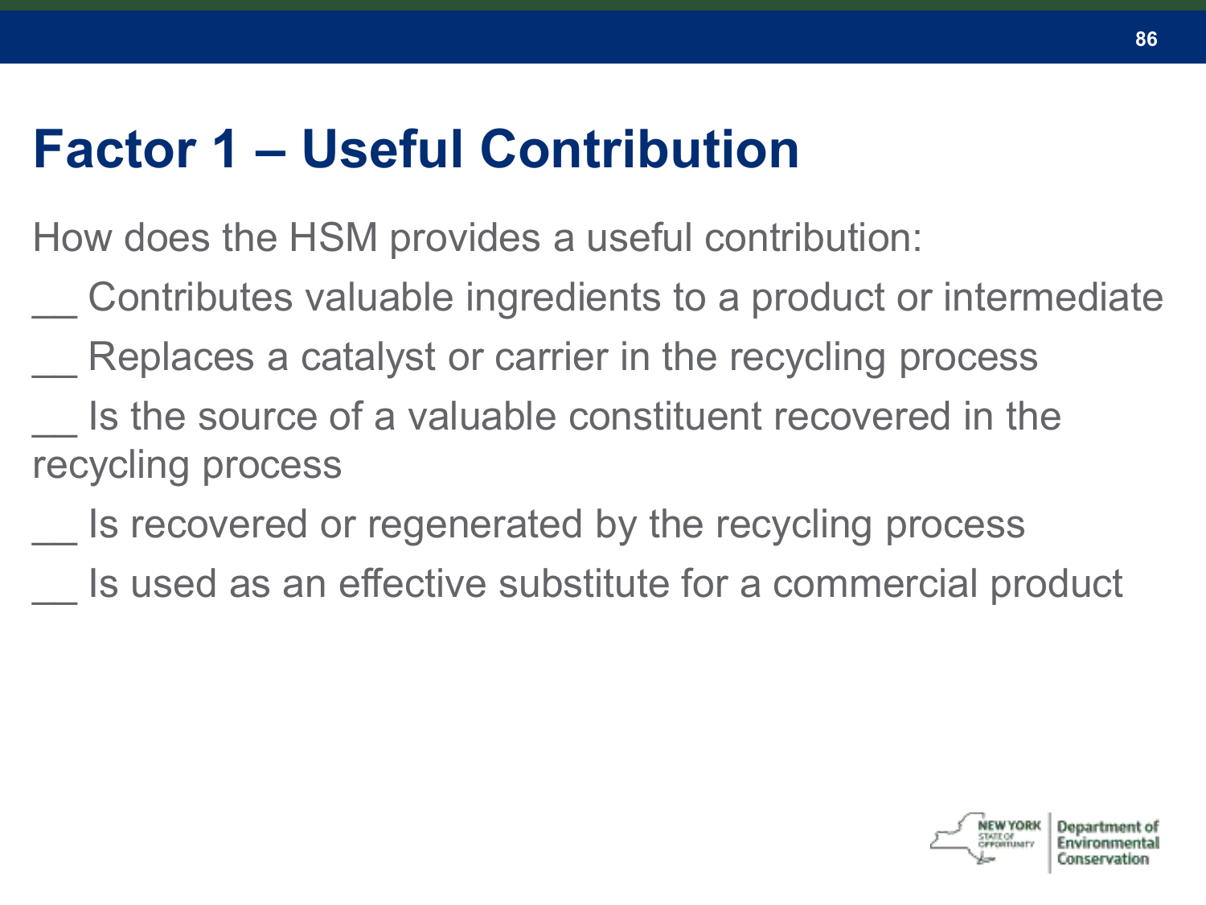# Factor 1 – Useful Contribution

How does the HSM provides a useful contribution:

__ Contributes valuable ingredients to a product or intermediate

__ Replaces a catalyst or carrier in the recycling process

__ Is the source of a valuable constituent recovered in the recycling process

__ Is recovered or regenerated by the recycling process

__ Is used as an effective substitute for a commercial product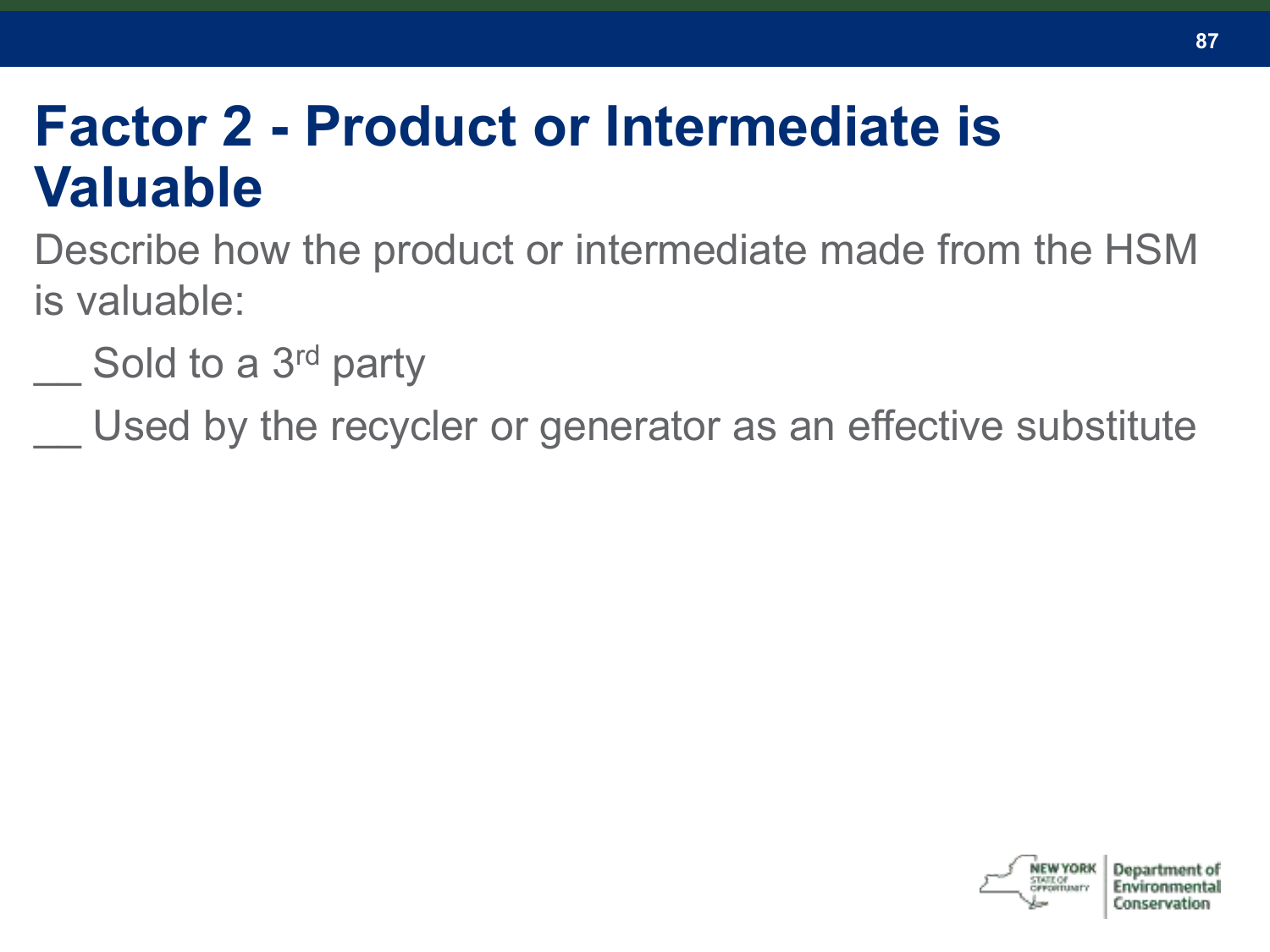# Factor 2 - Product or Intermediate is Valuable

Describe how the product or intermediate made from the HSM is valuable:

__ Sold to a 3rd party

__ Used by the recycler or generator as an effective substitute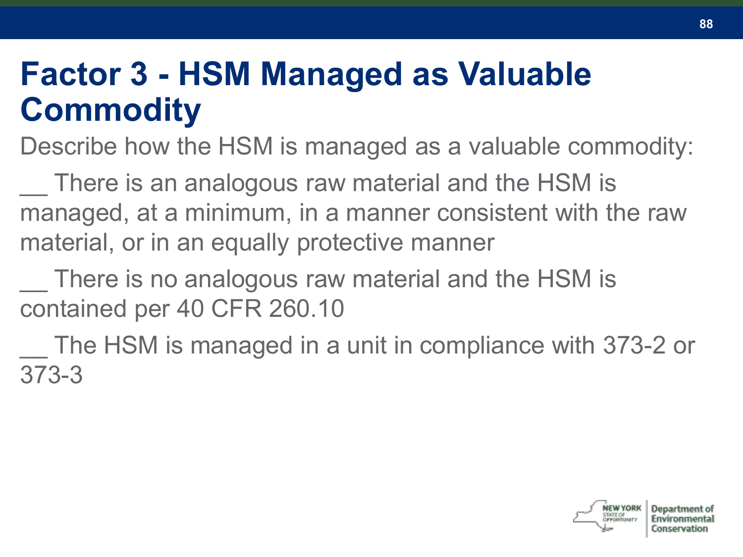# Factor 3 - HSM Managed as Valuable Commodity

Describe how the HSM is managed as a valuable commodity:

__ There is an analogous raw material and the HSM is managed, at a minimum, in a manner consistent with the raw material, or in an equally protective manner

__ There is no analogous raw material and the HSM is contained per 40 CFR 260.10

__ The HSM is managed in a unit in compliance with 373-2 or 373-3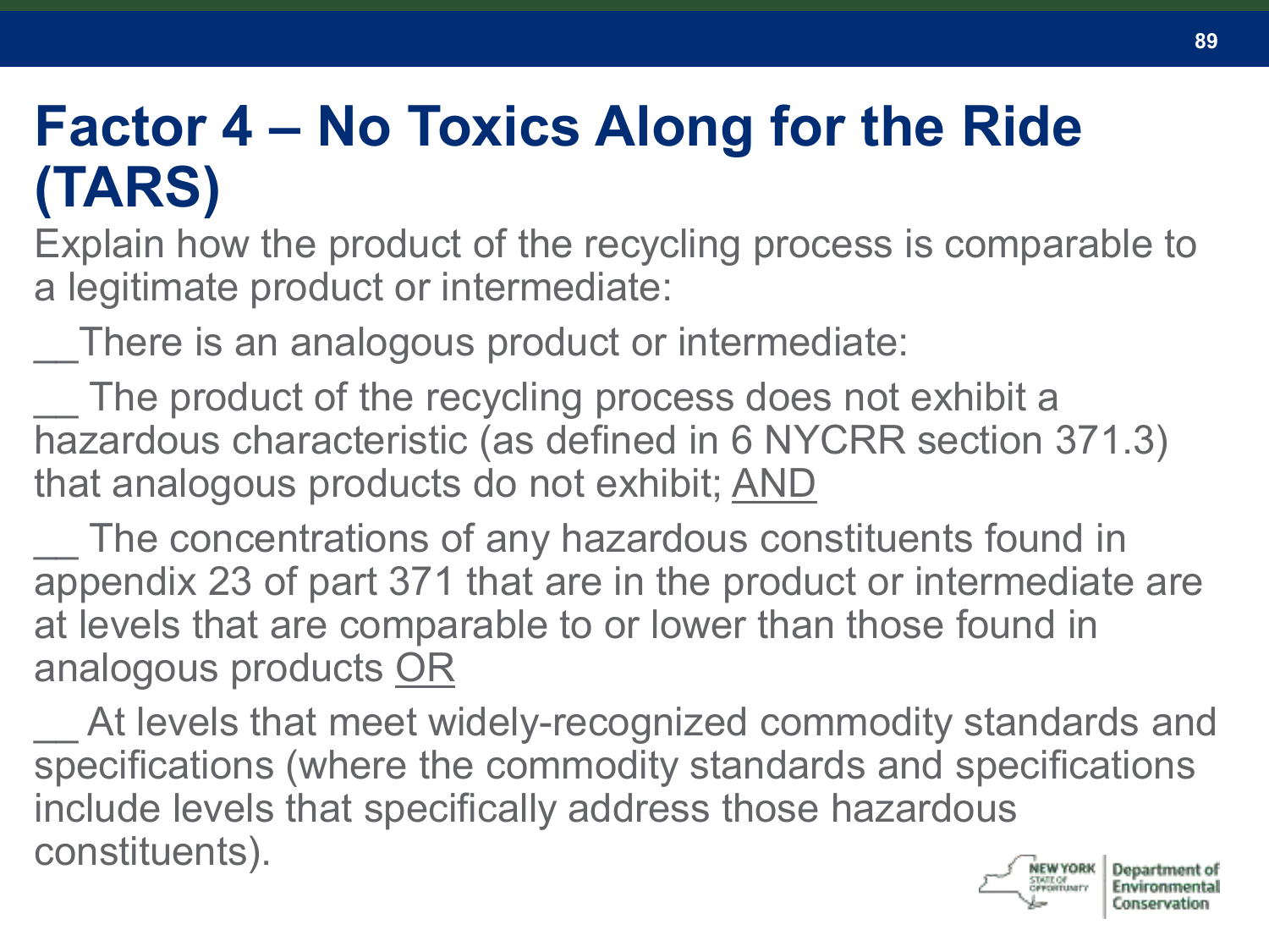# Factor 4 – No Toxics Along for the Ride (TARS)

Explain how the product of the recycling process is comparable to a legitimate product or intermediate:

__There is an analogous product or intermediate:

__ The product of the recycling process does not exhibit a hazardous characteristic (as defined in 6 NYCRR section 371.3) that analogous products do not exhibit; <u>AND</u>

__ The concentrations of any hazardous constituents found in appendix 23 of part 371 that are in the product or intermediate are at levels that are comparable to or lower than those found in analogous products <u>OR</u>

__ At levels that meet widely-recognized commodity standards and specifications (where the commodity standards and specifications include levels that specifically address those hazardous constituents).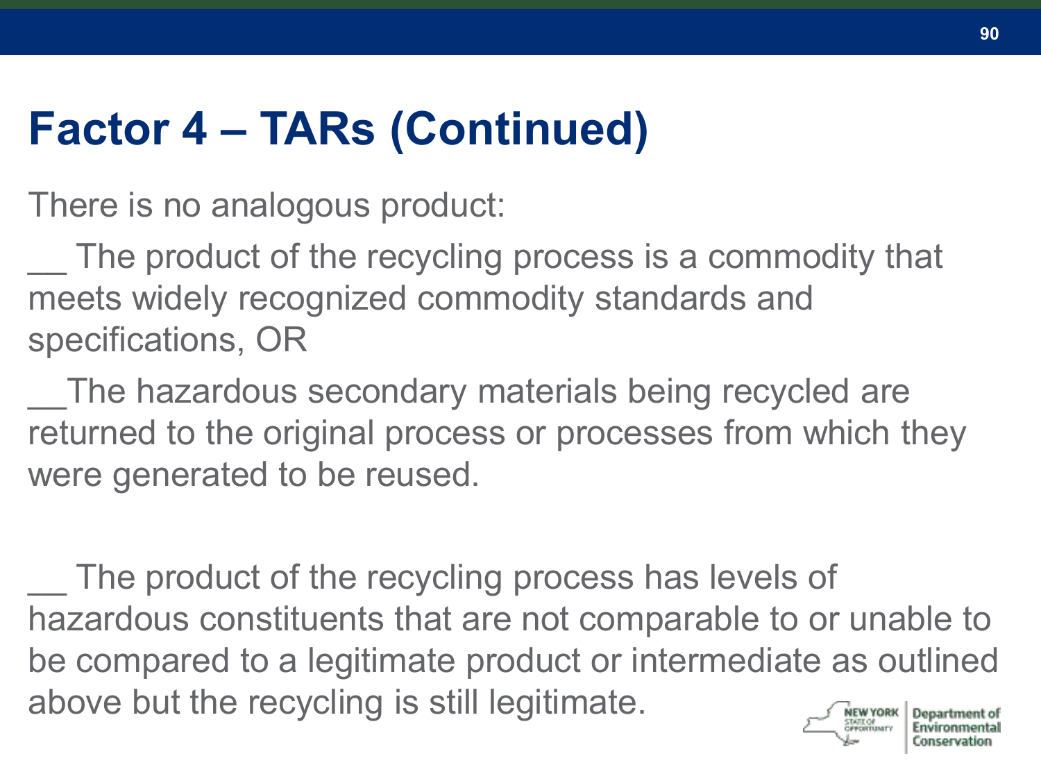# Factor 4 – TARs (Continued)

There is no analogous product:

__ The product of the recycling process is a commodity that meets widely recognized commodity standards and specifications, OR

__The hazardous secondary materials being recycled are returned to the original process or processes from which they were generated to be reused.

__ The product of the recycling process has levels of hazardous constituents that are not comparable to or unable to be compared to a legitimate product or intermediate as outlined above but the recycling is still legitimate.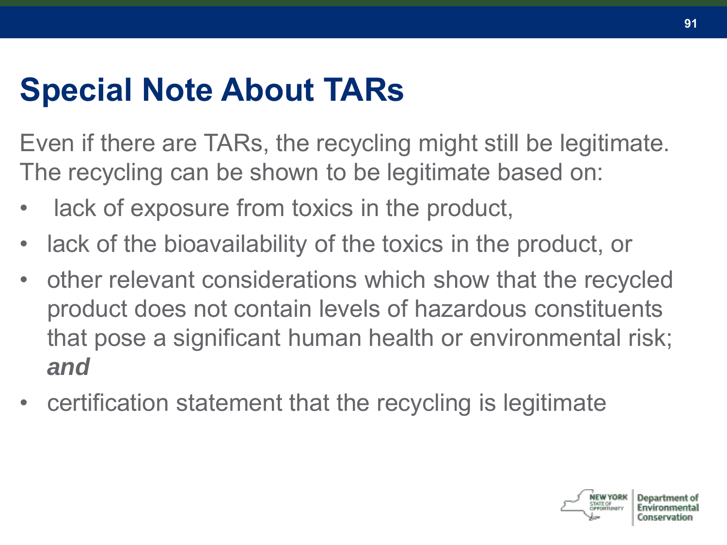## Special Note About TARs

Even if there are TARs, the recycling might still be legitimate. The recycling can be shown to be legitimate based on:

- lack of exposure from toxics in the product,
- lack of the bioavailability of the toxics in the product, or
- other relevant considerations which show that the recycled product does not contain levels of hazardous constituents that pose a significant human health or environmental risk; ***and***
- certification statement that the recycling is legitimate